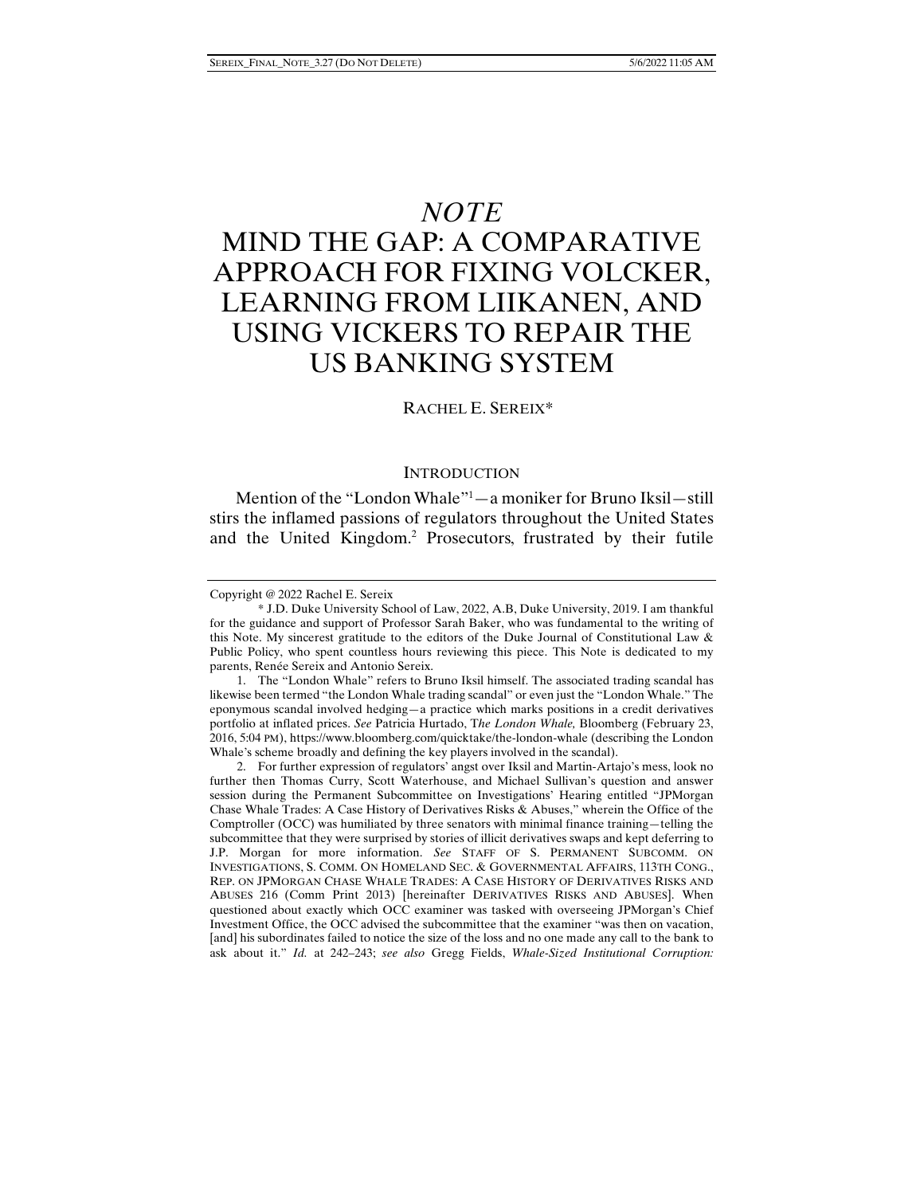# *NOTE*

# MIND THE GAP: A COMPARATIVE APPROACH FOR FIXING VOLCKER, LEARNING FROM LIIKANEN, AND USING VICKERS TO REPAIR THE US BANKING SYSTEM

RACHEL E. SEREIX*

## INTRODUCTION

Mention of the "London Whale"[1]—a moniker for Bruno Iksil—still stirs the inflamed passions of regulators throughout the United States and the United Kingdom.[2] Prosecutors, frustrated by their futile

---

Copyright @ 2022 Rachel E. Sereix

\* J.D. Duke University School of Law, 2022, A.B, Duke University, 2019. I am thankful for the guidance and support of Professor Sarah Baker, who was fundamental to the writing of this Note. My sincerest gratitude to the editors of the Duke Journal of Constitutional Law & Public Policy, who spent countless hours reviewing this piece. This Note is dedicated to my parents, Renée Sereix and Antonio Sereix.

1. The "London Whale" refers to Bruno Iksil himself. The associated trading scandal has likewise been termed "the London Whale trading scandal" or even just the "London Whale." The eponymous scandal involved hedging—a practice which marks positions in a credit derivatives portfolio at inflated prices. *See* Patricia Hurtado, T*he London Whale,* Bloomberg (February 23, 2016, 5:04 PM), https://www.bloomberg.com/quicktake/the-london-whale (describing the London Whale's scheme broadly and defining the key players involved in the scandal).

2. For further expression of regulators' angst over Iksil and Martin-Artajo's mess, look no further then Thomas Curry, Scott Waterhouse, and Michael Sullivan's question and answer session during the Permanent Subcommittee on Investigations' Hearing entitled "JPMorgan Chase Whale Trades: A Case History of Derivatives Risks & Abuses," wherein the Office of the Comptroller (OCC) was humiliated by three senators with minimal finance training—telling the subcommittee that they were surprised by stories of illicit derivatives swaps and kept deferring to J.P. Morgan for more information. *See* STAFF OF S. PERMANENT SUBCOMM. ON INVESTIGATIONS, S. COMM. ON HOMELAND SEC. & GOVERNMENTAL AFFAIRS, 113TH CONG., REP. ON JPMORGAN CHASE WHALE TRADES: A CASE HISTORY OF DERIVATIVES RISKS AND ABUSES 216 (Comm Print 2013) [hereinafter DERIVATIVES RISKS AND ABUSES]. When questioned about exactly which OCC examiner was tasked with overseeing JPMorgan's Chief Investment Office, the OCC advised the subcommittee that the examiner "was then on vacation, [and] his subordinates failed to notice the size of the loss and no one made any call to the bank to ask about it." *Id.* at 242–243; *see also* Gregg Fields, *Whale-Sized Institutional Corruption:*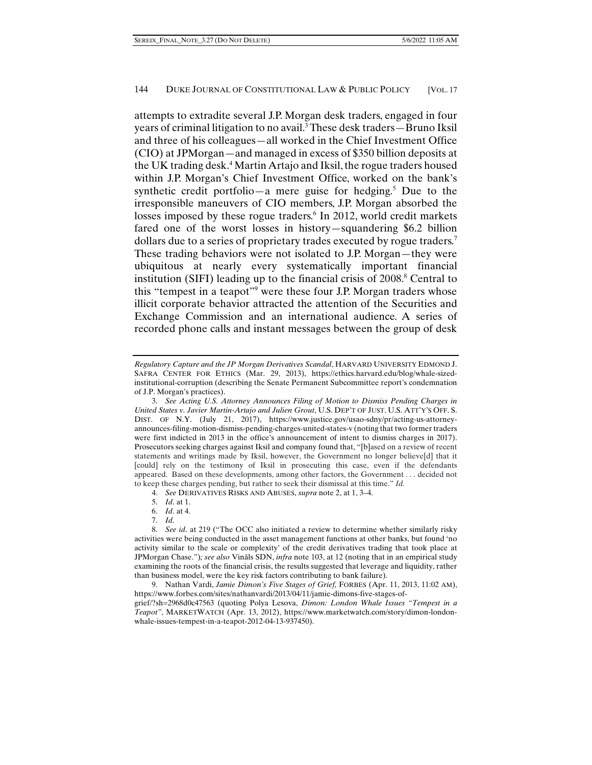attempts to extradite several J.P. Morgan desk traders, engaged in four years of criminal litigation to no avail.[3] These desk traders—Bruno Iksil and three of his colleagues—all worked in the Chief Investment Office (CIO) at JPMorgan—and managed in excess of $350 billion deposits at the UK trading desk.[4] Martin Artajo and Iksil, the rogue traders housed within J.P. Morgan's Chief Investment Office, worked on the bank's synthetic credit portfolio—a mere guise for hedging.[5] Due to the irresponsible maneuvers of CIO members, J.P. Morgan absorbed the losses imposed by these rogue traders.[6] In 2012, world credit markets fared one of the worst losses in history—squandering $6.2 billion dollars due to a series of proprietary trades executed by rogue traders.[7] These trading behaviors were not isolated to J.P. Morgan—they were ubiquitous at nearly every systematically important financial institution (SIFI) leading up to the financial crisis of 2008.[8] Central to this "tempest in a teapot"[9] were these four J.P. Morgan traders whose illicit corporate behavior attracted the attention of the Securities and Exchange Commission and an international audience. A series of recorded phone calls and instant messages between the group of desk

---

*Regulatory Capture and the JP Morgan Derivatives Scandal*, HARVARD UNIVERSITY EDMOND J. SAFRA CENTER FOR ETHICS (Mar. 29, 2013), https://ethics.harvard.edu/blog/whale-sized-institutional-corruption (describing the Senate Permanent Subcommittee report's condemnation of J.P. Morgan's practices).

3. *See Acting U.S. Attorney Announces Filing of Motion to Dismiss Pending Charges in United States v. Javier Martin-Artajo and Julien Grout*, U.S. DEP'T OF JUST. U.S. ATT'Y'S OFF. S. DIST. OF N.Y. (July 21, 2017), https://www.justice.gov/usao-sdny/pr/acting-us-attorney-announces-filing-motion-dismiss-pending-charges-united-states-v (noting that two former traders were first indicted in 2013 in the office's announcement of intent to dismiss charges in 2017). Prosecutors seeking charges against Iksil and company found that, "[b]ased on a review of recent statements and writings made by Iksil, however, the Government no longer believe[d] that it [could] rely on the testimony of Iksil in prosecuting this case, even if the defendants appeared. Based on these developments, among other factors, the Government . . . decided not to keep these charges pending, but rather to seek their dismissal at this time." *Id.*

4. *See* DERIVATIVES RISKS AND ABUSES, *supra* note 2, at 1, 3–4.

5. *Id*. at 1.

6. *Id*. at 4.

7. *Id*.

8. *See id*. at 219 ("The OCC also initiated a review to determine whether similarly risky activities were being conducted in the asset management functions at other banks, but found 'no activity similar to the scale or complexity' of the credit derivatives trading that took place at JPMorgan Chase.")*; see also* Vinãls SDN, *infra* note 103, at 12 (noting that in an empirical study examining the roots of the financial crisis, the results suggested that leverage and liquidity, rather than business model, were the key risk factors contributing to bank failure).

9. Nathan Vardi, *Jamie Dimon's Five Stages of Grief,* FORBES (Apr. 11, 2013, 11:02 AM), https://www.forbes.com/sites/nathanvardi/2013/04/11/jamie-dimons-five-stages-of-grief/?sh=2968d0c47563 (quoting Polya Lesova, *Dimon: London Whale Issues "Tempest in a Teapot"*, MARKETWATCH (Apr. 13, 2012), https://www.marketwatch.com/story/dimon-london-whale-issues-tempest-in-a-teapot-2012-04-13-937450).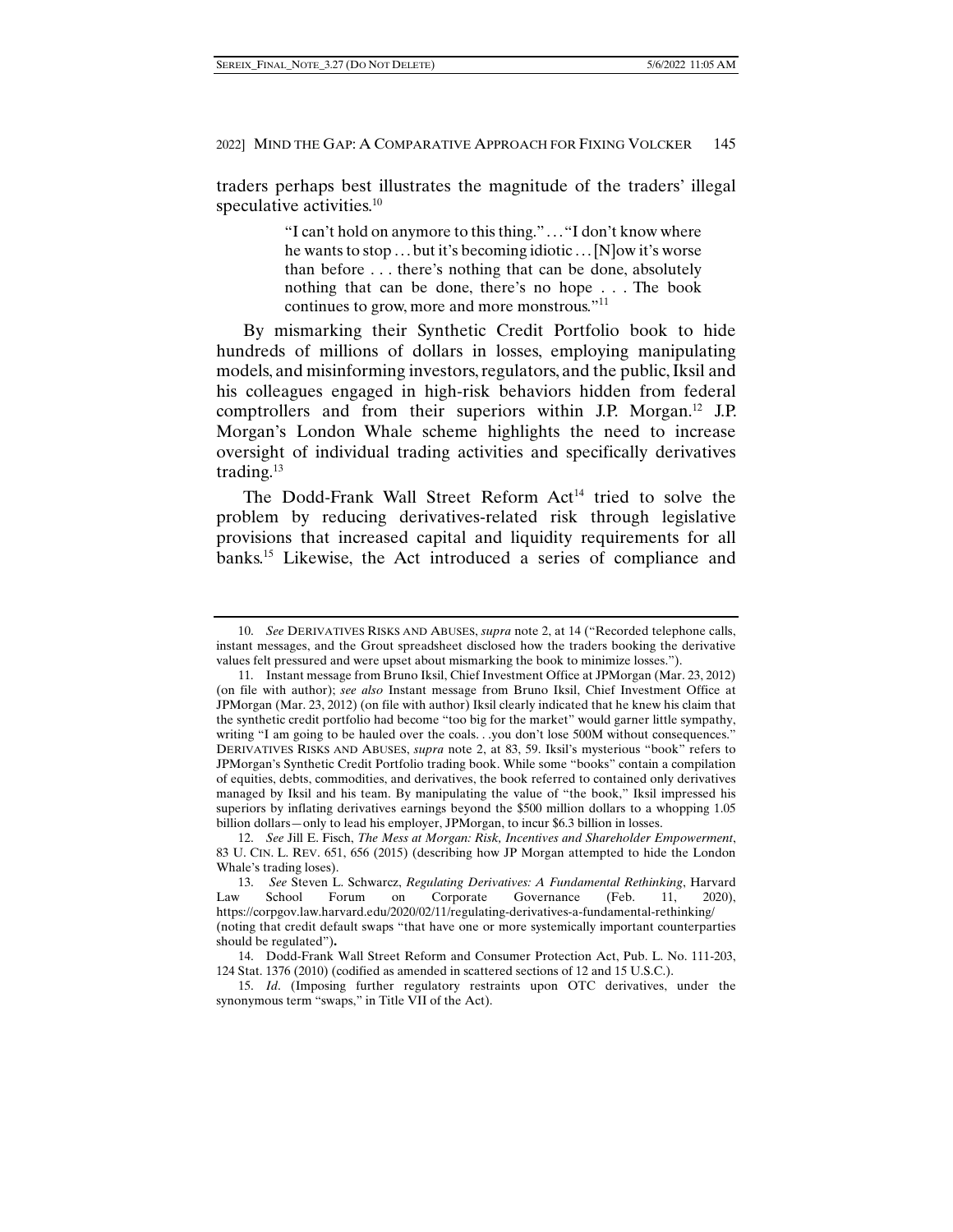traders perhaps best illustrates the magnitude of the traders' illegal speculative activities.[10]

> "I can't hold on anymore to this thing." . . . "I don't know where he wants to stop . . . but it's becoming idiotic . . . [N]ow it's worse than before . . . there's nothing that can be done, absolutely nothing that can be done, there's no hope . . . The book continues to grow, more and more monstrous."[11]

By mismarking their Synthetic Credit Portfolio book to hide hundreds of millions of dollars in losses, employing manipulating models, and misinforming investors, regulators, and the public, Iksil and his colleagues engaged in high-risk behaviors hidden from federal comptrollers and from their superiors within J.P. Morgan.[12] J.P. Morgan's London Whale scheme highlights the need to increase oversight of individual trading activities and specifically derivatives trading.[13]

The Dodd-Frank Wall Street Reform Act[14] tried to solve the problem by reducing derivatives-related risk through legislative provisions that increased capital and liquidity requirements for all banks.[15] Likewise, the Act introduced a series of compliance and

---

10. *See* DERIVATIVES RISKS AND ABUSES, *supra* note 2, at 14 ("Recorded telephone calls, instant messages, and the Grout spreadsheet disclosed how the traders booking the derivative values felt pressured and were upset about mismarking the book to minimize losses.").

11. Instant message from Bruno Iksil, Chief Investment Office at JPMorgan (Mar. 23, 2012) (on file with author); *see also* Instant message from Bruno Iksil, Chief Investment Office at JPMorgan (Mar. 23, 2012) (on file with author) Iksil clearly indicated that he knew his claim that the synthetic credit portfolio had become "too big for the market" would garner little sympathy, writing "I am going to be hauled over the coals. . .you don't lose 500M without consequences." DERIVATIVES RISKS AND ABUSES, *supra* note 2, at 83, 59. Iksil's mysterious "book" refers to JPMorgan's Synthetic Credit Portfolio trading book. While some "books" contain a compilation of equities, debts, commodities, and derivatives, the book referred to contained only derivatives managed by Iksil and his team. By manipulating the value of "the book," Iksil impressed his superiors by inflating derivatives earnings beyond the $500 million dollars to a whopping 1.05 billion dollars—only to lead his employer, JPMorgan, to incur $6.3 billion in losses.

12. *See* Jill E. Fisch, *The Mess at Morgan: Risk, Incentives and Shareholder Empowerment*, 83 U. CIN. L. REV. 651, 656 (2015) (describing how JP Morgan attempted to hide the London Whale's trading loses).

13. *See* Steven L. Schwarcz, *Regulating Derivatives: A Fundamental Rethinking*, Harvard Law School Forum on Corporate Governance (Feb. 11, 2020), https://corpgov.law.harvard.edu/2020/02/11/regulating-derivatives-a-fundamental-rethinking/ (noting that credit default swaps "that have one or more systemically important counterparties should be regulated")**.**

14. Dodd-Frank Wall Street Reform and Consumer Protection Act, Pub. L. No. 111-203, 124 Stat. 1376 (2010) (codified as amended in scattered sections of 12 and 15 U.S.C.).

15. *Id*. (Imposing further regulatory restraints upon OTC derivatives, under the synonymous term "swaps," in Title VII of the Act).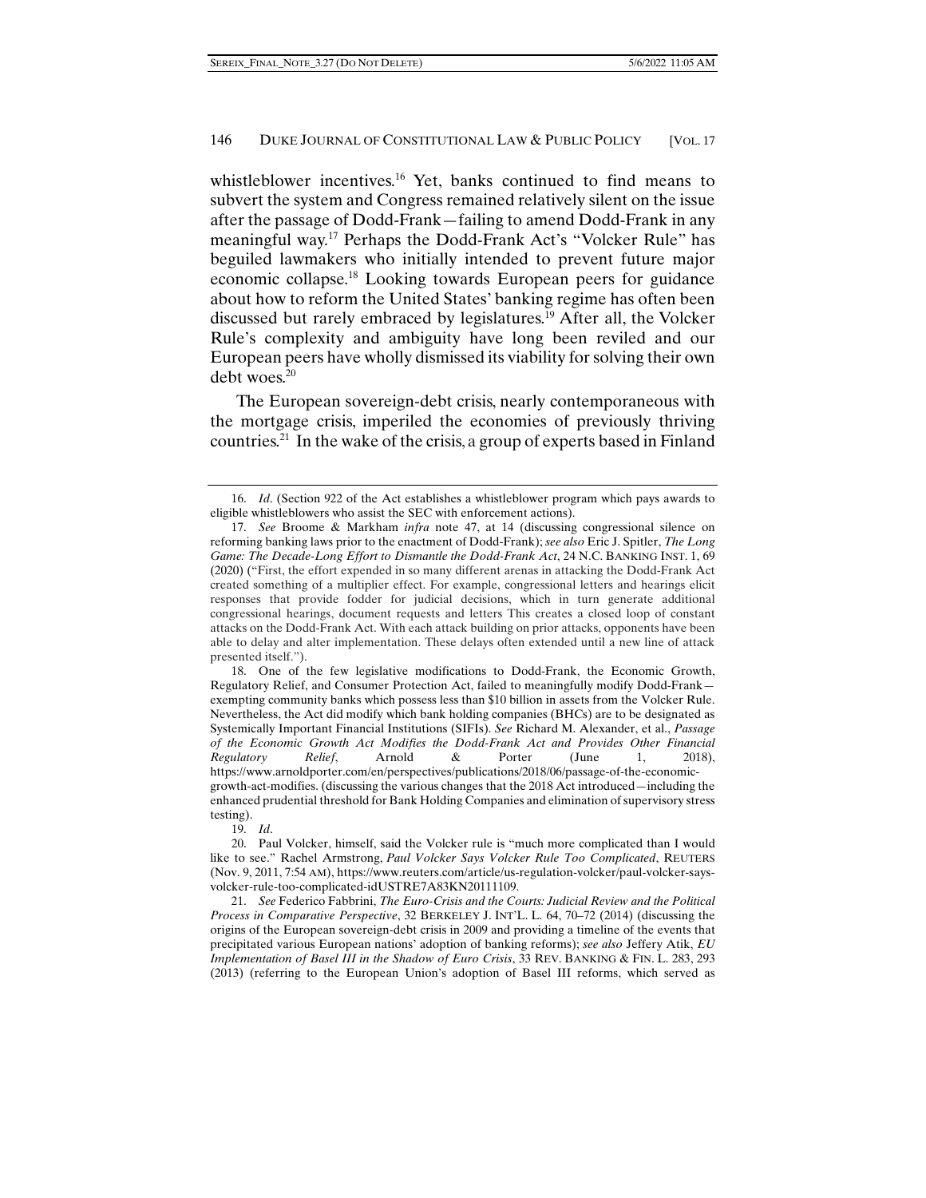whistleblower incentives.[16] Yet, banks continued to find means to subvert the system and Congress remained relatively silent on the issue after the passage of Dodd-Frank—failing to amend Dodd-Frank in any meaningful way.[17] Perhaps the Dodd-Frank Act's "Volcker Rule" has beguiled lawmakers who initially intended to prevent future major economic collapse.[18] Looking towards European peers for guidance about how to reform the United States' banking regime has often been discussed but rarely embraced by legislatures.[19] After all, the Volcker Rule's complexity and ambiguity have long been reviled and our European peers have wholly dismissed its viability for solving their own debt woes.[20]

The European sovereign-debt crisis, nearly contemporaneous with the mortgage crisis, imperiled the economies of previously thriving countries.[21] In the wake of the crisis, a group of experts based in Finland

---

16. *Id*. (Section 922 of the Act establishes a whistleblower program which pays awards to eligible whistleblowers who assist the SEC with enforcement actions).

17. *See* Broome & Markham *infra* note 47, at 14 (discussing congressional silence on reforming banking laws prior to the enactment of Dodd-Frank); *see also* Eric J. Spitler, *The Long Game: The Decade-Long Effort to Dismantle the Dodd-Frank Act*, 24 N.C. BANKING INST. 1, 69 (2020) ("First, the effort expended in so many different arenas in attacking the Dodd-Frank Act created something of a multiplier effect. For example, congressional letters and hearings elicit responses that provide fodder for judicial decisions, which in turn generate additional congressional hearings, document requests and letters This creates a closed loop of constant attacks on the Dodd-Frank Act. With each attack building on prior attacks, opponents have been able to delay and alter implementation. These delays often extended until a new line of attack presented itself.").

18. One of the few legislative modifications to Dodd-Frank, the Economic Growth, Regulatory Relief, and Consumer Protection Act, failed to meaningfully modify Dodd-Frank—exempting community banks which possess less than $10 billion in assets from the Volcker Rule. Nevertheless, the Act did modify which bank holding companies (BHCs) are to be designated as Systemically Important Financial Institutions (SIFIs). *See* Richard M. Alexander, et al., *Passage of the Economic Growth Act Modifies the Dodd-Frank Act and Provides Other Financial Regulatory Relief*, Arnold & Porter (June 1, 2018), https://www.arnoldporter.com/en/perspectives/publications/2018/06/passage-of-the-economic-growth-act-modifies. (discussing the various changes that the 2018 Act introduced—including the enhanced prudential threshold for Bank Holding Companies and elimination of supervisory stress testing).

19. *Id*.

20. Paul Volcker, himself, said the Volcker rule is "much more complicated than I would like to see." Rachel Armstrong, *Paul Volcker Says Volcker Rule Too Complicated*, REUTERS (Nov. 9, 2011, 7:54 AM), https://www.reuters.com/article/us-regulation-volcker/paul-volcker-says-volcker-rule-too-complicated-idUSTRE7A83KN20111109.

21. *See* Federico Fabbrini, *The Euro-Crisis and the Courts: Judicial Review and the Political Process in Comparative Perspective*, 32 BERKELEY J. INT'L. L. 64, 70–72 (2014) (discussing the origins of the European sovereign-debt crisis in 2009 and providing a timeline of the events that precipitated various European nations' adoption of banking reforms); *see also* Jeffery Atik, *EU Implementation of Basel III in the Shadow of Euro Crisis*, 33 REV. BANKING & FIN. L. 283, 293 (2013) (referring to the European Union's adoption of Basel III reforms, which served as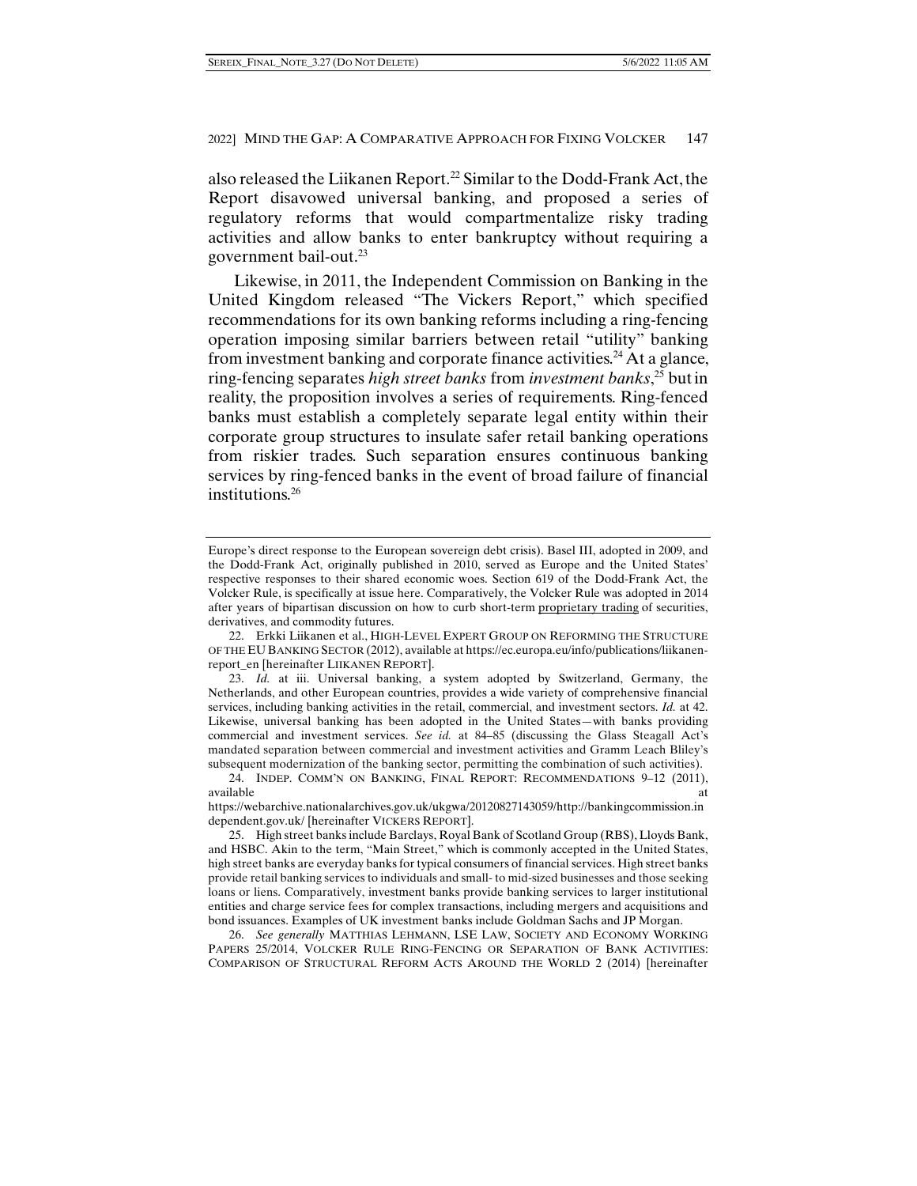also released the Liikanen Report.[22] Similar to the Dodd-Frank Act, the Report disavowed universal banking, and proposed a series of regulatory reforms that would compartmentalize risky trading activities and allow banks to enter bankruptcy without requiring a government bail-out.[23]

Likewise, in 2011, the Independent Commission on Banking in the United Kingdom released "The Vickers Report," which specified recommendations for its own banking reforms including a ring-fencing operation imposing similar barriers between retail "utility" banking from investment banking and corporate finance activities.[24] At a glance, ring-fencing separates *high street banks* from *investment banks*,[25] but in reality, the proposition involves a series of requirements. Ring-fenced banks must establish a completely separate legal entity within their corporate group structures to insulate safer retail banking operations from riskier trades. Such separation ensures continuous banking services by ring-fenced banks in the event of broad failure of financial institutions.[26]

---

Europe's direct response to the European sovereign debt crisis). Basel III, adopted in 2009, and the Dodd-Frank Act, originally published in 2010, served as Europe and the United States' respective responses to their shared economic woes. Section 619 of the Dodd-Frank Act, the Volcker Rule, is specifically at issue here. Comparatively, the Volcker Rule was adopted in 2014 after years of bipartisan discussion on how to curb short-term proprietary trading of securities, derivatives, and commodity futures.

22. Erkki Liikanen et al., HIGH-LEVEL EXPERT GROUP ON REFORMING THE STRUCTURE OF THE EU BANKING SECTOR (2012), available at https://ec.europa.eu/info/publications/liikanen-report_en [hereinafter LIIKANEN REPORT].

23. *Id.* at iii. Universal banking, a system adopted by Switzerland, Germany, the Netherlands, and other European countries, provides a wide variety of comprehensive financial services, including banking activities in the retail, commercial, and investment sectors. *Id.* at 42. Likewise, universal banking has been adopted in the United States—with banks providing commercial and investment services. *See id.* at 84–85 (discussing the Glass Steagall Act's mandated separation between commercial and investment activities and Gramm Leach Bliley's subsequent modernization of the banking sector, permitting the combination of such activities).

24. INDEP. COMM'N ON BANKING, FINAL REPORT: RECOMMENDATIONS 9–12 (2011), available at https://webarchive.nationalarchives.gov.uk/ukgwa/20120827143059/http://bankingcommission.independent.gov.uk/ [hereinafter VICKERS REPORT].

25. High street banks include Barclays, Royal Bank of Scotland Group (RBS), Lloyds Bank, and HSBC. Akin to the term, "Main Street," which is commonly accepted in the United States, high street banks are everyday banks for typical consumers of financial services. High street banks provide retail banking services to individuals and small- to mid-sized businesses and those seeking loans or liens. Comparatively, investment banks provide banking services to larger institutional entities and charge service fees for complex transactions, including mergers and acquisitions and bond issuances. Examples of UK investment banks include Goldman Sachs and JP Morgan.

26. *See generally* MATTHIAS LEHMANN, LSE LAW, SOCIETY AND ECONOMY WORKING PAPERS 25/2014, VOLCKER RULE RING-FENCING OR SEPARATION OF BANK ACTIVITIES: COMPARISON OF STRUCTURAL REFORM ACTS AROUND THE WORLD 2 (2014) [hereinafter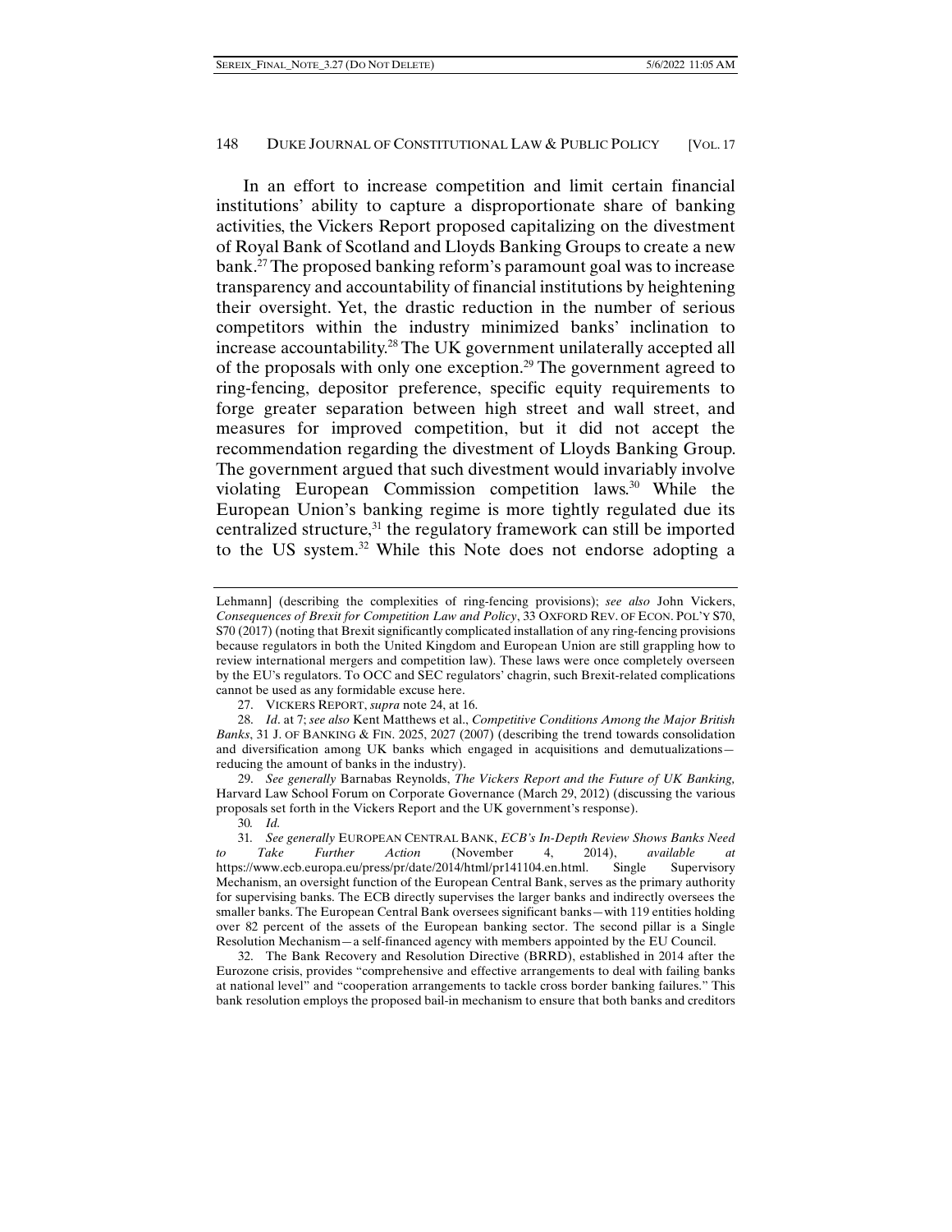In an effort to increase competition and limit certain financial institutions' ability to capture a disproportionate share of banking activities, the Vickers Report proposed capitalizing on the divestment of Royal Bank of Scotland and Lloyds Banking Groups to create a new bank.[27] The proposed banking reform's paramount goal was to increase transparency and accountability of financial institutions by heightening their oversight. Yet, the drastic reduction in the number of serious competitors within the industry minimized banks' inclination to increase accountability.[28] The UK government unilaterally accepted all of the proposals with only one exception.[29] The government agreed to ring-fencing, depositor preference, specific equity requirements to forge greater separation between high street and wall street, and measures for improved competition, but it did not accept the recommendation regarding the divestment of Lloyds Banking Group. The government argued that such divestment would invariably involve violating European Commission competition laws.[30] While the European Union's banking regime is more tightly regulated due its centralized structure,[31] the regulatory framework can still be imported to the US system.[32] While this Note does not endorse adopting a

Lehmann] (describing the complexities of ring-fencing provisions); *see also* John Vickers, *Consequences of Brexit for Competition Law and Policy*, 33 OXFORD REV. OF ECON. POL'Y S70, S70 (2017) (noting that Brexit significantly complicated installation of any ring-fencing provisions because regulators in both the United Kingdom and European Union are still grappling how to review international mergers and competition law). These laws were once completely overseen by the EU's regulators. To OCC and SEC regulators' chagrin, such Brexit-related complications cannot be used as any formidable excuse here.

27. VICKERS REPORT, *supra* note 24, at 16.

28. *Id*. at 7; *see also* Kent Matthews et al., *Competitive Conditions Among the Major British Banks*, 31 J. OF BANKING & FIN. 2025, 2027 (2007) (describing the trend towards consolidation and diversification among UK banks which engaged in acquisitions and demutualizations—reducing the amount of banks in the industry).

29. *See generally* Barnabas Reynolds, *The Vickers Report and the Future of UK Banking,* Harvard Law School Forum on Corporate Governance (March 29, 2012) (discussing the various proposals set forth in the Vickers Report and the UK government's response).

30. *Id.*

31. *See generally* EUROPEAN CENTRAL BANK, *ECB's In-Depth Review Shows Banks Need to Take Further Action* (November 4, 2014), *available at* https://www.ecb.europa.eu/press/pr/date/2014/html/pr141104.en.html. Single Supervisory Mechanism, an oversight function of the European Central Bank, serves as the primary authority for supervising banks. The ECB directly supervises the larger banks and indirectly oversees the smaller banks. The European Central Bank oversees significant banks—with 119 entities holding over 82 percent of the assets of the European banking sector. The second pillar is a Single Resolution Mechanism—a self-financed agency with members appointed by the EU Council.

32. The Bank Recovery and Resolution Directive (BRRD), established in 2014 after the Eurozone crisis, provides "comprehensive and effective arrangements to deal with failing banks at national level" and "cooperation arrangements to tackle cross border banking failures." This bank resolution employs the proposed bail-in mechanism to ensure that both banks and creditors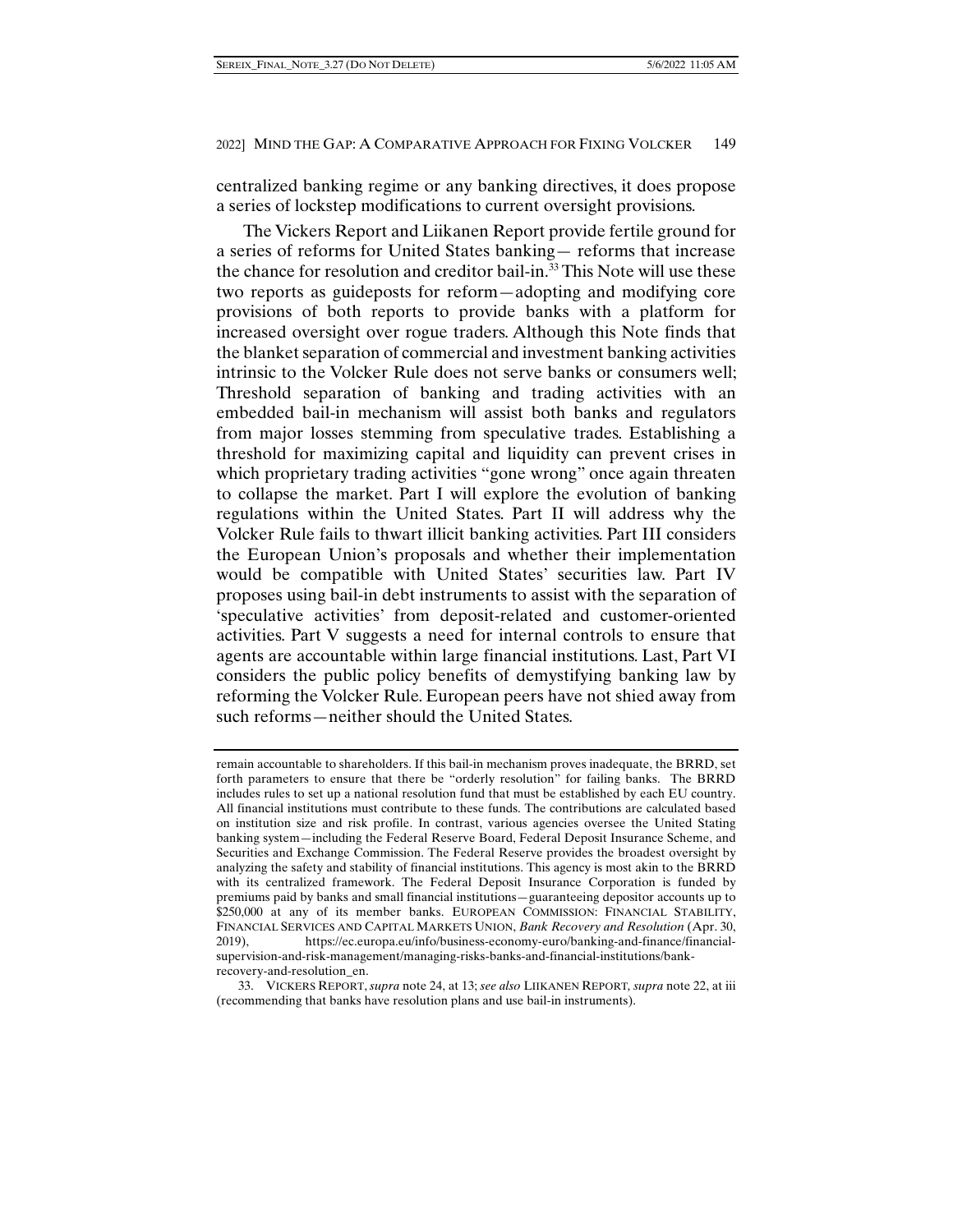centralized banking regime or any banking directives, it does propose a series of lockstep modifications to current oversight provisions.

The Vickers Report and Liikanen Report provide fertile ground for a series of reforms for United States banking— reforms that increase the chance for resolution and creditor bail-in.[33] This Note will use these two reports as guideposts for reform—adopting and modifying core provisions of both reports to provide banks with a platform for increased oversight over rogue traders. Although this Note finds that the blanket separation of commercial and investment banking activities intrinsic to the Volcker Rule does not serve banks or consumers well; Threshold separation of banking and trading activities with an embedded bail-in mechanism will assist both banks and regulators from major losses stemming from speculative trades. Establishing a threshold for maximizing capital and liquidity can prevent crises in which proprietary trading activities "gone wrong" once again threaten to collapse the market. Part I will explore the evolution of banking regulations within the United States. Part II will address why the Volcker Rule fails to thwart illicit banking activities. Part III considers the European Union's proposals and whether their implementation would be compatible with United States' securities law. Part IV proposes using bail-in debt instruments to assist with the separation of 'speculative activities' from deposit-related and customer-oriented activities. Part V suggests a need for internal controls to ensure that agents are accountable within large financial institutions. Last, Part VI considers the public policy benefits of demystifying banking law by reforming the Volcker Rule. European peers have not shied away from such reforms—neither should the United States.

---

remain accountable to shareholders. If this bail-in mechanism proves inadequate, the BRRD, set forth parameters to ensure that there be "orderly resolution" for failing banks. The BRRD includes rules to set up a national resolution fund that must be established by each EU country. All financial institutions must contribute to these funds. The contributions are calculated based on institution size and risk profile. In contrast, various agencies oversee the United Stating banking system—including the Federal Reserve Board, Federal Deposit Insurance Scheme, and Securities and Exchange Commission. The Federal Reserve provides the broadest oversight by analyzing the safety and stability of financial institutions. This agency is most akin to the BRRD with its centralized framework. The Federal Deposit Insurance Corporation is funded by premiums paid by banks and small financial institutions—guaranteeing depositor accounts up to $250,000 at any of its member banks. EUROPEAN COMMISSION: FINANCIAL STABILITY, FINANCIAL SERVICES AND CAPITAL MARKETS UNION, *Bank Recovery and Resolution* (Apr. 30, 2019), https://ec.europa.eu/info/business-economy-euro/banking-and-finance/financial-supervision-and-risk-management/managing-risks-banks-and-financial-institutions/bank-recovery-and-resolution_en.

33. VICKERS REPORT, *supra* note 24, at 13; *see also* LIIKANEN REPORT, *supra* note 22, at iii (recommending that banks have resolution plans and use bail-in instruments).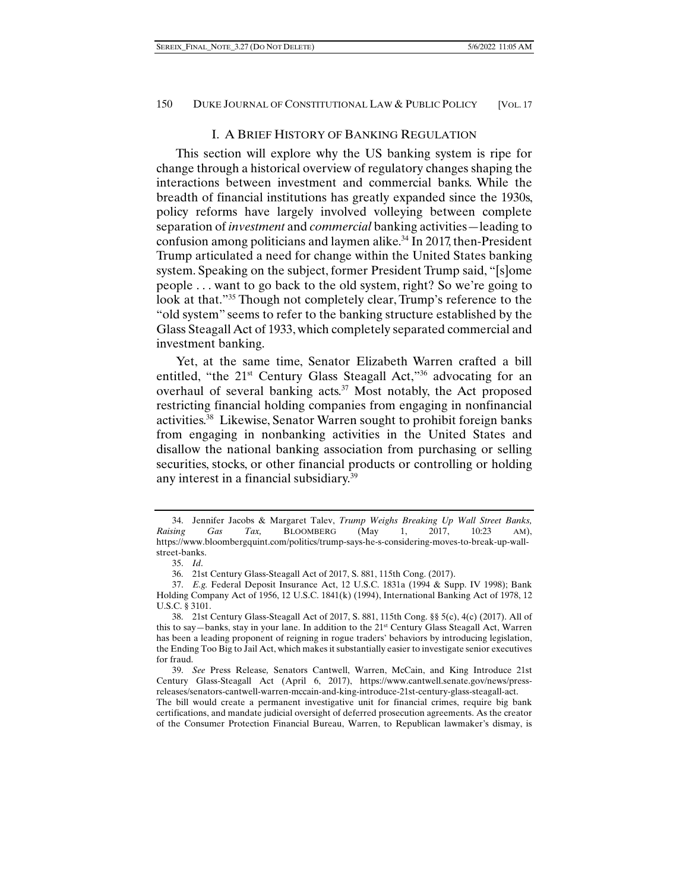## I. A BRIEF HISTORY OF BANKING REGULATION

This section will explore why the US banking system is ripe for change through a historical overview of regulatory changes shaping the interactions between investment and commercial banks. While the breadth of financial institutions has greatly expanded since the 1930s, policy reforms have largely involved volleying between complete separation of *investment* and *commercial* banking activities—leading to confusion among politicians and laymen alike.[34] In 2017, then-President Trump articulated a need for change within the United States banking system. Speaking on the subject, former President Trump said, "[s]ome people . . . want to go back to the old system, right? So we're going to look at that."[35] Though not completely clear, Trump's reference to the "old system" seems to refer to the banking structure established by the Glass Steagall Act of 1933, which completely separated commercial and investment banking.

Yet, at the same time, Senator Elizabeth Warren crafted a bill entitled, "the 21st Century Glass Steagall Act,"[36] advocating for an overhaul of several banking acts.[37] Most notably, the Act proposed restricting financial holding companies from engaging in nonfinancial activities.[38] Likewise, Senator Warren sought to prohibit foreign banks from engaging in nonbanking activities in the United States and disallow the national banking association from purchasing or selling securities, stocks, or other financial products or controlling or holding any interest in a financial subsidiary.[39]

---

34. Jennifer Jacobs & Margaret Talev, *Trump Weighs Breaking Up Wall Street Banks, Raising Gas Tax,* BLOOMBERG (May 1, 2017, 10:23 AM), https://www.bloombergquint.com/politics/trump-says-he-s-considering-moves-to-break-up-wall-street-banks.

35. *Id*.

36. 21st Century Glass-Steagall Act of 2017, S. 881, 115th Cong. (2017).

37. *E.g.* Federal Deposit Insurance Act, 12 U.S.C. 1831a (1994 & Supp. IV 1998); Bank Holding Company Act of 1956, 12 U.S.C. 1841(k) (1994), International Banking Act of 1978, 12 U.S.C. § 3101.

38. 21st Century Glass-Steagall Act of 2017, S. 881, 115th Cong. §§ 5(c), 4(c) (2017). All of this to say—banks, stay in your lane. In addition to the 21st Century Glass Steagall Act, Warren has been a leading proponent of reigning in rogue traders' behaviors by introducing legislation, the Ending Too Big to Jail Act, which makes it substantially easier to investigate senior executives for fraud.

39. *See* Press Release*,* Senators Cantwell, Warren, McCain, and King Introduce 21st Century Glass-Steagall Act (April 6, 2017), https://www.cantwell.senate.gov/news/press-releases/senators-cantwell-warren-mccain-and-king-introduce-21st-century-glass-steagall-act.
The bill would create a permanent investigative unit for financial crimes, require big bank certifications, and mandate judicial oversight of deferred prosecution agreements. As the creator of the Consumer Protection Financial Bureau, Warren, to Republican lawmaker's dismay, is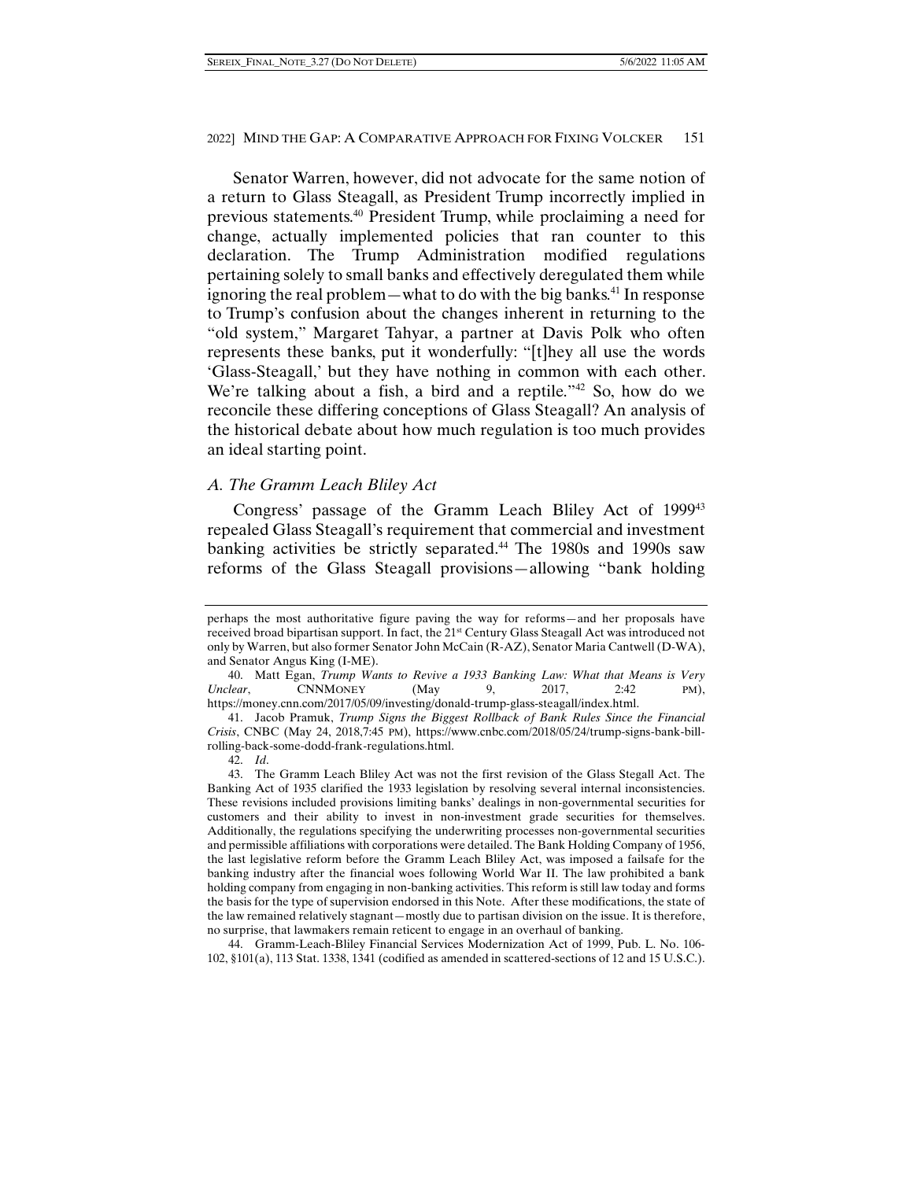Senator Warren, however, did not advocate for the same notion of a return to Glass Steagall, as President Trump incorrectly implied in previous statements.[40] President Trump, while proclaiming a need for change, actually implemented policies that ran counter to this declaration. The Trump Administration modified regulations pertaining solely to small banks and effectively deregulated them while ignoring the real problem—what to do with the big banks.[41] In response to Trump's confusion about the changes inherent in returning to the "old system," Margaret Tahyar, a partner at Davis Polk who often represents these banks, put it wonderfully: "[t]hey all use the words 'Glass-Steagall,' but they have nothing in common with each other. We're talking about a fish, a bird and a reptile."[42] So, how do we reconcile these differing conceptions of Glass Steagall? An analysis of the historical debate about how much regulation is too much provides an ideal starting point.

### *A. The Gramm Leach Bliley Act*

Congress' passage of the Gramm Leach Bliley Act of 1999[43] repealed Glass Steagall's requirement that commercial and investment banking activities be strictly separated.[44] The 1980s and 1990s saw reforms of the Glass Steagall provisions—allowing "bank holding

---

perhaps the most authoritative figure paving the way for reforms—and her proposals have received broad bipartisan support. In fact, the 21st Century Glass Steagall Act was introduced not only by Warren, but also former Senator John McCain (R-AZ), Senator Maria Cantwell (D-WA), and Senator Angus King (I-ME).

40. Matt Egan, *Trump Wants to Revive a 1933 Banking Law: What that Means is Very Unclear*, CNNMONEY (May 9, 2017, 2:42 PM), https://money.cnn.com/2017/05/09/investing/donald-trump-glass-steagall/index.html.

41. Jacob Pramuk, *Trump Signs the Biggest Rollback of Bank Rules Since the Financial Crisis*, CNBC (May 24, 2018,7:45 PM), https://www.cnbc.com/2018/05/24/trump-signs-bank-bill-rolling-back-some-dodd-frank-regulations.html.

42. *Id*.

43. The Gramm Leach Bliley Act was not the first revision of the Glass Stegall Act. The Banking Act of 1935 clarified the 1933 legislation by resolving several internal inconsistencies. These revisions included provisions limiting banks' dealings in non-governmental securities for customers and their ability to invest in non-investment grade securities for themselves. Additionally, the regulations specifying the underwriting processes non-governmental securities and permissible affiliations with corporations were detailed. The Bank Holding Company of 1956, the last legislative reform before the Gramm Leach Bliley Act, was imposed a failsafe for the banking industry after the financial woes following World War II. The law prohibited a bank holding company from engaging in non-banking activities. This reform is still law today and forms the basis for the type of supervision endorsed in this Note. After these modifications, the state of the law remained relatively stagnant—mostly due to partisan division on the issue. It is therefore, no surprise, that lawmakers remain reticent to engage in an overhaul of banking.

44. Gramm-Leach-Bliley Financial Services Modernization Act of 1999, Pub. L. No. 106-102, §101(a), 113 Stat. 1338, 1341 (codified as amended in scattered-sections of 12 and 15 U.S.C.).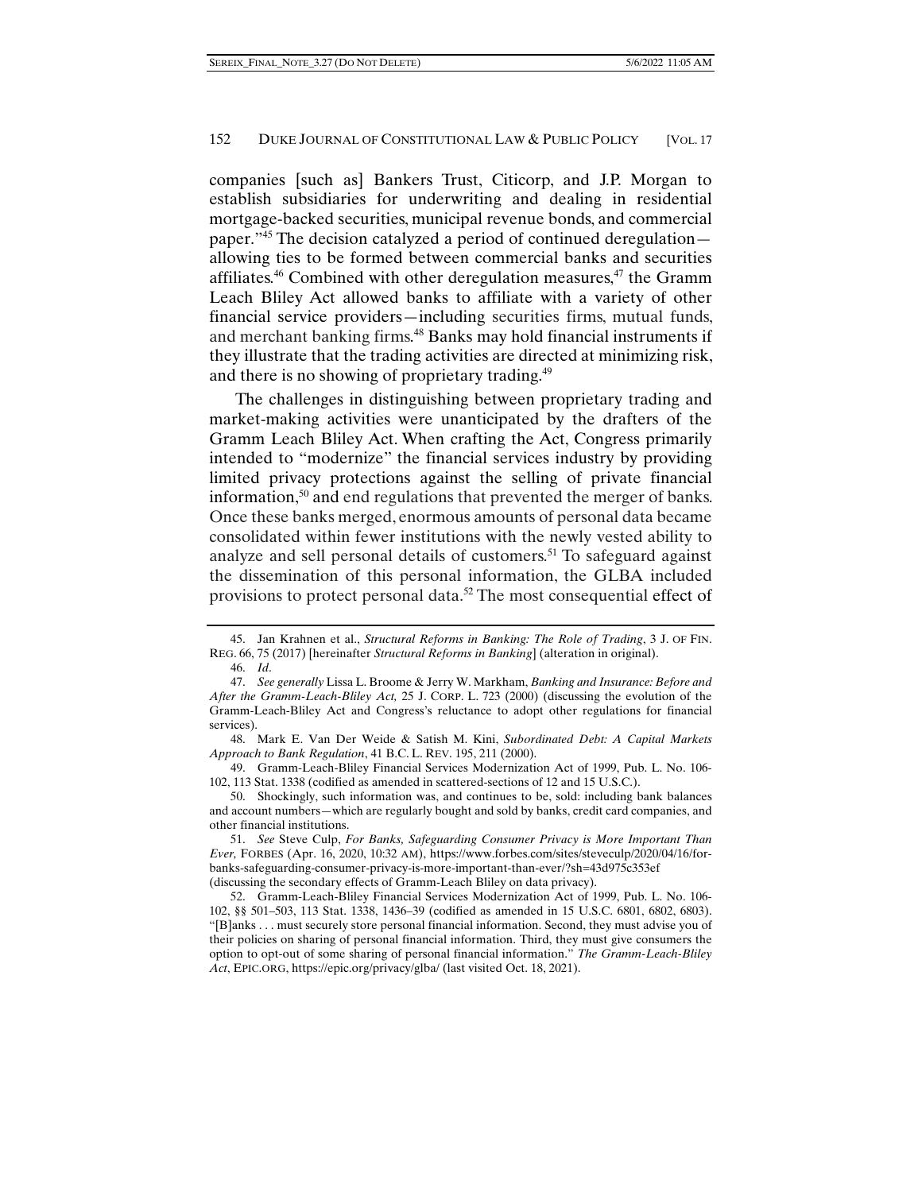companies [such as] Bankers Trust, Citicorp, and J.P. Morgan to establish subsidiaries for underwriting and dealing in residential mortgage-backed securities, municipal revenue bonds, and commercial paper."[45] The decision catalyzed a period of continued deregulation—allowing ties to be formed between commercial banks and securities affiliates.[46] Combined with other deregulation measures,[47] the Gramm Leach Bliley Act allowed banks to affiliate with a variety of other financial service providers—including securities firms, mutual funds, and merchant banking firms.[48] Banks may hold financial instruments if they illustrate that the trading activities are directed at minimizing risk, and there is no showing of proprietary trading.[49]

The challenges in distinguishing between proprietary trading and market-making activities were unanticipated by the drafters of the Gramm Leach Bliley Act. When crafting the Act, Congress primarily intended to "modernize" the financial services industry by providing limited privacy protections against the selling of private financial information,[50] and end regulations that prevented the merger of banks. Once these banks merged, enormous amounts of personal data became consolidated within fewer institutions with the newly vested ability to analyze and sell personal details of customers.[51] To safeguard against the dissemination of this personal information, the GLBA included provisions to protect personal data.[52] The most consequential effect of

---

45. Jan Krahnen et al., *Structural Reforms in Banking: The Role of Trading*, 3 J. OF FIN. REG. 66, 75 (2017) [hereinafter *Structural Reforms in Banking*] (alteration in original).

46. *Id*.

47. *See generally* Lissa L. Broome & Jerry W. Markham, *Banking and Insurance: Before and After the Gramm-Leach-Bliley Act,* 25 J. CORP. L. 723 (2000) (discussing the evolution of the Gramm-Leach-Bliley Act and Congress's reluctance to adopt other regulations for financial services).

48. Mark E. Van Der Weide & Satish M. Kini, *Subordinated Debt: A Capital Markets Approach to Bank Regulation*, 41 B.C. L. REV. 195, 211 (2000).

49. Gramm-Leach-Bliley Financial Services Modernization Act of 1999, Pub. L. No. 106-102, 113 Stat. 1338 (codified as amended in scattered-sections of 12 and 15 U.S.C.).

50. Shockingly, such information was, and continues to be, sold: including bank balances and account numbers—which are regularly bought and sold by banks, credit card companies, and other financial institutions.

51. *See* Steve Culp, *For Banks, Safeguarding Consumer Privacy is More Important Than Ever,* FORBES (Apr. 16, 2020, 10:32 AM), https://www.forbes.com/sites/steveculp/2020/04/16/for-banks-safeguarding-consumer-privacy-is-more-important-than-ever/?sh=43d975c353ef (discussing the secondary effects of Gramm-Leach Bliley on data privacy).

52. Gramm-Leach-Bliley Financial Services Modernization Act of 1999, Pub. L. No. 106-102, §§ 501–503, 113 Stat. 1338, 1436–39 (codified as amended in 15 U.S.C. 6801, 6802, 6803). "[B]anks . . . must securely store personal financial information. Second, they must advise you of their policies on sharing of personal financial information. Third, they must give consumers the option to opt-out of some sharing of personal financial information." *The Gramm-Leach-Bliley Act*, EPIC.ORG, https://epic.org/privacy/glba/ (last visited Oct. 18, 2021).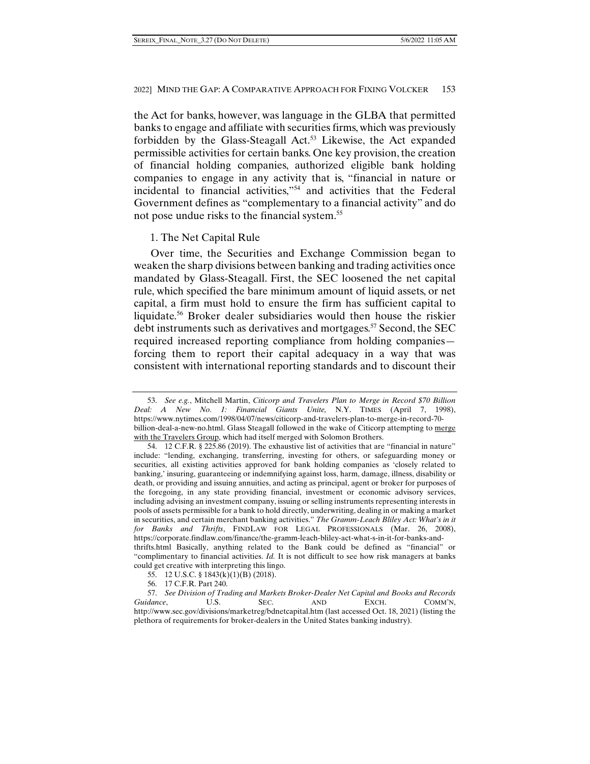the Act for banks, however, was language in the GLBA that permitted banks to engage and affiliate with securities firms, which was previously forbidden by the Glass-Steagall Act.[53] Likewise, the Act expanded permissible activities for certain banks. One key provision, the creation of financial holding companies, authorized eligible bank holding companies to engage in any activity that is, "financial in nature or incidental to financial activities,"[54] and activities that the Federal Government defines as "complementary to a financial activity" and do not pose undue risks to the financial system.[55]

### 1. The Net Capital Rule

Over time, the Securities and Exchange Commission began to weaken the sharp divisions between banking and trading activities once mandated by Glass-Steagall. First, the SEC loosened the net capital rule, which specified the bare minimum amount of liquid assets, or net capital, a firm must hold to ensure the firm has sufficient capital to liquidate.[56] Broker dealer subsidiaries would then house the riskier debt instruments such as derivatives and mortgages.[57] Second, the SEC required increased reporting compliance from holding companies—forcing them to report their capital adequacy in a way that was consistent with international reporting standards and to discount their

---

53. *See e.g.*, Mitchell Martin, *Citicorp and Travelers Plan to Merge in Record $70 Billion Deal: A New No. 1: Financial Giants Unite,* N.Y. TIMES (April 7, 1998), https://www.nytimes.com/1998/04/07/news/citicorp-and-travelers-plan-to-merge-in-record-70-billion-deal-a-new-no.html. Glass Steagall followed in the wake of Citicorp attempting to merge with the Travelers Group, which had itself merged with Solomon Brothers.

54. 12 C.F.R. § 225.86 (2019). The exhaustive list of activities that are "financial in nature" include: "lending, exchanging, transferring, investing for others, or safeguarding money or securities, all existing activities approved for bank holding companies as 'closely related to banking,' insuring, guaranteeing or indemnifying against loss, harm, damage, illness, disability or death, or providing and issuing annuities, and acting as principal, agent or broker for purposes of the foregoing, in any state providing financial, investment or economic advisory services, including advising an investment company, issuing or selling instruments representing interests in pools of assets permissible for a bank to hold directly, underwriting, dealing in or making a market in securities, and certain merchant banking activities." *The Gramm-Leach Bliley Act: What's in it for Banks and Thrifts*, FINDLAW FOR LEGAL PROFESSIONALS (Mar. 26, 2008), https://corporate.findlaw.com/finance/the-gramm-leach-bliley-act-what-s-in-it-for-banks-and-thrifts.html Basically, anything related to the Bank could be defined as "financial" or "complimentary to financial activities. *Id.* It is not difficult to see how risk managers at banks could get creative with interpreting this lingo.

55. 12 U.S.C. § 1843(k)(1)(B) (2018).

56. 17 C.F.R. Part 240.

57. *See Division of Trading and Markets Broker-Dealer Net Capital and Books and Records Guidance*, U.S. SEC. AND EXCH. COMM'N, http://www.sec.gov/divisions/marketreg/bdnetcapital.htm (last accessed Oct. 18, 2021) (listing the plethora of requirements for broker-dealers in the United States banking industry).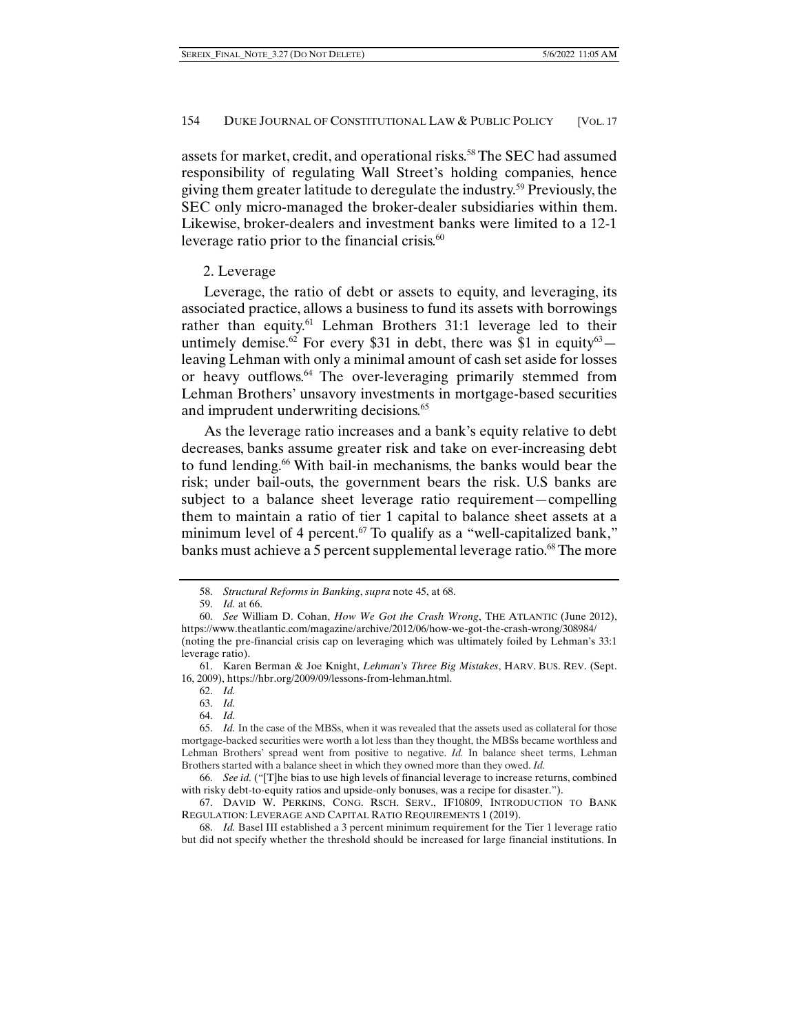assets for market, credit, and operational risks.[58] The SEC had assumed responsibility of regulating Wall Street's holding companies, hence giving them greater latitude to deregulate the industry.[59] Previously, the SEC only micro-managed the broker-dealer subsidiaries within them. Likewise, broker-dealers and investment banks were limited to a 12-1 leverage ratio prior to the financial crisis.[60]

2. Leverage

Leverage, the ratio of debt or assets to equity, and leveraging, its associated practice, allows a business to fund its assets with borrowings rather than equity.[61] Lehman Brothers 31:1 leverage led to their untimely demise.[62] For every $31 in debt, there was $1 in equity[63]—leaving Lehman with only a minimal amount of cash set aside for losses or heavy outflows.[64] The over-leveraging primarily stemmed from Lehman Brothers' unsavory investments in mortgage-based securities and imprudent underwriting decisions.[65]

As the leverage ratio increases and a bank's equity relative to debt decreases, banks assume greater risk and take on ever-increasing debt to fund lending.[66] With bail-in mechanisms, the banks would bear the risk; under bail-outs, the government bears the risk. U.S banks are subject to a balance sheet leverage ratio requirement—compelling them to maintain a ratio of tier 1 capital to balance sheet assets at a minimum level of 4 percent.[67] To qualify as a "well-capitalized bank," banks must achieve a 5 percent supplemental leverage ratio.[68] The more

---

58. *Structural Reforms in Banking*, *supra* note 45, at 68.

59. *Id.* at 66.

60. *See* William D. Cohan, *How We Got the Crash Wrong*, THE ATLANTIC (June 2012), https://www.theatlantic.com/magazine/archive/2012/06/how-we-got-the-crash-wrong/308984/ (noting the pre-financial crisis cap on leveraging which was ultimately foiled by Lehman's 33:1 leverage ratio).

61. Karen Berman & Joe Knight, *Lehman's Three Big Mistakes*, HARV. BUS. REV. (Sept. 16, 2009), https://hbr.org/2009/09/lessons-from-lehman.html.

62. *Id.*

63. *Id.*

64. *Id.*

65. *Id.* In the case of the MBSs, when it was revealed that the assets used as collateral for those mortgage-backed securities were worth a lot less than they thought, the MBSs became worthless and Lehman Brothers' spread went from positive to negative. *Id.* In balance sheet terms, Lehman Brothers started with a balance sheet in which they owned more than they owed. *Id.*

66. *See id.* ("[T]he bias to use high levels of financial leverage to increase returns, combined with risky debt-to-equity ratios and upside-only bonuses, was a recipe for disaster.").

67. DAVID W. PERKINS, CONG. RSCH. SERV., IF10809, INTRODUCTION TO BANK REGULATION: LEVERAGE AND CAPITAL RATIO REQUIREMENTS 1 (2019).

68. *Id.* Basel III established a 3 percent minimum requirement for the Tier 1 leverage ratio but did not specify whether the threshold should be increased for large financial institutions. In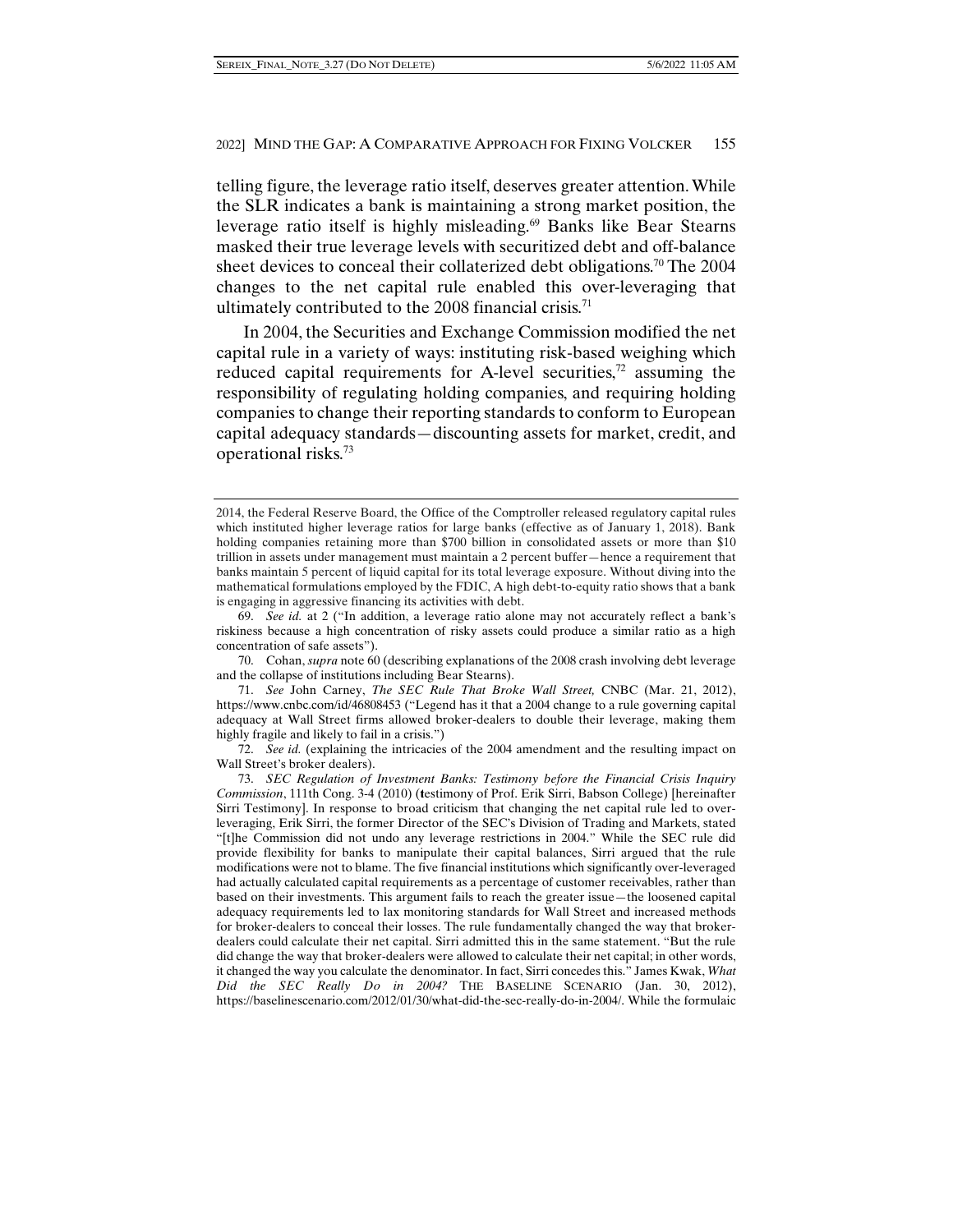telling figure, the leverage ratio itself, deserves greater attention. While the SLR indicates a bank is maintaining a strong market position, the leverage ratio itself is highly misleading.[69] Banks like Bear Stearns masked their true leverage levels with securitized debt and off-balance sheet devices to conceal their collaterized debt obligations.[70] The 2004 changes to the net capital rule enabled this over-leveraging that ultimately contributed to the 2008 financial crisis.[71]

In 2004, the Securities and Exchange Commission modified the net capital rule in a variety of ways: instituting risk-based weighing which reduced capital requirements for A-level securities,[72] assuming the responsibility of regulating holding companies, and requiring holding companies to change their reporting standards to conform to European capital adequacy standards—discounting assets for market, credit, and operational risks.[73]

---

2014, the Federal Reserve Board, the Office of the Comptroller released regulatory capital rules which instituted higher leverage ratios for large banks (effective as of January 1, 2018). Bank holding companies retaining more than $700 billion in consolidated assets or more than $10 trillion in assets under management must maintain a 2 percent buffer—hence a requirement that banks maintain 5 percent of liquid capital for its total leverage exposure. Without diving into the mathematical formulations employed by the FDIC, A high debt-to-equity ratio shows that a bank is engaging in aggressive financing its activities with debt.

69. *See id.* at 2 ("In addition, a leverage ratio alone may not accurately reflect a bank's riskiness because a high concentration of risky assets could produce a similar ratio as a high concentration of safe assets").

70. Cohan, *supra* note 60 (describing explanations of the 2008 crash involving debt leverage and the collapse of institutions including Bear Stearns).

71. *See* John Carney, *The SEC Rule That Broke Wall Street,* CNBC (Mar. 21, 2012), https://www.cnbc.com/id/46808453 ("Legend has it that a 2004 change to a rule governing capital adequacy at Wall Street firms allowed broker-dealers to double their leverage, making them highly fragile and likely to fail in a crisis.")

72. *See id.* (explaining the intricacies of the 2004 amendment and the resulting impact on Wall Street's broker dealers).

73. *SEC Regulation of Investment Banks: Testimony before the Financial Crisis Inquiry Commission*, 111th Cong. 3-4 (2010) (testimony of Prof. Erik Sirri, Babson College) [hereinafter Sirri Testimony]. In response to broad criticism that changing the net capital rule led to over-leveraging, Erik Sirri, the former Director of the SEC's Division of Trading and Markets, stated "[t]he Commission did not undo any leverage restrictions in 2004." While the SEC rule did provide flexibility for banks to manipulate their capital balances, Sirri argued that the rule modifications were not to blame. The five financial institutions which significantly over-leveraged had actually calculated capital requirements as a percentage of customer receivables, rather than based on their investments. This argument fails to reach the greater issue—the loosened capital adequacy requirements led to lax monitoring standards for Wall Street and increased methods for broker-dealers to conceal their losses. The rule fundamentally changed the way that broker-dealers could calculate their net capital. Sirri admitted this in the same statement. "But the rule did change the way that broker-dealers were allowed to calculate their net capital; in other words, it changed the way you calculate the denominator. In fact, Sirri concedes this." James Kwak, *What Did the SEC Really Do in 2004?* THE BASELINE SCENARIO (Jan. 30, 2012), https://baselinescenario.com/2012/01/30/what-did-the-sec-really-do-in-2004/. While the formulaic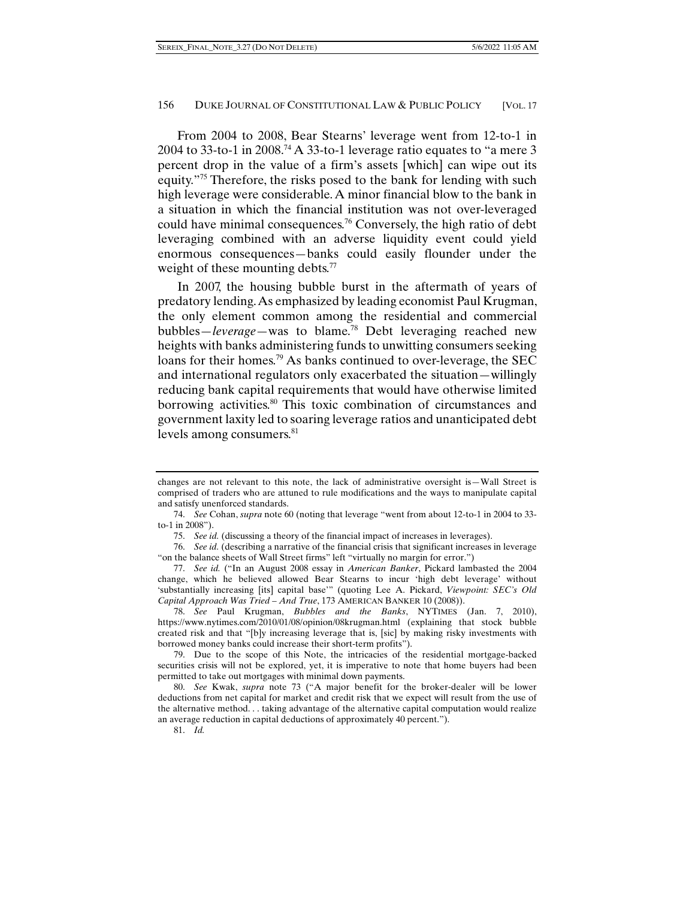From 2004 to 2008, Bear Stearns' leverage went from 12-to-1 in 2004 to 33-to-1 in 2008.[74] A 33-to-1 leverage ratio equates to "a mere 3 percent drop in the value of a firm's assets [which] can wipe out its equity."[75] Therefore, the risks posed to the bank for lending with such high leverage were considerable. A minor financial blow to the bank in a situation in which the financial institution was not over-leveraged could have minimal consequences.[76] Conversely, the high ratio of debt leveraging combined with an adverse liquidity event could yield enormous consequences—banks could easily flounder under the weight of these mounting debts.[77]

In 2007, the housing bubble burst in the aftermath of years of predatory lending. As emphasized by leading economist Paul Krugman, the only element common among the residential and commercial bubbles—*leverage*—was to blame.[78] Debt leveraging reached new heights with banks administering funds to unwitting consumers seeking loans for their homes.[79] As banks continued to over-leverage, the SEC and international regulators only exacerbated the situation—willingly reducing bank capital requirements that would have otherwise limited borrowing activities.[80] This toxic combination of circumstances and government laxity led to soaring leverage ratios and unanticipated debt levels among consumers.[81]

---

changes are not relevant to this note, the lack of administrative oversight is—Wall Street is comprised of traders who are attuned to rule modifications and the ways to manipulate capital and satisfy unenforced standards.

74. *See* Cohan, *supra* note 60 (noting that leverage "went from about 12-to-1 in 2004 to 33-to-1 in 2008").

75. *See id.* (discussing a theory of the financial impact of increases in leverages).

76. *See id.* (describing a narrative of the financial crisis that significant increases in leverage "on the balance sheets of Wall Street firms" left "virtually no margin for error.")

77. *See id.* ("In an August 2008 essay in *American Banker*, Pickard lambasted the 2004 change, which he believed allowed Bear Stearns to incur 'high debt leverage' without 'substantially increasing [its] capital base'" (quoting Lee A. Pickard, *Viewpoint: SEC's Old Capital Approach Was Tried – And True*, 173 AMERICAN BANKER 10 (2008)).

78. *See* Paul Krugman, *Bubbles and the Banks*, NYTIMES (Jan. 7, 2010), https://www.nytimes.com/2010/01/08/opinion/08krugman.html (explaining that stock bubble created risk and that "[b]y increasing leverage that is, [sic] by making risky investments with borrowed money banks could increase their short-term profits").

79. Due to the scope of this Note, the intricacies of the residential mortgage-backed securities crisis will not be explored, yet, it is imperative to note that home buyers had been permitted to take out mortgages with minimal down payments.

80. *See* Kwak, *supra* note 73 ("A major benefit for the broker-dealer will be lower deductions from net capital for market and credit risk that we expect will result from the use of the alternative method. . . taking advantage of the alternative capital computation would realize an average reduction in capital deductions of approximately 40 percent.").

81. *Id.*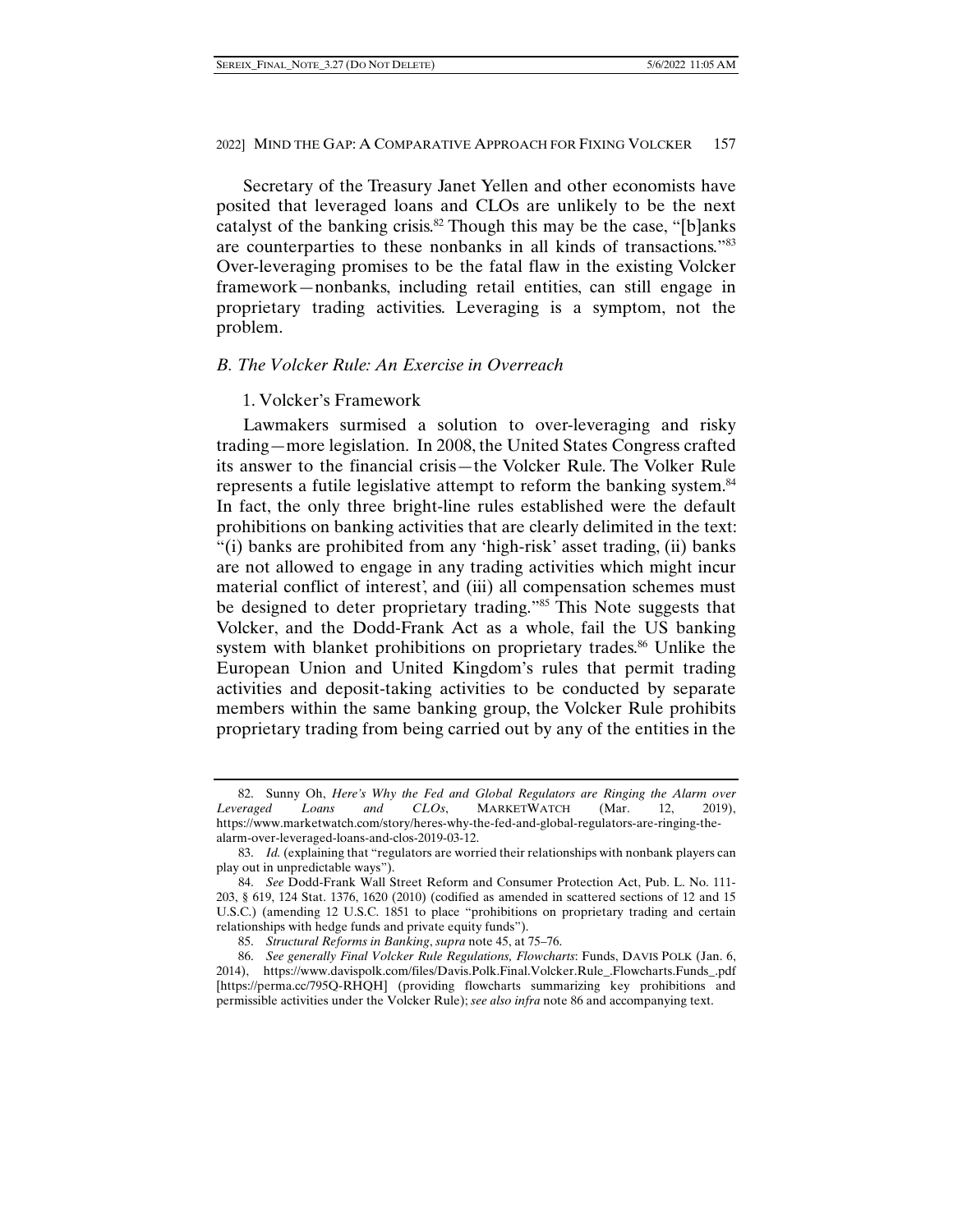Secretary of the Treasury Janet Yellen and other economists have posited that leveraged loans and CLOs are unlikely to be the next catalyst of the banking crisis.[82] Though this may be the case, "[b]anks are counterparties to these nonbanks in all kinds of transactions."[83] Over-leveraging promises to be the fatal flaw in the existing Volcker framework—nonbanks, including retail entities, can still engage in proprietary trading activities. Leveraging is a symptom, not the problem.

### *B. The Volcker Rule: An Exercise in Overreach*

#### 1. Volcker's Framework

Lawmakers surmised a solution to over-leveraging and risky trading—more legislation. In 2008, the United States Congress crafted its answer to the financial crisis—the Volcker Rule. The Volcker Rule represents a futile legislative attempt to reform the banking system.[84] In fact, the only three bright-line rules established were the default prohibitions on banking activities that are clearly delimited in the text: "(i) banks are prohibited from any 'high-risk' asset trading, (ii) banks are not allowed to engage in any trading activities which might incur material conflict of interest', and (iii) all compensation schemes must be designed to deter proprietary trading."[85] This Note suggests that Volcker, and the Dodd-Frank Act as a whole, fail the US banking system with blanket prohibitions on proprietary trades.[86] Unlike the European Union and United Kingdom's rules that permit trading activities and deposit-taking activities to be conducted by separate members within the same banking group, the Volcker Rule prohibits proprietary trading from being carried out by any of the entities in the

---

82. Sunny Oh, *Here's Why the Fed and Global Regulators are Ringing the Alarm over Leveraged Loans and CLOs*, MARKETWATCH (Mar. 12, 2019), https://www.marketwatch.com/story/heres-why-the-fed-and-global-regulators-are-ringing-the-alarm-over-leveraged-loans-and-clos-2019-03-12.

83. *Id.* (explaining that "regulators are worried their relationships with nonbank players can play out in unpredictable ways").

84. *See* Dodd-Frank Wall Street Reform and Consumer Protection Act, Pub. L. No. 111-203, § 619, 124 Stat. 1376, 1620 (2010) (codified as amended in scattered sections of 12 and 15 U.S.C.) (amending 12 U.S.C. 1851 to place "prohibitions on proprietary trading and certain relationships with hedge funds and private equity funds").

85. *Structural Reforms in Banking*, *supra* note 45, at 75–76.

86. *See generally Final Volcker Rule Regulations, Flowcharts*: Funds, DAVIS POLK (Jan. 6, 2014), https://www.davispolk.com/files/Davis.Polk.Final.Volcker.Rule_.Flowcharts.Funds_.pdf [https://perma.cc/795Q-RHQH] (providing flowcharts summarizing key prohibitions and permissible activities under the Volcker Rule); *see also infra* note 86 and accompanying text.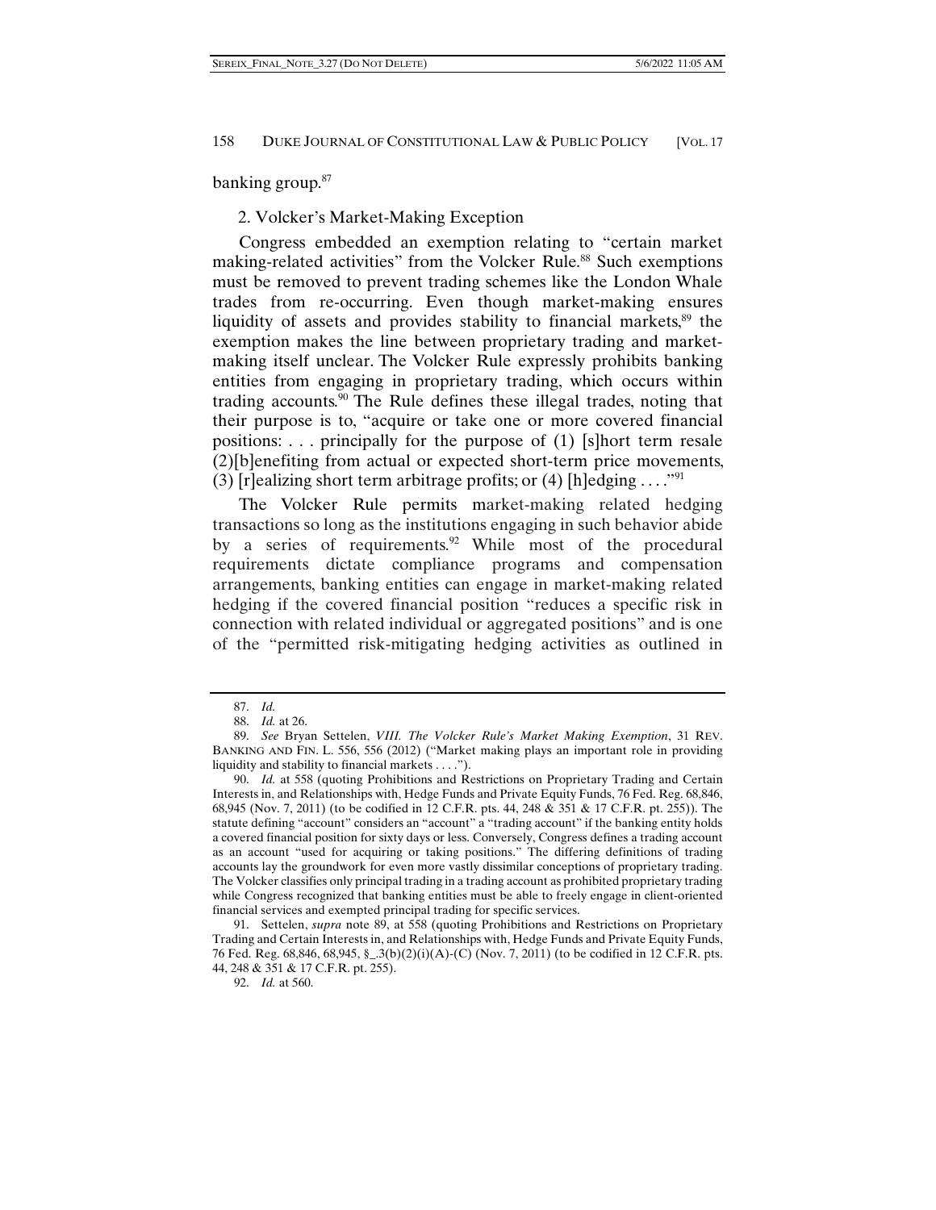banking group.[87]

2. Volcker's Market-Making Exception

Congress embedded an exemption relating to "certain market making-related activities" from the Volcker Rule.[88] Such exemptions must be removed to prevent trading schemes like the London Whale trades from re-occurring. Even though market-making ensures liquidity of assets and provides stability to financial markets,[89] the exemption makes the line between proprietary trading and market-making itself unclear. The Volcker Rule expressly prohibits banking entities from engaging in proprietary trading, which occurs within trading accounts.[90] The Rule defines these illegal trades, noting that their purpose is to, "acquire or take one or more covered financial positions: . . . principally for the purpose of (1) [s]hort term resale (2)[b]enefiting from actual or expected short-term price movements, (3) [r]ealizing short term arbitrage profits; or (4) [h]edging . . . ."[91]

The Volcker Rule permits market-making related hedging transactions so long as the institutions engaging in such behavior abide by a series of requirements.[92] While most of the procedural requirements dictate compliance programs and compensation arrangements, banking entities can engage in market-making related hedging if the covered financial position "reduces a specific risk in connection with related individual or aggregated positions" and is one of the "permitted risk-mitigating hedging activities as outlined in

---

87. *Id.*

88. *Id.* at 26.

89. *See* Bryan Settelen, *VIII. The Volcker Rule's Market Making Exemption*, 31 REV. BANKING AND FIN. L. 556, 556 (2012) ("Market making plays an important role in providing liquidity and stability to financial markets . . . .").

90. *Id.* at 558 (quoting Prohibitions and Restrictions on Proprietary Trading and Certain Interests in, and Relationships with, Hedge Funds and Private Equity Funds, 76 Fed. Reg. 68,846, 68,945 (Nov. 7, 2011) (to be codified in 12 C.F.R. pts. 44, 248 & 351 & 17 C.F.R. pt. 255)). The statute defining "account" considers an "account" a "trading account" if the banking entity holds a covered financial position for sixty days or less. Conversely, Congress defines a trading account as an account "used for acquiring or taking positions." The differing definitions of trading accounts lay the groundwork for even more vastly dissimilar conceptions of proprietary trading. The Volcker classifies only principal trading in a trading account as prohibited proprietary trading while Congress recognized that banking entities must be able to freely engage in client-oriented financial services and exempted principal trading for specific services.

91. Settelen, *supra* note 89, at 558 (quoting Prohibitions and Restrictions on Proprietary Trading and Certain Interests in, and Relationships with, Hedge Funds and Private Equity Funds, 76 Fed. Reg. 68,846, 68,945, §_.3(b)(2)(i)(A)-(C) (Nov. 7, 2011) (to be codified in 12 C.F.R. pts. 44, 248 & 351 & 17 C.F.R. pt. 255).

92. *Id.* at 560.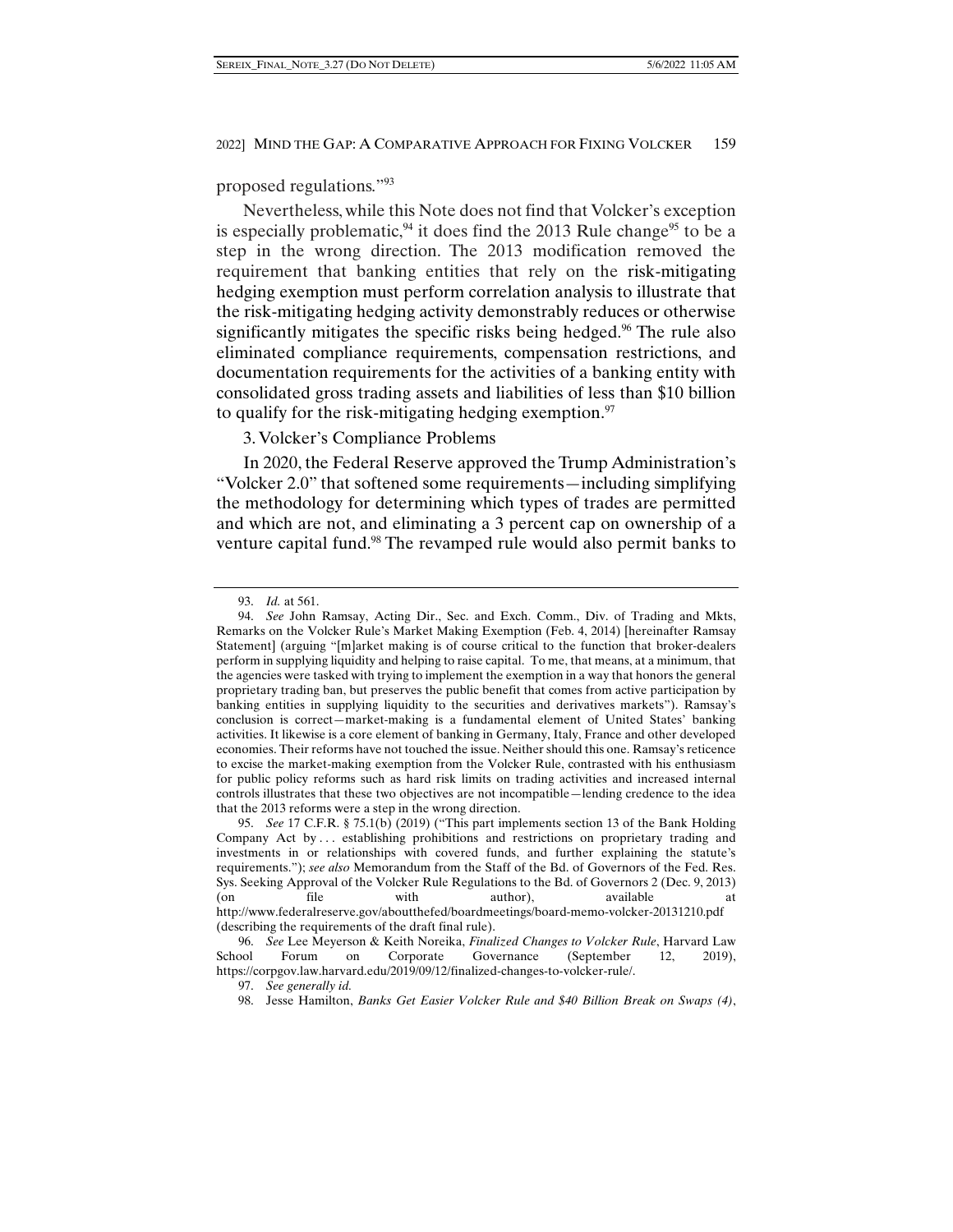proposed regulations."[93]

Nevertheless, while this Note does not find that Volcker's exception is especially problematic,[94] it does find the 2013 Rule change[95] to be a step in the wrong direction. The 2013 modification removed the requirement that banking entities that rely on the risk-mitigating hedging exemption must perform correlation analysis to illustrate that the risk-mitigating hedging activity demonstrably reduces or otherwise significantly mitigates the specific risks being hedged.[96] The rule also eliminated compliance requirements, compensation restrictions, and documentation requirements for the activities of a banking entity with consolidated gross trading assets and liabilities of less than $10 billion to qualify for the risk-mitigating hedging exemption.[97]

3. Volcker's Compliance Problems

In 2020, the Federal Reserve approved the Trump Administration's "Volcker 2.0" that softened some requirements—including simplifying the methodology for determining which types of trades are permitted and which are not, and eliminating a 3 percent cap on ownership of a venture capital fund.[98] The revamped rule would also permit banks to

---

93. *Id.* at 561.

94. *See* John Ramsay, Acting Dir., Sec. and Exch. Comm., Div. of Trading and Mkts, Remarks on the Volcker Rule's Market Making Exemption (Feb. 4, 2014) [hereinafter Ramsay Statement] (arguing "[m]arket making is of course critical to the function that broker-dealers perform in supplying liquidity and helping to raise capital. To me, that means, at a minimum, that the agencies were tasked with trying to implement the exemption in a way that honors the general proprietary trading ban, but preserves the public benefit that comes from active participation by banking entities in supplying liquidity to the securities and derivatives markets"). Ramsay's conclusion is correct—market-making is a fundamental element of United States' banking activities. It likewise is a core element of banking in Germany, Italy, France and other developed economies. Their reforms have not touched the issue. Neither should this one. Ramsay's reticence to excise the market-making exemption from the Volcker Rule, contrasted with his enthusiasm for public policy reforms such as hard risk limits on trading activities and increased internal controls illustrates that these two objectives are not incompatible—lending credence to the idea that the 2013 reforms were a step in the wrong direction.

95. *See* 17 C.F.R. § 75.1(b) (2019) ("This part implements section 13 of the Bank Holding Company Act by . . . establishing prohibitions and restrictions on proprietary trading and investments in or relationships with covered funds, and further explaining the statute's requirements."); *see also* Memorandum from the Staff of the Bd. of Governors of the Fed. Res. Sys. Seeking Approval of the Volcker Rule Regulations to the Bd. of Governors 2 (Dec. 9, 2013) (on file with author), available at http://www.federalreserve.gov/aboutthefed/boardmeetings/board-memo-volcker-20131210.pdf (describing the requirements of the draft final rule).

96. *See* Lee Meyerson & Keith Noreika, *Finalized Changes to Volcker Rule*, Harvard Law School Forum on Corporate Governance (September 12, 2019), https://corpgov.law.harvard.edu/2019/09/12/finalized-changes-to-volcker-rule/.

97. *See generally id.*

98. Jesse Hamilton, *Banks Get Easier Volcker Rule and $40 Billion Break on Swaps (4)*,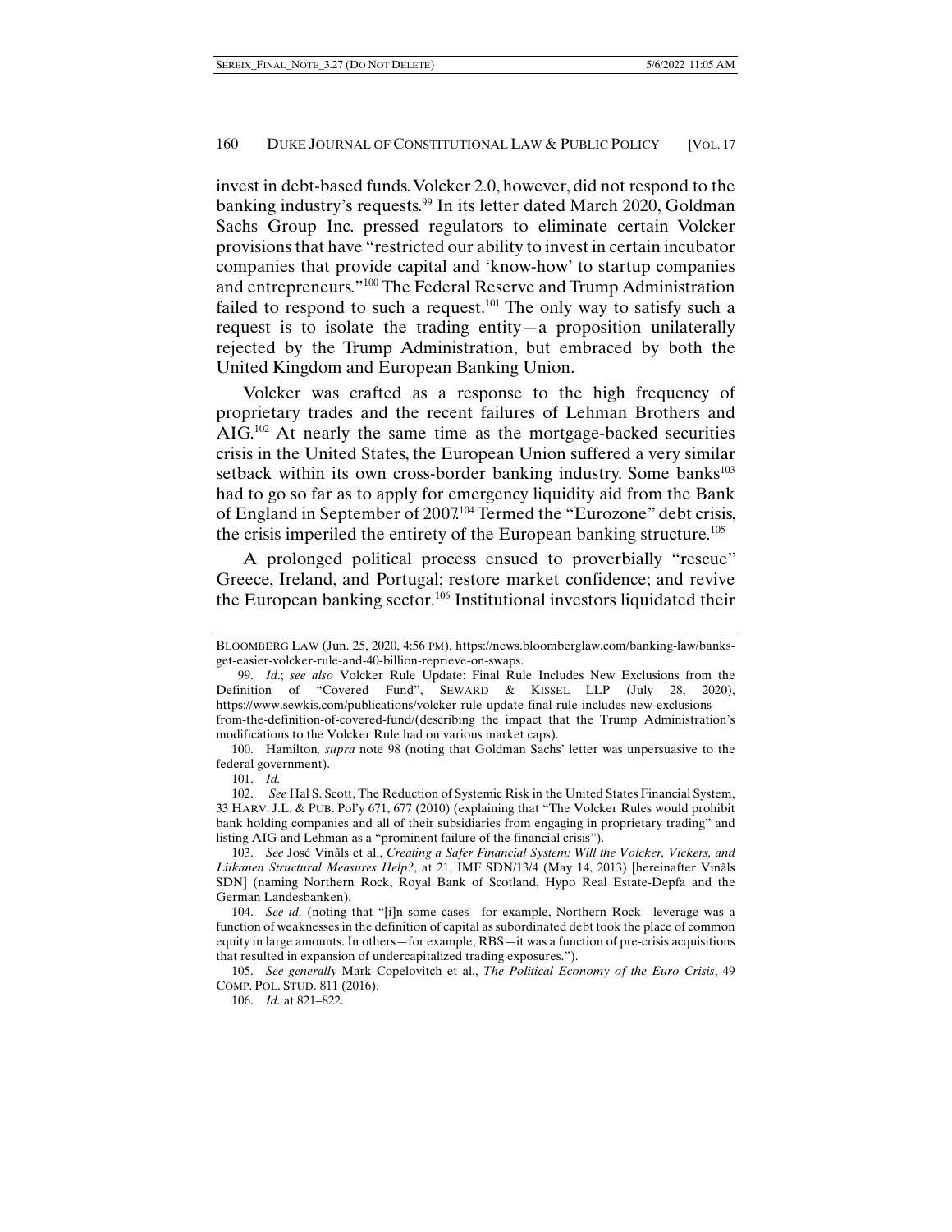invest in debt-based funds. Volcker 2.0, however, did not respond to the banking industry's requests.[99] In its letter dated March 2020, Goldman Sachs Group Inc. pressed regulators to eliminate certain Volcker provisions that have "restricted our ability to invest in certain incubator companies that provide capital and 'know-how' to startup companies and entrepreneurs."[100] The Federal Reserve and Trump Administration failed to respond to such a request.[101] The only way to satisfy such a request is to isolate the trading entity—a proposition unilaterally rejected by the Trump Administration, but embraced by both the United Kingdom and European Banking Union.

Volcker was crafted as a response to the high frequency of proprietary trades and the recent failures of Lehman Brothers and AIG.[102] At nearly the same time as the mortgage-backed securities crisis in the United States, the European Union suffered a very similar setback within its own cross-border banking industry. Some banks[103] had to go so far as to apply for emergency liquidity aid from the Bank of England in September of 2007.[104] Termed the "Eurozone" debt crisis, the crisis imperiled the entirety of the European banking structure.[105]

A prolonged political process ensued to proverbially "rescue" Greece, Ireland, and Portugal; restore market confidence; and revive the European banking sector.[106] Institutional investors liquidated their

---

BLOOMBERG LAW (Jun. 25, 2020, 4:56 PM), https://news.bloomberglaw.com/banking-law/banks-get-easier-volcker-rule-and-40-billion-reprieve-on-swaps.

99. *Id*.; *see also* Volcker Rule Update: Final Rule Includes New Exclusions from the Definition of "Covered Fund", SEWARD & KISSEL LLP (July 28, 2020), https://www.sewkis.com/publications/volcker-rule-update-final-rule-includes-new-exclusions-from-the-definition-of-covered-fund/(describing the impact that the Trump Administration's modifications to the Volcker Rule had on various market caps).

100. Hamilton, *supra* note 98 (noting that Goldman Sachs' letter was unpersuasive to the federal government).

101. *Id.*

102. *See* Hal S. Scott, The Reduction of Systemic Risk in the United States Financial System, 33 HARV. J.L. & PUB. Pol'y 671, 677 (2010) (explaining that "The Volcker Rules would prohibit bank holding companies and all of their subsidiaries from engaging in proprietary trading" and listing AIG and Lehman as a "prominent failure of the financial crisis").

103. *See* José Viñals et al., *Creating a Safer Financial System: Will the Volcker, Vickers, and Liikanen Structural Measures Help?*, at 21, IMF SDN/13/4 (May 14, 2013) [hereinafter Viñals SDN] (naming Northern Rock, Royal Bank of Scotland, Hypo Real Estate-Depfa and the German Landesbanken).

104. *See id.* (noting that "[i]n some cases—for example, Northern Rock—leverage was a function of weaknesses in the definition of capital as subordinated debt took the place of common equity in large amounts. In others—for example, RBS—it was a function of pre-crisis acquisitions that resulted in expansion of undercapitalized trading exposures.").

105. *See generally* Mark Copelovitch et al., *The Political Economy of the Euro Crisis*, 49 COMP. POL. STUD. 811 (2016).

106. *Id.* at 821–822.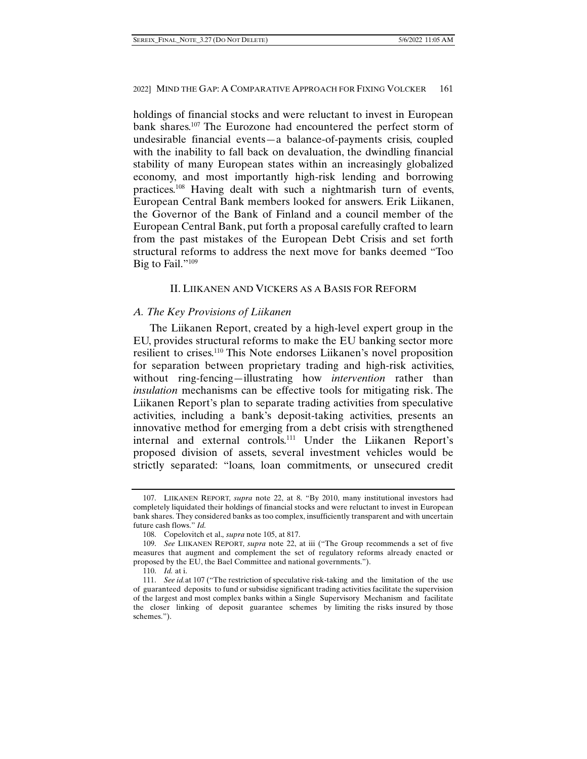holdings of financial stocks and were reluctant to invest in European bank shares.[107] The Eurozone had encountered the perfect storm of undesirable financial events—a balance-of-payments crisis, coupled with the inability to fall back on devaluation, the dwindling financial stability of many European states within an increasingly globalized economy, and most importantly high-risk lending and borrowing practices.[108] Having dealt with such a nightmarish turn of events, European Central Bank members looked for answers. Erik Liikanen, the Governor of the Bank of Finland and a council member of the European Central Bank, put forth a proposal carefully crafted to learn from the past mistakes of the European Debt Crisis and set forth structural reforms to address the next move for banks deemed "Too Big to Fail."[109]

## II. LIIKANEN AND VICKERS AS A BASIS FOR REFORM

### *A. The Key Provisions of Liikanen*

The Liikanen Report, created by a high-level expert group in the EU, provides structural reforms to make the EU banking sector more resilient to crises.[110] This Note endorses Liikanen's novel proposition for separation between proprietary trading and high-risk activities, without ring-fencing—illustrating how *intervention* rather than *insulation* mechanisms can be effective tools for mitigating risk. The Liikanen Report's plan to separate trading activities from speculative activities, including a bank's deposit-taking activities, presents an innovative method for emerging from a debt crisis with strengthened internal and external controls.[111] Under the Liikanen Report's proposed division of assets, several investment vehicles would be strictly separated: "loans, loan commitments, or unsecured credit

---

107. LIIKANEN REPORT, *supra* note 22, at 8. "By 2010, many institutional investors had completely liquidated their holdings of financial stocks and were reluctant to invest in European bank shares. They considered banks as too complex, insufficiently transparent and with uncertain future cash flows." *Id.*

108. Copelovitch et al., *supra* note 105, at 817.

109. *See* LIIKANEN REPORT, *supra* note 22, at iii ("The Group recommends a set of five measures that augment and complement the set of regulatory reforms already enacted or proposed by the EU, the Bael Committee and national governments.").

110. *Id.* at i.

111. *See id.* at 107 ("The restriction of speculative risk-taking and the limitation of the use of guaranteed deposits to fund or subsidise significant trading activities facilitate the supervision of the largest and most complex banks within a Single Supervisory Mechanism and facilitate the closer linking of deposit guarantee schemes by limiting the risks insured by those schemes.").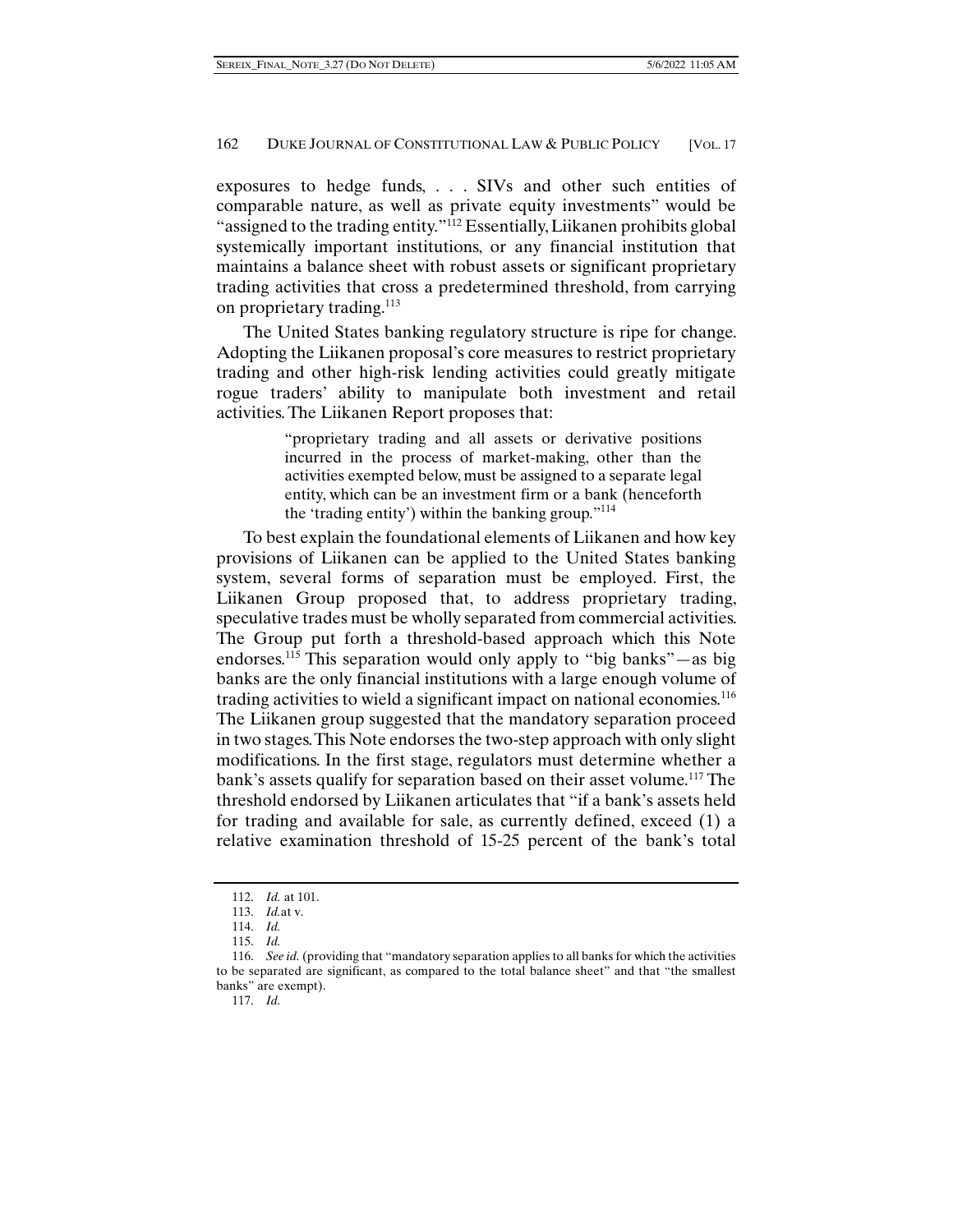exposures to hedge funds, . . . SIVs and other such entities of comparable nature, as well as private equity investments" would be "assigned to the trading entity."[112] Essentially, Liikanen prohibits global systemically important institutions, or any financial institution that maintains a balance sheet with robust assets or significant proprietary trading activities that cross a predetermined threshold, from carrying on proprietary trading.[113]

The United States banking regulatory structure is ripe for change. Adopting the Liikanen proposal's core measures to restrict proprietary trading and other high-risk lending activities could greatly mitigate rogue traders' ability to manipulate both investment and retail activities. The Liikanen Report proposes that:

> "proprietary trading and all assets or derivative positions incurred in the process of market-making, other than the activities exempted below, must be assigned to a separate legal entity, which can be an investment firm or a bank (henceforth the 'trading entity') within the banking group."[114]

To best explain the foundational elements of Liikanen and how key provisions of Liikanen can be applied to the United States banking system, several forms of separation must be employed. First, the Liikanen Group proposed that, to address proprietary trading, speculative trades must be wholly separated from commercial activities. The Group put forth a threshold-based approach which this Note endorses.[115] This separation would only apply to "big banks"—as big banks are the only financial institutions with a large enough volume of trading activities to wield a significant impact on national economies.[116] The Liikanen group suggested that the mandatory separation proceed in two stages. This Note endorses the two-step approach with only slight modifications. In the first stage, regulators must determine whether a bank's assets qualify for separation based on their asset volume.[117] The threshold endorsed by Liikanen articulates that "if a bank's assets held for trading and available for sale, as currently defined, exceed (1) a relative examination threshold of 15-25 percent of the bank's total

---

112. *Id.* at 101.

113. *Id.* at v.

114. *Id.*

115. *Id.*

116. *See id.* (providing that "mandatory separation applies to all banks for which the activities to be separated are significant, as compared to the total balance sheet" and that "the smallest banks" are exempt).

117. *Id.*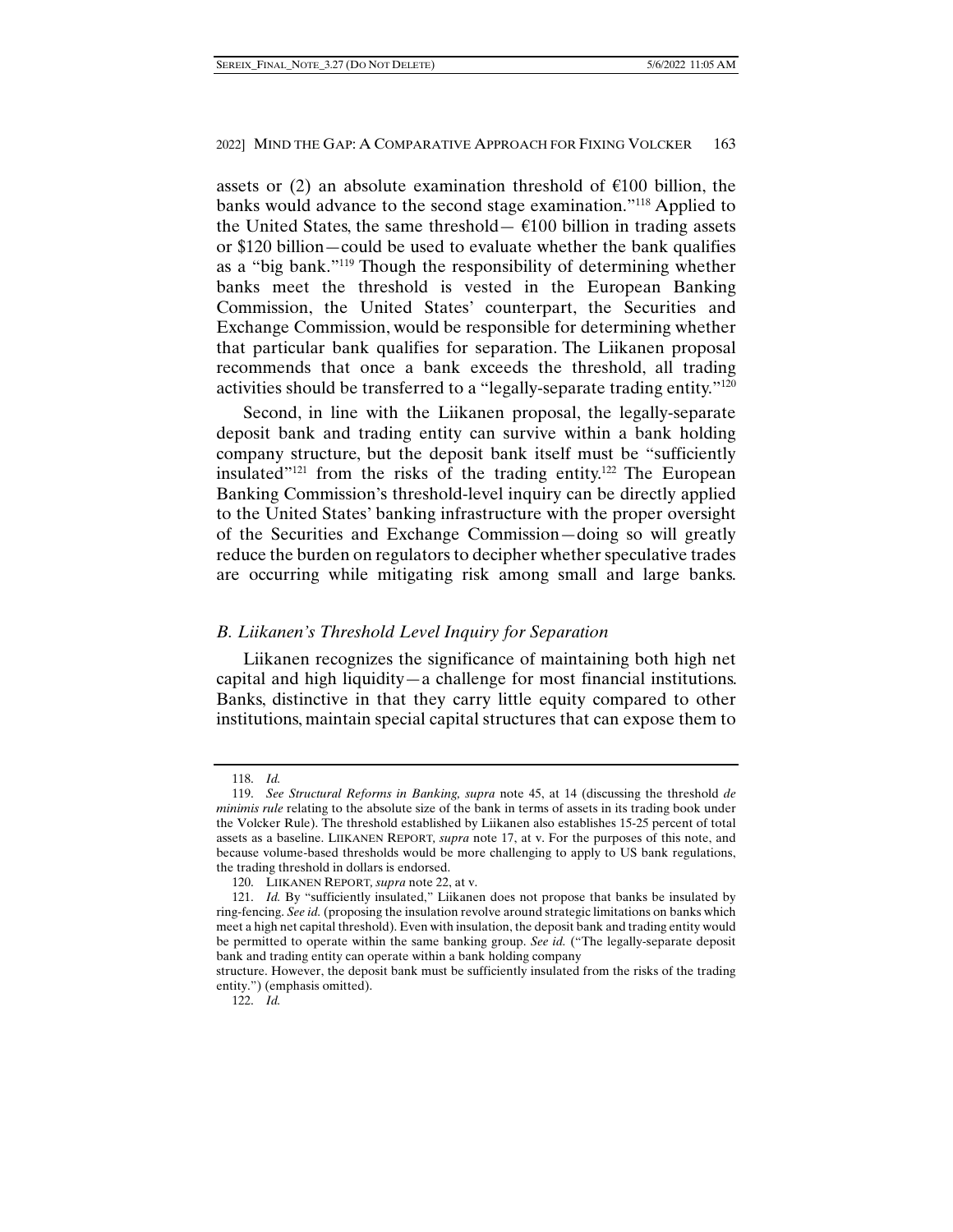assets or (2) an absolute examination threshold of €100 billion, the banks would advance to the second stage examination."[118] Applied to the United States, the same threshold— €100 billion in trading assets or $120 billion—could be used to evaluate whether the bank qualifies as a "big bank."[119] Though the responsibility of determining whether banks meet the threshold is vested in the European Banking Commission, the United States' counterpart, the Securities and Exchange Commission, would be responsible for determining whether that particular bank qualifies for separation. The Liikanen proposal recommends that once a bank exceeds the threshold, all trading activities should be transferred to a "legally-separate trading entity."[120]

Second, in line with the Liikanen proposal, the legally-separate deposit bank and trading entity can survive within a bank holding company structure, but the deposit bank itself must be "sufficiently insulated"[121] from the risks of the trading entity.[122] The European Banking Commission's threshold-level inquiry can be directly applied to the United States' banking infrastructure with the proper oversight of the Securities and Exchange Commission—doing so will greatly reduce the burden on regulators to decipher whether speculative trades are occurring while mitigating risk among small and large banks.

### *B. Liikanen's Threshold Level Inquiry for Separation*

Liikanen recognizes the significance of maintaining both high net capital and high liquidity—a challenge for most financial institutions. Banks, distinctive in that they carry little equity compared to other institutions, maintain special capital structures that can expose them to

---

118. *Id.*

119. *See Structural Reforms in Banking, supra* note 45, at 14 (discussing the threshold *de minimis rule* relating to the absolute size of the bank in terms of assets in its trading book under the Volcker Rule). The threshold established by Liikanen also establishes 15-25 percent of total assets as a baseline. LIIKANEN REPORT, *supra* note 17, at v. For the purposes of this note, and because volume-based thresholds would be more challenging to apply to US bank regulations, the trading threshold in dollars is endorsed.

120. LIIKANEN REPORT, *supra* note 22, at v.

121. *Id.* By "sufficiently insulated," Liikanen does not propose that banks be insulated by ring-fencing. *See id.* (proposing the insulation revolve around strategic limitations on banks which meet a high net capital threshold). Even with insulation, the deposit bank and trading entity would be permitted to operate within the same banking group. *See id.* ("The legally-separate deposit bank and trading entity can operate within a bank holding company structure. However, the deposit bank must be sufficiently insulated from the risks of the trading entity.") (emphasis omitted).

122. *Id.*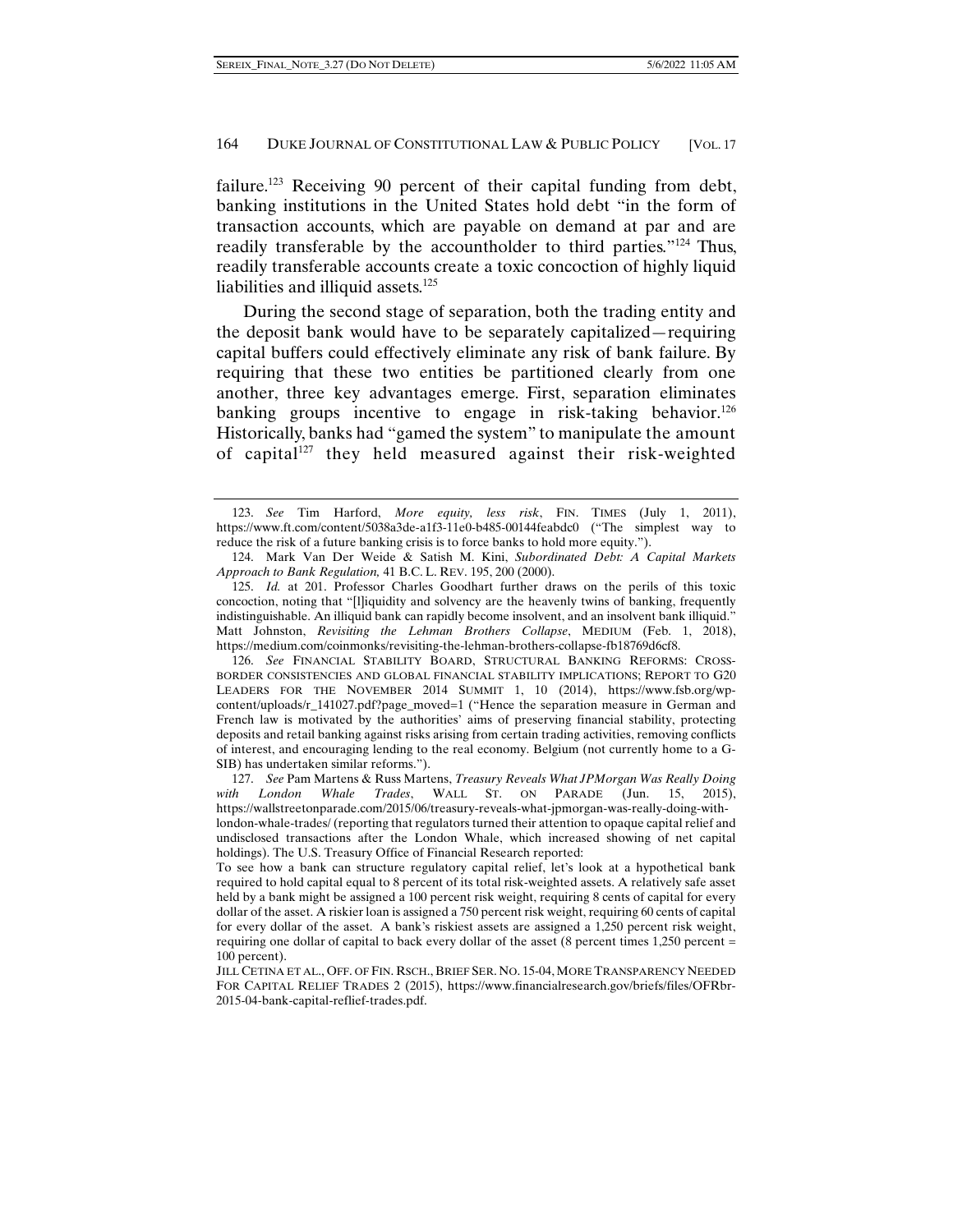failure.[123] Receiving 90 percent of their capital funding from debt, banking institutions in the United States hold debt "in the form of transaction accounts, which are payable on demand at par and are readily transferable by the accountholder to third parties."[124] Thus, readily transferable accounts create a toxic concoction of highly liquid liabilities and illiquid assets.[125]

During the second stage of separation, both the trading entity and the deposit bank would have to be separately capitalized—requiring capital buffers could effectively eliminate any risk of bank failure. By requiring that these two entities be partitioned clearly from one another, three key advantages emerge. First, separation eliminates banking groups incentive to engage in risk-taking behavior.[126] Historically, banks had "gamed the system" to manipulate the amount of capital[127] they held measured against their risk-weighted

---

123. *See* Tim Harford, *More equity, less risk*, FIN. TIMES (July 1, 2011), https://www.ft.com/content/5038a3de-a1f3-11e0-b485-00144feabdc0 ("The simplest way to reduce the risk of a future banking crisis is to force banks to hold more equity.").

124. Mark Van Der Weide & Satish M. Kini, *Subordinated Debt: A Capital Markets Approach to Bank Regulation,* 41 B.C. L. REV. 195, 200 (2000).

125. *Id.* at 201. Professor Charles Goodhart further draws on the perils of this toxic concoction, noting that "[l]iquidity and solvency are the heavenly twins of banking, frequently indistinguishable. An illiquid bank can rapidly become insolvent, and an insolvent bank illiquid." Matt Johnston, *Revisiting the Lehman Brothers Collapse*, MEDIUM (Feb. 1, 2018), https://medium.com/coinmonks/revisiting-the-lehman-brothers-collapse-fb18769d6cf8.

126. *See* FINANCIAL STABILITY BOARD, STRUCTURAL BANKING REFORMS: CROSS-BORDER CONSISTENCIES AND GLOBAL FINANCIAL STABILITY IMPLICATIONS; REPORT TO G20 LEADERS FOR THE NOVEMBER 2014 SUMMIT 1, 10 (2014), https://www.fsb.org/wp-content/uploads/r_141027.pdf?page_moved=1 ("Hence the separation measure in German and French law is motivated by the authorities' aims of preserving financial stability, protecting deposits and retail banking against risks arising from certain trading activities, removing conflicts of interest, and encouraging lending to the real economy. Belgium (not currently home to a G-SIB) has undertaken similar reforms.").

127. *See* Pam Martens & Russ Martens, *Treasury Reveals What JPMorgan Was Really Doing with London Whale Trades*, WALL ST. ON PARADE (Jun. 15, 2015), https://wallstreetonparade.com/2015/06/treasury-reveals-what-jpmorgan-was-really-doing-with-london-whale-trades/ (reporting that regulators turned their attention to opaque capital relief and undisclosed transactions after the London Whale, which increased showing of net capital holdings). The U.S. Treasury Office of Financial Research reported:

To see how a bank can structure regulatory capital relief, let's look at a hypothetical bank required to hold capital equal to 8 percent of its total risk-weighted assets. A relatively safe asset held by a bank might be assigned a 100 percent risk weight, requiring 8 cents of capital for every dollar of the asset. A riskier loan is assigned a 750 percent risk weight, requiring 60 cents of capital for every dollar of the asset. A bank's riskiest assets are assigned a 1,250 percent risk weight, requiring one dollar of capital to back every dollar of the asset (8 percent times 1,250 percent = 100 percent).

JILL CETINA ET AL., OFF. OF FIN. RSCH., BRIEF SER. NO. 15-04, MORE TRANSPARENCY NEEDED FOR CAPITAL RELIEF TRADES 2 (2015), https://www.financialresearch.gov/briefs/files/OFRbr-2015-04-bank-capital-reflief-trades.pdf.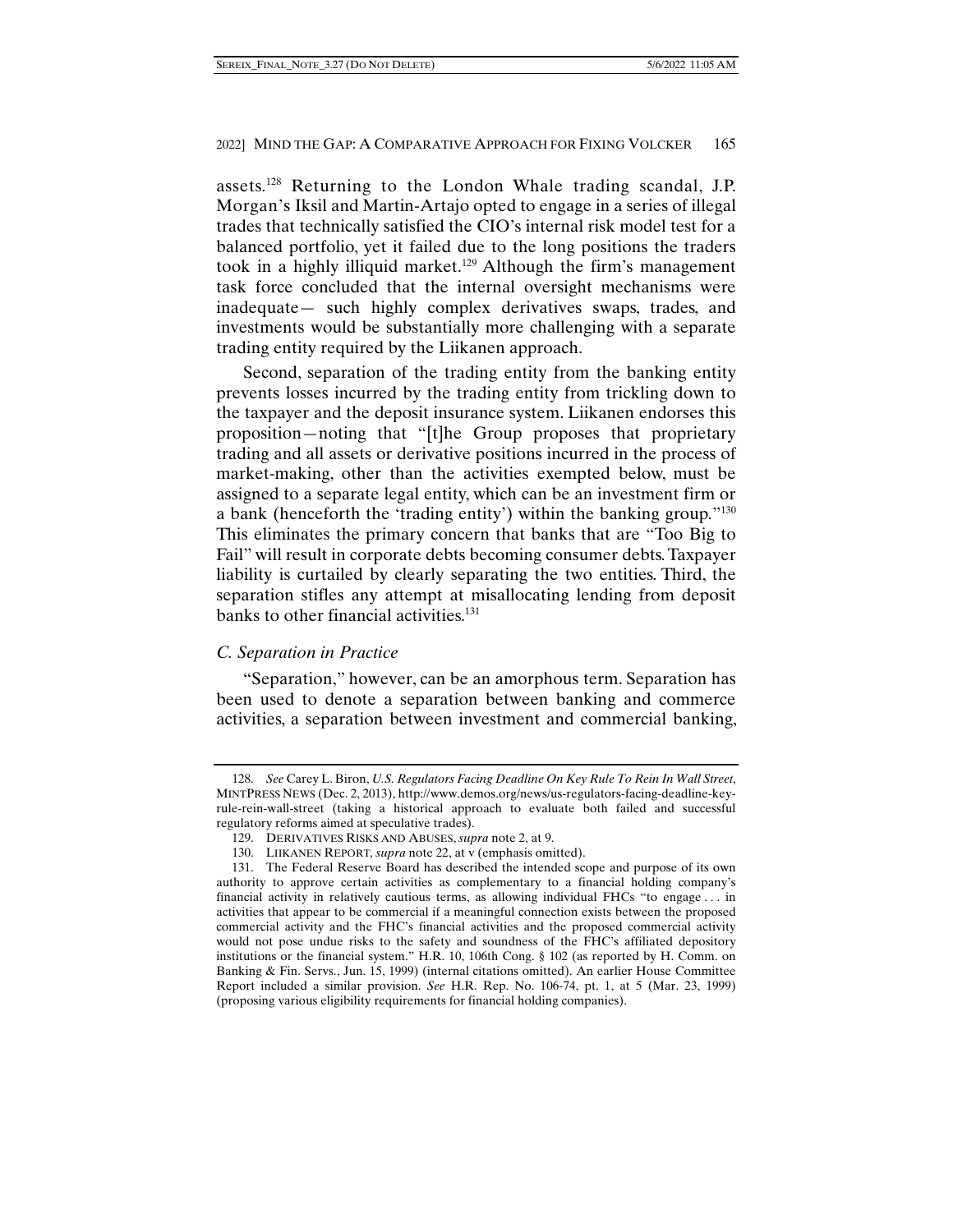assets.[128] Returning to the London Whale trading scandal, J.P. Morgan's Iksil and Martin-Artajo opted to engage in a series of illegal trades that technically satisfied the CIO's internal risk model test for a balanced portfolio, yet it failed due to the long positions the traders took in a highly illiquid market.[129] Although the firm's management task force concluded that the internal oversight mechanisms were inadequate— such highly complex derivatives swaps, trades, and investments would be substantially more challenging with a separate trading entity required by the Liikanen approach.

Second, separation of the trading entity from the banking entity prevents losses incurred by the trading entity from trickling down to the taxpayer and the deposit insurance system. Liikanen endorses this proposition—noting that "[t]he Group proposes that proprietary trading and all assets or derivative positions incurred in the process of market-making, other than the activities exempted below, must be assigned to a separate legal entity, which can be an investment firm or a bank (henceforth the 'trading entity') within the banking group."[130] This eliminates the primary concern that banks that are "Too Big to Fail" will result in corporate debts becoming consumer debts. Taxpayer liability is curtailed by clearly separating the two entities. Third, the separation stifles any attempt at misallocating lending from deposit banks to other financial activities.[131]

### *C. Separation in Practice*

"Separation," however, can be an amorphous term. Separation has been used to denote a separation between banking and commerce activities, a separation between investment and commercial banking,

---

128. *See* Carey L. Biron, *U.S. Regulators Facing Deadline On Key Rule To Rein In Wall Street*, MINTPRESS NEWS (Dec. 2, 2013), http://www.demos.org/news/us-regulators-facing-deadline-key-rule-rein-wall-street (taking a historical approach to evaluate both failed and successful regulatory reforms aimed at speculative trades).

129. DERIVATIVES RISKS AND ABUSES, *supra* note 2, at 9.

130. LIIKANEN REPORT, *supra* note 22, at v (emphasis omitted).

131. The Federal Reserve Board has described the intended scope and purpose of its own authority to approve certain activities as complementary to a financial holding company's financial activity in relatively cautious terms, as allowing individual FHCs "to engage . . . in activities that appear to be commercial if a meaningful connection exists between the proposed commercial activity and the FHC's financial activities and the proposed commercial activity would not pose undue risks to the safety and soundness of the FHC's affiliated depository institutions or the financial system." H.R. 10, 106th Cong. § 102 (as reported by H. Comm. on Banking & Fin. Servs., Jun. 15, 1999) (internal citations omitted). An earlier House Committee Report included a similar provision. *See* H.R. Rep. No. 106-74, pt. 1, at 5 (Mar. 23, 1999) (proposing various eligibility requirements for financial holding companies).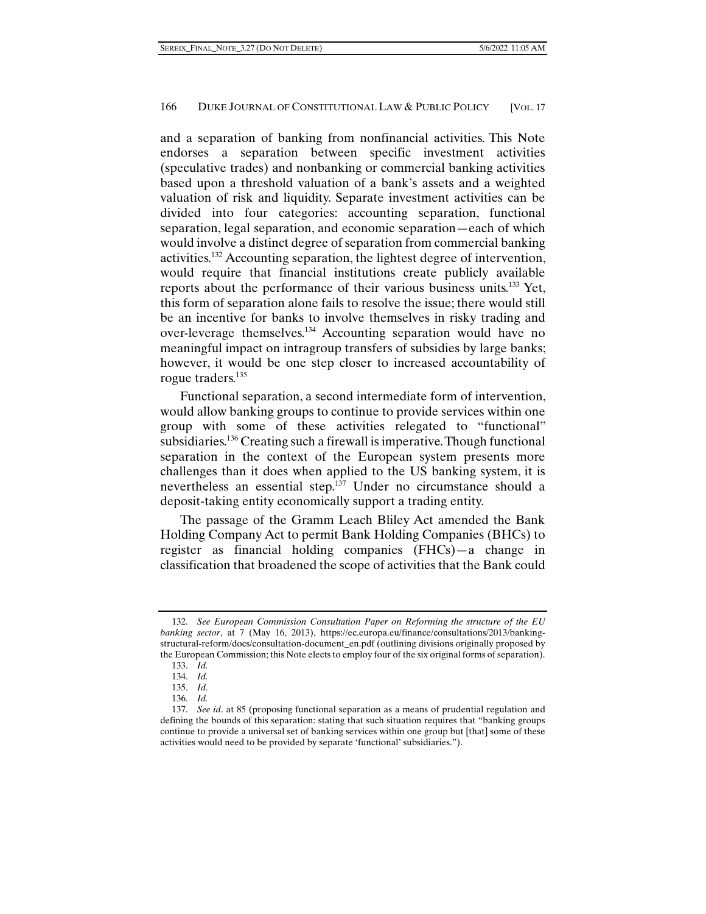and a separation of banking from nonfinancial activities. This Note endorses a separation between specific investment activities (speculative trades) and nonbanking or commercial banking activities based upon a threshold valuation of a bank's assets and a weighted valuation of risk and liquidity. Separate investment activities can be divided into four categories: accounting separation, functional separation, legal separation, and economic separation—each of which would involve a distinct degree of separation from commercial banking activities.[132] Accounting separation, the lightest degree of intervention, would require that financial institutions create publicly available reports about the performance of their various business units.[133] Yet, this form of separation alone fails to resolve the issue; there would still be an incentive for banks to involve themselves in risky trading and over-leverage themselves.[134] Accounting separation would have no meaningful impact on intragroup transfers of subsidies by large banks; however, it would be one step closer to increased accountability of rogue traders.[135]

Functional separation, a second intermediate form of intervention, would allow banking groups to continue to provide services within one group with some of these activities relegated to "functional" subsidiaries.[136] Creating such a firewall is imperative. Though functional separation in the context of the European system presents more challenges than it does when applied to the US banking system, it is nevertheless an essential step.[137] Under no circumstance should a deposit-taking entity economically support a trading entity.

The passage of the Gramm Leach Bliley Act amended the Bank Holding Company Act to permit Bank Holding Companies (BHCs) to register as financial holding companies (FHCs)—a change in classification that broadened the scope of activities that the Bank could

---

132. *See European Commission Consultation Paper on Reforming the structure of the EU banking sector*, at 7 (May 16, 2013), https://ec.europa.eu/finance/consultations/2013/banking-structural-reform/docs/consultation-document_en.pdf (outlining divisions originally proposed by the European Commission; this Note elects to employ four of the six original forms of separation).

133. *Id.*

134. *Id.*

135. *Id.*

136. *Id.*

137. *See id*. at 85 (proposing functional separation as a means of prudential regulation and defining the bounds of this separation: stating that such situation requires that "banking groups continue to provide a universal set of banking services within one group but [that] some of these activities would need to be provided by separate 'functional' subsidiaries.").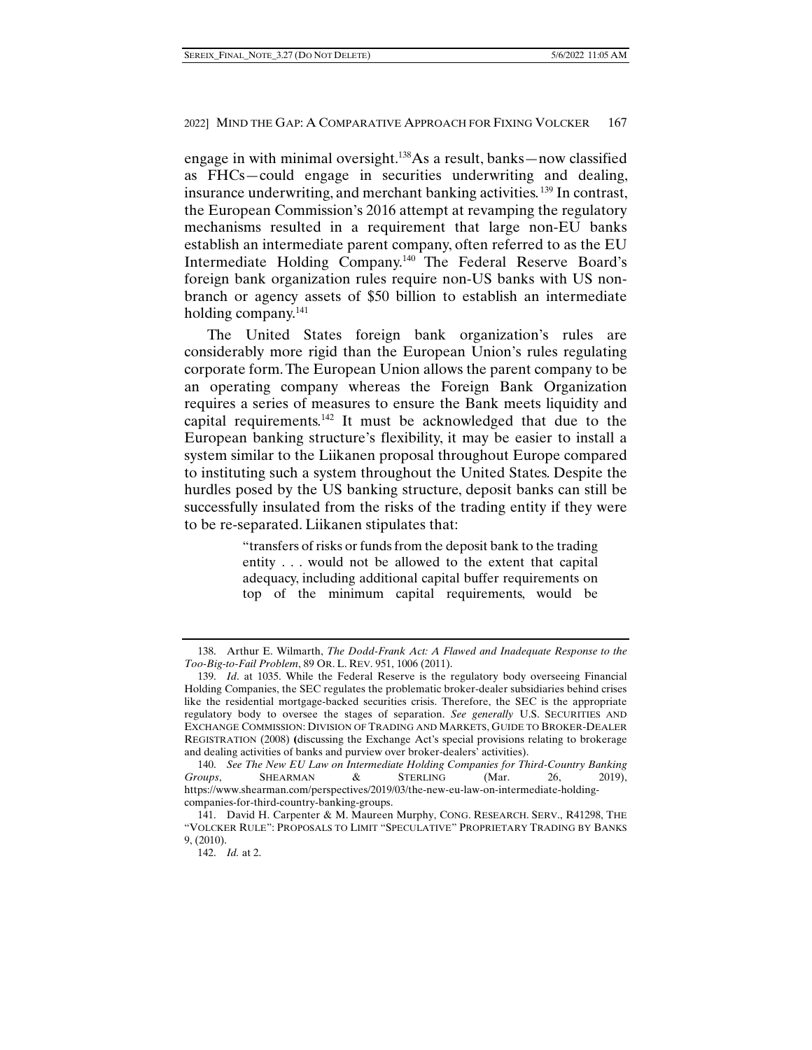engage in with minimal oversight.[138] As a result, banks—now classified as FHCs—could engage in securities underwriting and dealing, insurance underwriting, and merchant banking activities.[139] In contrast, the European Commission's 2016 attempt at revamping the regulatory mechanisms resulted in a requirement that large non-EU banks establish an intermediate parent company, often referred to as the EU Intermediate Holding Company.[140] The Federal Reserve Board's foreign bank organization rules require non-US banks with US non-branch or agency assets of $50 billion to establish an intermediate holding company.[141]

The United States foreign bank organization's rules are considerably more rigid than the European Union's rules regulating corporate form. The European Union allows the parent company to be an operating company whereas the Foreign Bank Organization requires a series of measures to ensure the Bank meets liquidity and capital requirements.[142] It must be acknowledged that due to the European banking structure's flexibility, it may be easier to install a system similar to the Liikanen proposal throughout Europe compared to instituting such a system throughout the United States. Despite the hurdles posed by the US banking structure, deposit banks can still be successfully insulated from the risks of the trading entity if they were to be re-separated. Liikanen stipulates that:

> "transfers of risks or funds from the deposit bank to the trading entity . . . would not be allowed to the extent that capital adequacy, including additional capital buffer requirements on top of the minimum capital requirements, would be

---

138. Arthur E. Wilmarth, *The Dodd-Frank Act: A Flawed and Inadequate Response to the Too-Big-to-Fail Problem*, 89 OR. L. REV. 951, 1006 (2011).

139. *Id*. at 1035. While the Federal Reserve is the regulatory body overseeing Financial Holding Companies, the SEC regulates the problematic broker-dealer subsidiaries behind crises like the residential mortgage-backed securities crisis. Therefore, the SEC is the appropriate regulatory body to oversee the stages of separation. *See generally* U.S. SECURITIES AND EXCHANGE COMMISSION: DIVISION OF TRADING AND MARKETS, GUIDE TO BROKER-DEALER REGISTRATION (2008) (discussing the Exchange Act's special provisions relating to brokerage and dealing activities of banks and purview over broker-dealers' activities).

140. *See The New EU Law on Intermediate Holding Companies for Third-Country Banking Groups*, SHEARMAN & STERLING (Mar. 26, 2019), https://www.shearman.com/perspectives/2019/03/the-new-eu-law-on-intermediate-holding-companies-for-third-country-banking-groups.

141. David H. Carpenter & M. Maureen Murphy, CONG. RESEARCH. SERV., R41298, THE "VOLCKER RULE": PROPOSALS TO LIMIT "SPECULATIVE" PROPRIETARY TRADING BY BANKS 9, (2010).

142. *Id.* at 2.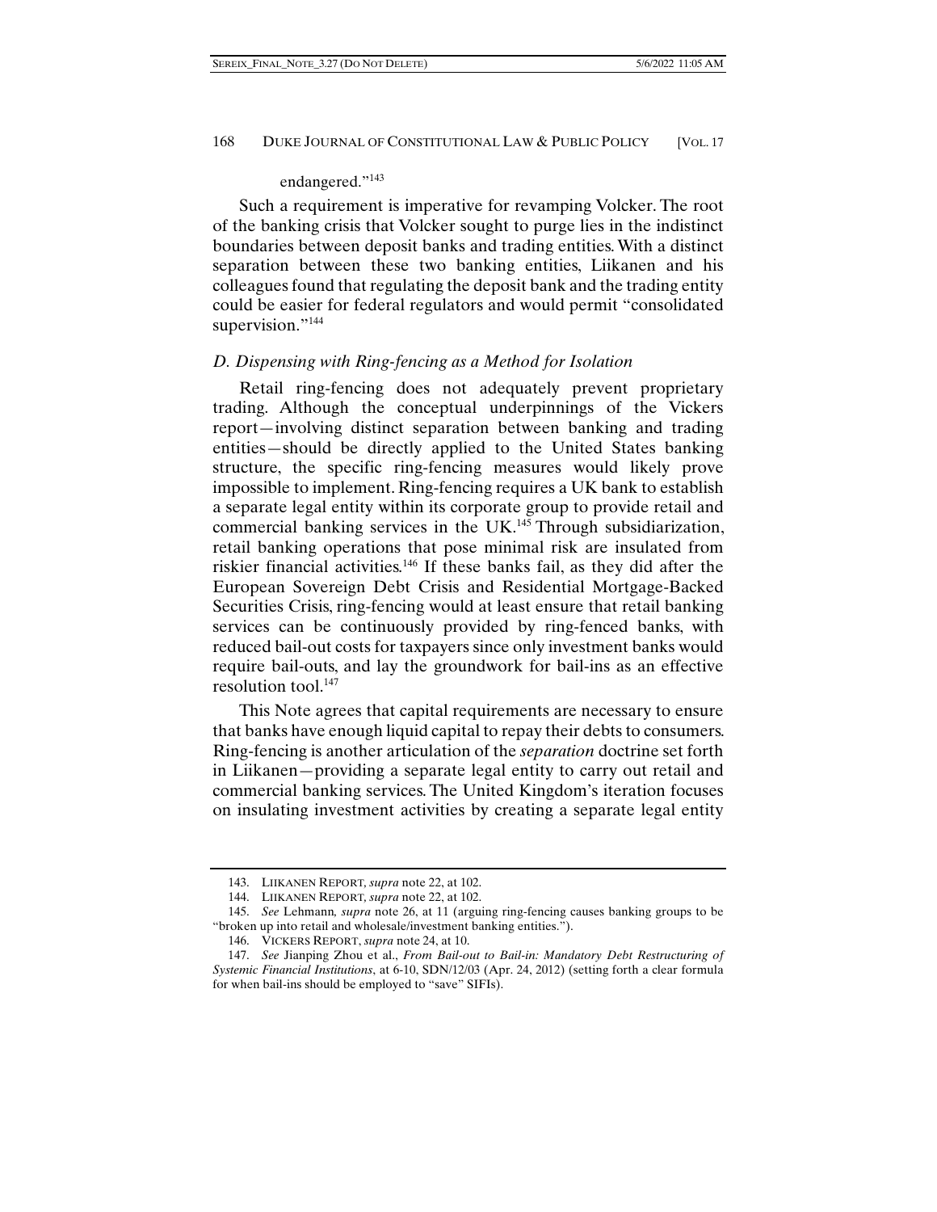endangered."[143]

Such a requirement is imperative for revamping Volcker. The root of the banking crisis that Volcker sought to purge lies in the indistinct boundaries between deposit banks and trading entities. With a distinct separation between these two banking entities, Liikanen and his colleagues found that regulating the deposit bank and the trading entity could be easier for federal regulators and would permit "consolidated supervision."[144]

### *D. Dispensing with Ring-fencing as a Method for Isolation*

Retail ring-fencing does not adequately prevent proprietary trading. Although the conceptual underpinnings of the Vickers report—involving distinct separation between banking and trading entities—should be directly applied to the United States banking structure, the specific ring-fencing measures would likely prove impossible to implement. Ring-fencing requires a UK bank to establish a separate legal entity within its corporate group to provide retail and commercial banking services in the UK.[145] Through subsidiarization, retail banking operations that pose minimal risk are insulated from riskier financial activities.[146] If these banks fail, as they did after the European Sovereign Debt Crisis and Residential Mortgage-Backed Securities Crisis, ring-fencing would at least ensure that retail banking services can be continuously provided by ring-fenced banks, with reduced bail-out costs for taxpayers since only investment banks would require bail-outs, and lay the groundwork for bail-ins as an effective resolution tool.[147]

This Note agrees that capital requirements are necessary to ensure that banks have enough liquid capital to repay their debts to consumers. Ring-fencing is another articulation of the *separation* doctrine set forth in Liikanen—providing a separate legal entity to carry out retail and commercial banking services. The United Kingdom's iteration focuses on insulating investment activities by creating a separate legal entity

---

143. LIIKANEN REPORT, *supra* note 22, at 102.

144. LIIKANEN REPORT, *supra* note 22, at 102.

145. *See* Lehmann, *supra* note 26, at 11 (arguing ring-fencing causes banking groups to be "broken up into retail and wholesale/investment banking entities.").

146. VICKERS REPORT, *supra* note 24, at 10.

147. *See* Jianping Zhou et al., *From Bail-out to Bail-in: Mandatory Debt Restructuring of Systemic Financial Institutions*, at 6-10, SDN/12/03 (Apr. 24, 2012) (setting forth a clear formula for when bail-ins should be employed to "save" SIFIs).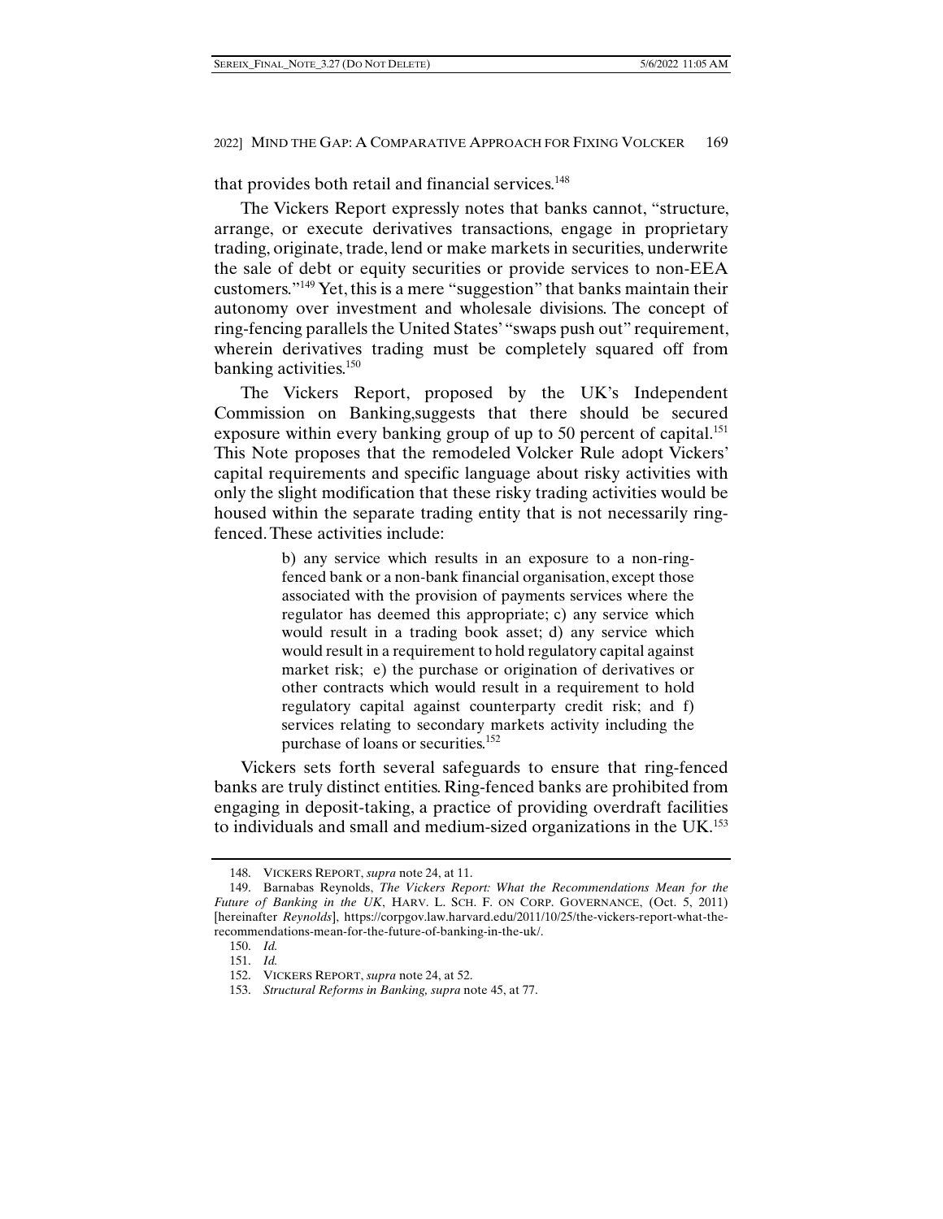that provides both retail and financial services.[148]

The Vickers Report expressly notes that banks cannot, "structure, arrange, or execute derivatives transactions, engage in proprietary trading, originate, trade, lend or make markets in securities, underwrite the sale of debt or equity securities or provide services to non-EEA customers."[149] Yet, this is a mere "suggestion" that banks maintain their autonomy over investment and wholesale divisions. The concept of ring-fencing parallels the United States' "swaps push out" requirement, wherein derivatives trading must be completely squared off from banking activities.[150]

The Vickers Report, proposed by the UK's Independent Commission on Banking,suggests that there should be secured exposure within every banking group of up to 50 percent of capital.[151] This Note proposes that the remodeled Volcker Rule adopt Vickers' capital requirements and specific language about risky activities with only the slight modification that these risky trading activities would be housed within the separate trading entity that is not necessarily ring-fenced. These activities include:

> b) any service which results in an exposure to a non-ring-fenced bank or a non-bank financial organisation, except those associated with the provision of payments services where the regulator has deemed this appropriate; c) any service which would result in a trading book asset; d) any service which would result in a requirement to hold regulatory capital against market risk; e) the purchase or origination of derivatives or other contracts which would result in a requirement to hold regulatory capital against counterparty credit risk; and f) services relating to secondary markets activity including the purchase of loans or securities.[152]

Vickers sets forth several safeguards to ensure that ring-fenced banks are truly distinct entities. Ring-fenced banks are prohibited from engaging in deposit-taking, a practice of providing overdraft facilities to individuals and small and medium-sized organizations in the UK.[153]

---

148. VICKERS REPORT, *supra* note 24, at 11.

149. Barnabas Reynolds, *The Vickers Report: What the Recommendations Mean for the Future of Banking in the UK*, HARV. L. SCH. F. ON CORP. GOVERNANCE, (Oct. 5, 2011) [hereinafter *Reynolds*], https://corpgov.law.harvard.edu/2011/10/25/the-vickers-report-what-the-recommendations-mean-for-the-future-of-banking-in-the-uk/.

150. *Id.*

151. *Id.*

152. VICKERS REPORT, *supra* note 24, at 52.

153. *Structural Reforms in Banking, supra* note 45, at 77.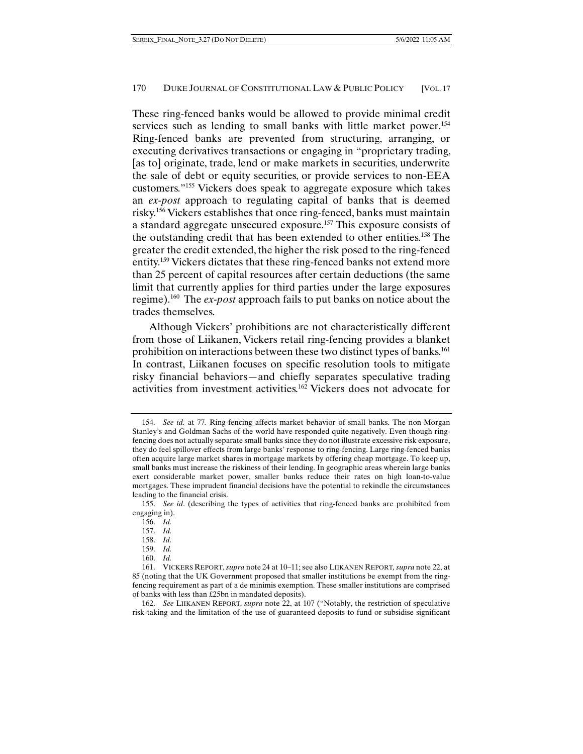These ring-fenced banks would be allowed to provide minimal credit services such as lending to small banks with little market power.[154] Ring-fenced banks are prevented from structuring, arranging, or executing derivatives transactions or engaging in "proprietary trading, [as to] originate, trade, lend or make markets in securities, underwrite the sale of debt or equity securities, or provide services to non-EEA customers."[155] Vickers does speak to aggregate exposure which takes an *ex-post* approach to regulating capital of banks that is deemed risky.[156] Vickers establishes that once ring-fenced, banks must maintain a standard aggregate unsecured exposure.[157] This exposure consists of the outstanding credit that has been extended to other entities.[158] The greater the credit extended, the higher the risk posed to the ring-fenced entity.[159] Vickers dictates that these ring-fenced banks not extend more than 25 percent of capital resources after certain deductions (the same limit that currently applies for third parties under the large exposures regime).[160] The *ex-post* approach fails to put banks on notice about the trades themselves.

Although Vickers' prohibitions are not characteristically different from those of Liikanen, Vickers retail ring-fencing provides a blanket prohibition on interactions between these two distinct types of banks.[161] In contrast, Liikanen focuses on specific resolution tools to mitigate risky financial behaviors—and chiefly separates speculative trading activities from investment activities.[162] Vickers does not advocate for

---

154. *See id.* at 77. Ring-fencing affects market behavior of small banks. The non-Morgan Stanley's and Goldman Sachs of the world have responded quite negatively. Even though ring-fencing does not actually separate small banks since they do not illustrate excessive risk exposure, they do feel spillover effects from large banks' response to ring-fencing. Large ring-fenced banks often acquire large market shares in mortgage markets by offering cheap mortgage. To keep up, small banks must increase the riskiness of their lending. In geographic areas wherein large banks exert considerable market power, smaller banks reduce their rates on high loan-to-value mortgages. These imprudent financial decisions have the potential to rekindle the circumstances leading to the financial crisis.

155. *See id*. (describing the types of activities that ring-fenced banks are prohibited from engaging in).

156. *Id.*

157. *Id.*

158. *Id.*

159. *Id.*

160. *Id.*

161. VICKERS REPORT, *supra* note 24 at 10–11; see also LIIKANEN REPORT, *supra* note 22, at 85 (noting that the UK Government proposed that smaller institutions be exempt from the ring-fencing requirement as part of a de minimis exemption. These smaller institutions are comprised of banks with less than £25bn in mandated deposits).

162. *See* LIIKANEN REPORT, *supra* note 22, at 107 ("Notably, the restriction of speculative risk-taking and the limitation of the use of guaranteed deposits to fund or subsidise significant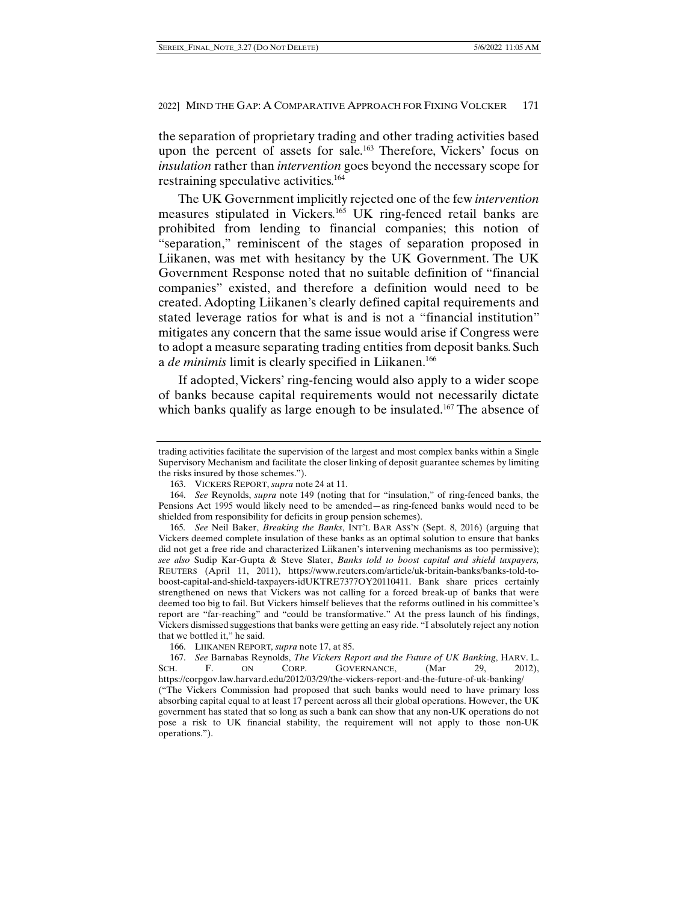the separation of proprietary trading and other trading activities based upon the percent of assets for sale.[163] Therefore, Vickers' focus on *insulation* rather than *intervention* goes beyond the necessary scope for restraining speculative activities.[164]

The UK Government implicitly rejected one of the few *intervention* measures stipulated in Vickers.[165] UK ring-fenced retail banks are prohibited from lending to financial companies; this notion of "separation," reminiscent of the stages of separation proposed in Liikanen, was met with hesitancy by the UK Government. The UK Government Response noted that no suitable definition of "financial companies" existed, and therefore a definition would need to be created. Adopting Liikanen's clearly defined capital requirements and stated leverage ratios for what is and is not a "financial institution" mitigates any concern that the same issue would arise if Congress were to adopt a measure separating trading entities from deposit banks. Such a *de minimis* limit is clearly specified in Liikanen.[166]

If adopted, Vickers' ring-fencing would also apply to a wider scope of banks because capital requirements would not necessarily dictate which banks qualify as large enough to be insulated.[167] The absence of

---

trading activities facilitate the supervision of the largest and most complex banks within a Single Supervisory Mechanism and facilitate the closer linking of deposit guarantee schemes by limiting the risks insured by those schemes.").

163. VICKERS REPORT, *supra* note 24 at 11.

164. *See* Reynolds, *supra* note 149 (noting that for "insulation," of ring-fenced banks, the Pensions Act 1995 would likely need to be amended—as ring-fenced banks would need to be shielded from responsibility for deficits in group pension schemes).

165. *See* Neil Baker, *Breaking the Banks*, INT'L BAR ASS'N (Sept. 8, 2016) (arguing that Vickers deemed complete insulation of these banks as an optimal solution to ensure that banks did not get a free ride and characterized Liikanen's intervening mechanisms as too permissive); *see also* Sudip Kar-Gupta & Steve Slater, *Banks told to boost capital and shield taxpayers,* REUTERS (April 11, 2011), https://www.reuters.com/article/uk-britain-banks/banks-told-to-boost-capital-and-shield-taxpayers-idUKTRE7377OY20110411. Bank share prices certainly strengthened on news that Vickers was not calling for a forced break-up of banks that were deemed too big to fail. But Vickers himself believes that the reforms outlined in his committee's report are "far-reaching" and "could be transformative." At the press launch of his findings, Vickers dismissed suggestions that banks were getting an easy ride. "I absolutely reject any notion that we bottled it," he said.

166. LIIKANEN REPORT, *supra* note 17, at 85.

167. *See* Barnabas Reynolds, *The Vickers Report and the Future of UK Banking*, HARV. L. SCH. F. ON CORP. GOVERNANCE, (Mar 29, 2012), https://corpgov.law.harvard.edu/2012/03/29/the-vickers-report-and-the-future-of-uk-banking/ ("The Vickers Commission had proposed that such banks would need to have primary loss absorbing capital equal to at least 17 percent across all their global operations. However, the UK government has stated that so long as such a bank can show that any non-UK operations do not pose a risk to UK financial stability, the requirement will not apply to those non-UK operations.").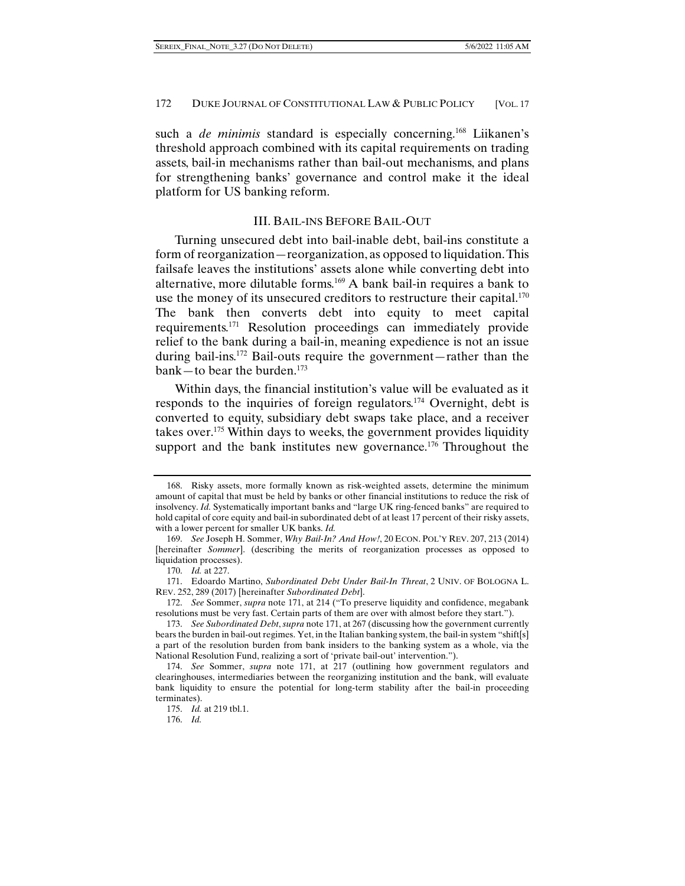such a *de minimis* standard is especially concerning.[168] Liikanen's threshold approach combined with its capital requirements on trading assets, bail-in mechanisms rather than bail-out mechanisms, and plans for strengthening banks' governance and control make it the ideal platform for US banking reform.

## III. BAIL-INS BEFORE BAIL-OUT

Turning unsecured debt into bail-inable debt, bail-ins constitute a form of reorganization—reorganization, as opposed to liquidation. This failsafe leaves the institutions' assets alone while converting debt into alternative, more dilutable forms.[169] A bank bail-in requires a bank to use the money of its unsecured creditors to restructure their capital.[170] The bank then converts debt into equity to meet capital requirements.[171] Resolution proceedings can immediately provide relief to the bank during a bail-in, meaning expedience is not an issue during bail-ins.[172] Bail-outs require the government—rather than the bank—to bear the burden.[173]

Within days, the financial institution's value will be evaluated as it responds to the inquiries of foreign regulators.[174] Overnight, debt is converted to equity, subsidiary debt swaps take place, and a receiver takes over.[175] Within days to weeks, the government provides liquidity support and the bank institutes new governance.[176] Throughout the

---

168. Risky assets, more formally known as risk-weighted assets, determine the minimum amount of capital that must be held by banks or other financial institutions to reduce the risk of insolvency. *Id.* Systematically important banks and "large UK ring-fenced banks" are required to hold capital of core equity and bail-in subordinated debt of at least 17 percent of their risky assets, with a lower percent for smaller UK banks. *Id.*

169. *See* Joseph H. Sommer, *Why Bail-In? And How!*, 20 ECON. POL'Y REV. 207, 213 (2014) [hereinafter *Sommer*]. (describing the merits of reorganization processes as opposed to liquidation processes).

170. *Id.* at 227.

171. Edoardo Martino, *Subordinated Debt Under Bail-In Threat*, 2 UNIV. OF BOLOGNA L. REV. 252, 289 (2017) [hereinafter *Subordinated Debt*].

172. *See* Sommer, *supra* note 171, at 214 ("To preserve liquidity and confidence, megabank resolutions must be very fast. Certain parts of them are over with almost before they start.").

173. *See Subordinated Debt*, *supra* note 171, at 267 (discussing how the government currently bears the burden in bail-out regimes. Yet, in the Italian banking system, the bail-in system "shift[s] a part of the resolution burden from bank insiders to the banking system as a whole, via the National Resolution Fund, realizing a sort of 'private bail-out' intervention.").

174. *See* Sommer, *supra* note 171, at 217 (outlining how government regulators and clearinghouses, intermediaries between the reorganizing institution and the bank, will evaluate bank liquidity to ensure the potential for long-term stability after the bail-in proceeding terminates).

175. *Id.* at 219 tbl.1.

176. *Id.*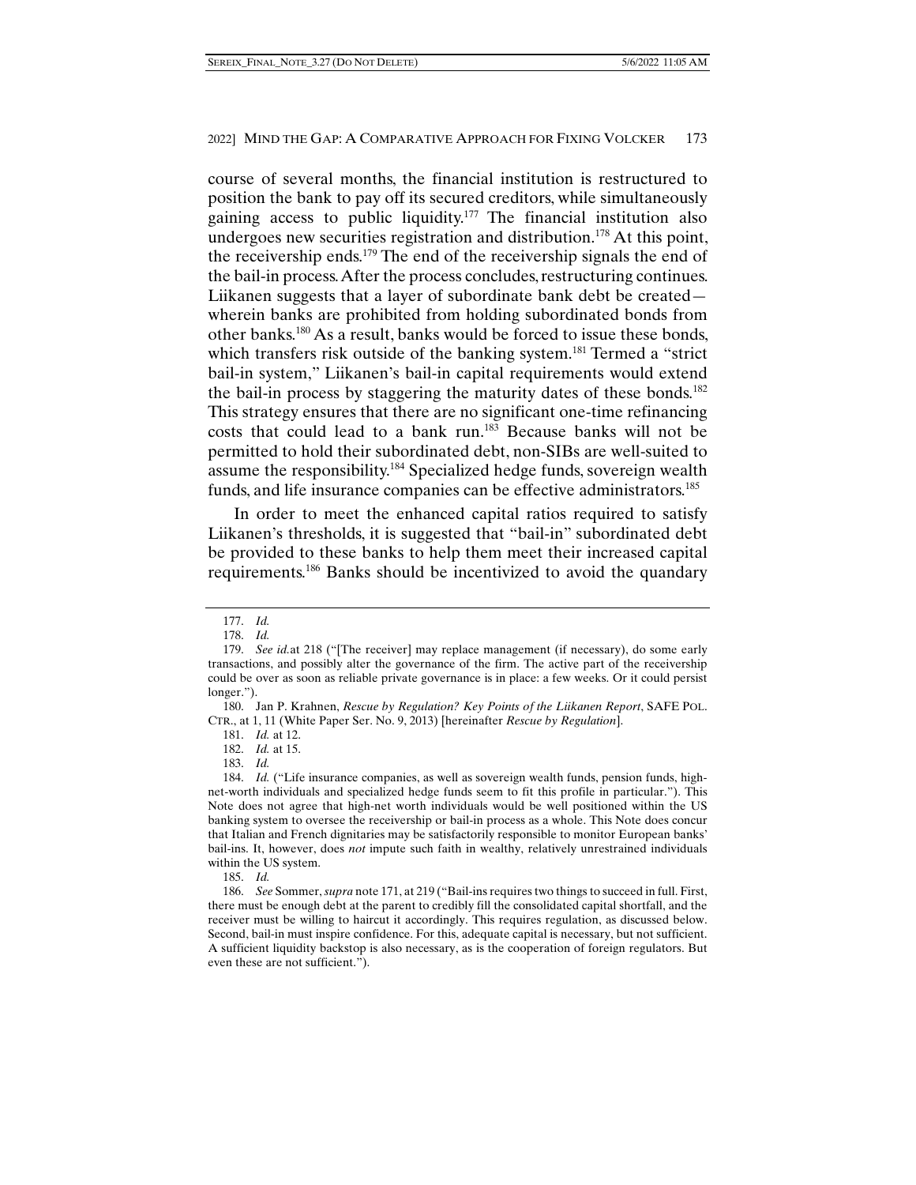course of several months, the financial institution is restructured to position the bank to pay off its secured creditors, while simultaneously gaining access to public liquidity.[177] The financial institution also undergoes new securities registration and distribution.[178] At this point, the receivership ends.[179] The end of the receivership signals the end of the bail-in process. After the process concludes, restructuring continues. Liikanen suggests that a layer of subordinate bank debt be created—wherein banks are prohibited from holding subordinated bonds from other banks.[180] As a result, banks would be forced to issue these bonds, which transfers risk outside of the banking system.[181] Termed a "strict bail-in system," Liikanen's bail-in capital requirements would extend the bail-in process by staggering the maturity dates of these bonds.[182] This strategy ensures that there are no significant one-time refinancing costs that could lead to a bank run.[183] Because banks will not be permitted to hold their subordinated debt, non-SIBs are well-suited to assume the responsibility.[184] Specialized hedge funds, sovereign wealth funds, and life insurance companies can be effective administrators.[185]

In order to meet the enhanced capital ratios required to satisfy Liikanen's thresholds, it is suggested that "bail-in" subordinated debt be provided to these banks to help them meet their increased capital requirements.[186] Banks should be incentivized to avoid the quandary

---

177. *Id.*

178. *Id.*

179. *See id.*at 218 ("[The receiver] may replace management (if necessary), do some early transactions, and possibly alter the governance of the firm. The active part of the receivership could be over as soon as reliable private governance is in place: a few weeks. Or it could persist longer.").

180. Jan P. Krahnen, *Rescue by Regulation? Key Points of the Liikanen Report*, SAFE POL. CTR., at 1, 11 (White Paper Ser. No. 9, 2013) [hereinafter *Rescue by Regulation*].

181. *Id.* at 12.

182. *Id.* at 15.

183. *Id.*

184. *Id.* ("Life insurance companies, as well as sovereign wealth funds, pension funds, high-net-worth individuals and specialized hedge funds seem to fit this profile in particular."). This Note does not agree that high-net worth individuals would be well positioned within the US banking system to oversee the receivership or bail-in process as a whole. This Note does concur that Italian and French dignitaries may be satisfactorily responsible to monitor European banks' bail-ins. It, however, does *not* impute such faith in wealthy, relatively unrestrained individuals within the US system.

185. *Id.*

186. *See* Sommer, *supra* note 171, at 219 ("Bail-ins requires two things to succeed in full. First, there must be enough debt at the parent to credibly fill the consolidated capital shortfall, and the receiver must be willing to haircut it accordingly. This requires regulation, as discussed below. Second, bail-in must inspire confidence. For this, adequate capital is necessary, but not sufficient. A sufficient liquidity backstop is also necessary, as is the cooperation of foreign regulators. But even these are not sufficient.").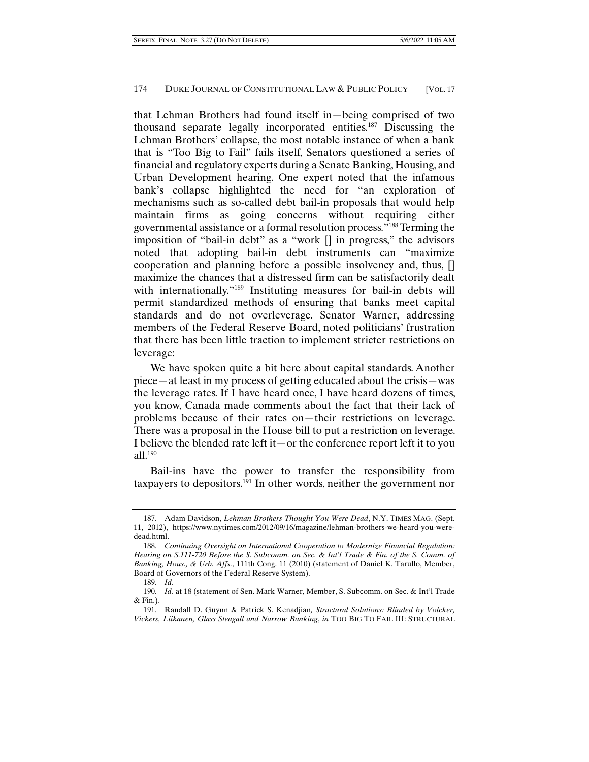that Lehman Brothers had found itself in—being comprised of two thousand separate legally incorporated entities.[187] Discussing the Lehman Brothers' collapse, the most notable instance of when a bank that is "Too Big to Fail" fails itself, Senators questioned a series of financial and regulatory experts during a Senate Banking, Housing, and Urban Development hearing. One expert noted that the infamous bank's collapse highlighted the need for "an exploration of mechanisms such as so-called debt bail-in proposals that would help maintain firms as going concerns without requiring either governmental assistance or a formal resolution process."[188] Terming the imposition of "bail-in debt" as a "work [] in progress," the advisors noted that adopting bail-in debt instruments can "maximize cooperation and planning before a possible insolvency and, thus, [] maximize the chances that a distressed firm can be satisfactorily dealt with internationally."[189] Instituting measures for bail-in debts will permit standardized methods of ensuring that banks meet capital standards and do not overleverage. Senator Warner, addressing members of the Federal Reserve Board, noted politicians' frustration that there has been little traction to implement stricter restrictions on leverage:

> We have spoken quite a bit here about capital standards. Another piece—at least in my process of getting educated about the crisis—was the leverage rates. If I have heard once, I have heard dozens of times, you know, Canada made comments about the fact that their lack of problems because of their rates on—their restrictions on leverage. There was a proposal in the House bill to put a restriction on leverage. I believe the blended rate left it—or the conference report left it to you all.[190]

Bail-ins have the power to transfer the responsibility from taxpayers to depositors.[191] In other words, neither the government nor

---

187. Adam Davidson, *Lehman Brothers Thought You Were Dead*, N.Y. TIMES MAG. (Sept. 11, 2012), https://www.nytimes.com/2012/09/16/magazine/lehman-brothers-we-heard-you-were-dead.html.

188. *Continuing Oversight on International Cooperation to Modernize Financial Regulation: Hearing on S.111-720 Before the S. Subcomm. on Sec. & Int'l Trade & Fin. of the S. Comm. of Banking, Hous., & Urb. Affs.*, 111th Cong. 11 (2010) (statement of Daniel K. Tarullo, Member, Board of Governors of the Federal Reserve System).

189. *Id.*

190. *Id.* at 18 (statement of Sen. Mark Warner, Member, S. Subcomm. on Sec. & Int'l Trade & Fin.).

191. Randall D. Guynn & Patrick S. Kenadjian, *Structural Solutions: Blinded by Volcker, Vickers, Liikanen, Glass Steagall and Narrow Banking*, *in* TOO BIG TO FAIL III: STRUCTURAL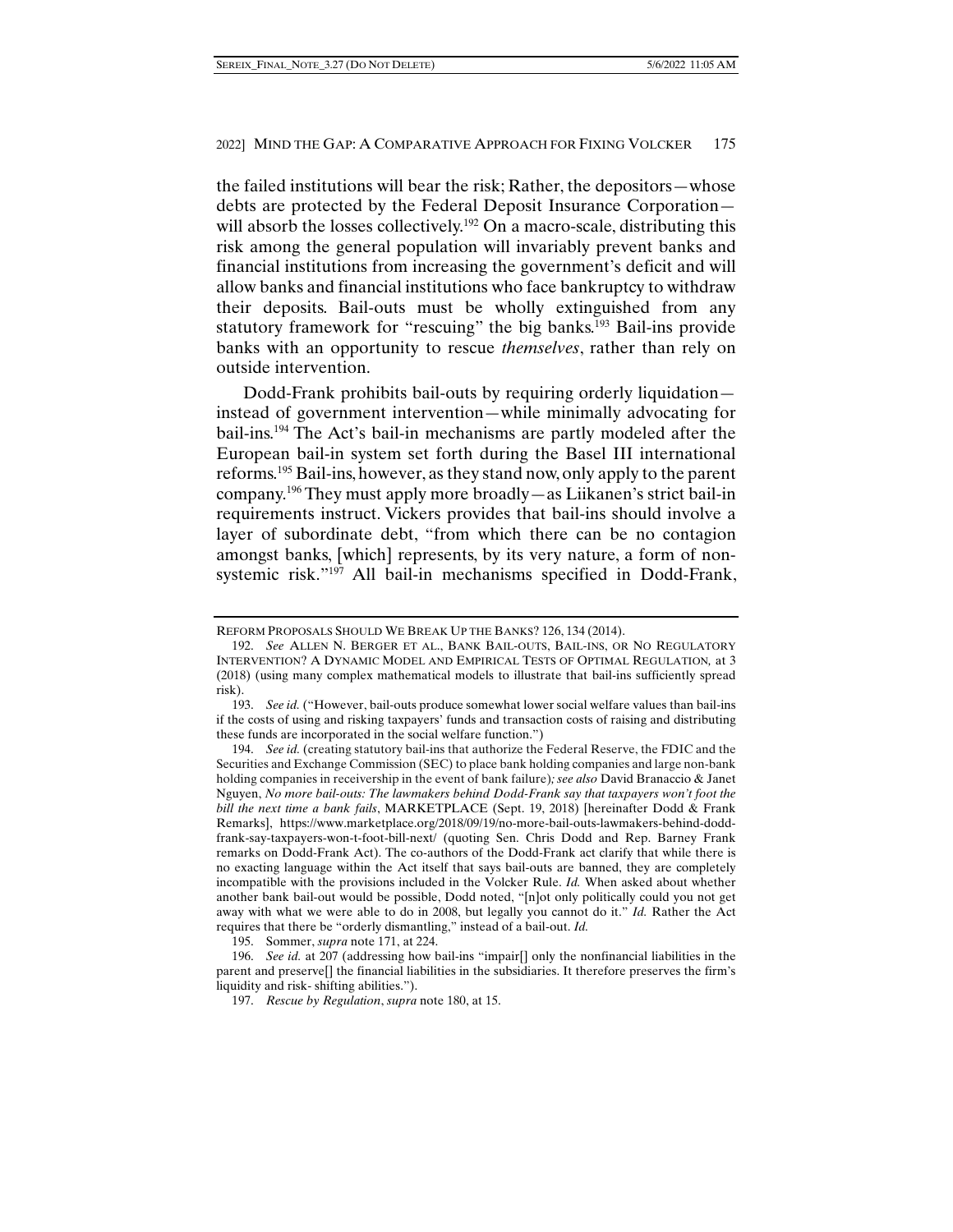the failed institutions will bear the risk; Rather, the depositors—whose debts are protected by the Federal Deposit Insurance Corporation—will absorb the losses collectively.[192] On a macro-scale, distributing this risk among the general population will invariably prevent banks and financial institutions from increasing the government's deficit and will allow banks and financial institutions who face bankruptcy to withdraw their deposits. Bail-outs must be wholly extinguished from any statutory framework for "rescuing" the big banks.[193] Bail-ins provide banks with an opportunity to rescue *themselves*, rather than rely on outside intervention.

Dodd-Frank prohibits bail-outs by requiring orderly liquidation—instead of government intervention—while minimally advocating for bail-ins.[194] The Act's bail-in mechanisms are partly modeled after the European bail-in system set forth during the Basel III international reforms.[195] Bail-ins, however, as they stand now, only apply to the parent company.[196] They must apply more broadly—as Liikanen's strict bail-in requirements instruct. Vickers provides that bail-ins should involve a layer of subordinate debt, "from which there can be no contagion amongst banks, [which] represents, by its very nature, a form of non-systemic risk."[197] All bail-in mechanisms specified in Dodd-Frank,

---

REFORM PROPOSALS SHOULD WE BREAK UP THE BANKS? 126, 134 (2014).

192. *See* ALLEN N. BERGER ET AL., BANK BAIL-OUTS, BAIL-INS, OR NO REGULATORY INTERVENTION? A DYNAMIC MODEL AND EMPIRICAL TESTS OF OPTIMAL REGULATION, at 3 (2018) (using many complex mathematical models to illustrate that bail-ins sufficiently spread risk).

193. *See id.* ("However, bail-outs produce somewhat lower social welfare values than bail-ins if the costs of using and risking taxpayers' funds and transaction costs of raising and distributing these funds are incorporated in the social welfare function.")

194. *See id.* (creating statutory bail-ins that authorize the Federal Reserve, the FDIC and the Securities and Exchange Commission (SEC) to place bank holding companies and large non-bank holding companies in receivership in the event of bank failure)*; see also* David Branaccio & Janet Nguyen, *No more bail-outs: The lawmakers behind Dodd-Frank say that taxpayers won't foot the bill the next time a bank fails*, MARKETPLACE (Sept. 19, 2018) [hereinafter Dodd & Frank Remarks], https://www.marketplace.org/2018/09/19/no-more-bail-outs-lawmakers-behind-dodd-frank-say-taxpayers-won-t-foot-bill-next/ (quoting Sen. Chris Dodd and Rep. Barney Frank remarks on Dodd-Frank Act). The co-authors of the Dodd-Frank act clarify that while there is no exacting language within the Act itself that says bail-outs are banned, they are completely incompatible with the provisions included in the Volcker Rule. *Id.* When asked about whether another bank bail-out would be possible, Dodd noted, "[n]ot only politically could you not get away with what we were able to do in 2008, but legally you cannot do it." *Id.* Rather the Act requires that there be "orderly dismantling," instead of a bail-out. *Id.*

195. Sommer, *supra* note 171, at 224.

196. *See id.* at 207 (addressing how bail-ins "impair[] only the nonfinancial liabilities in the parent and preserve[] the financial liabilities in the subsidiaries. It therefore preserves the firm's liquidity and risk- shifting abilities.").

197. *Rescue by Regulation*, *supra* note 180, at 15.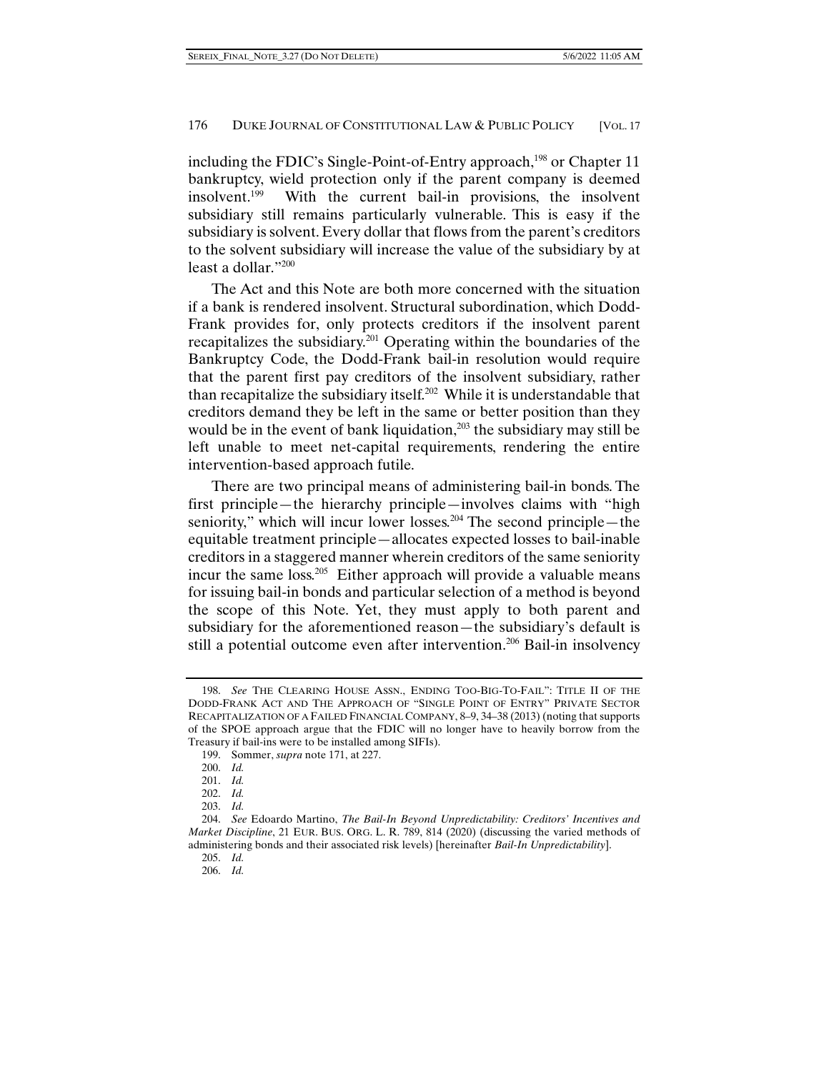including the FDIC's Single-Point-of-Entry approach,[198] or Chapter 11 bankruptcy, wield protection only if the parent company is deemed insolvent.[199] With the current bail-in provisions, the insolvent subsidiary still remains particularly vulnerable. This is easy if the subsidiary is solvent. Every dollar that flows from the parent's creditors to the solvent subsidiary will increase the value of the subsidiary by at least a dollar."[200]

The Act and this Note are both more concerned with the situation if a bank is rendered insolvent. Structural subordination, which Dodd-Frank provides for, only protects creditors if the insolvent parent recapitalizes the subsidiary.[201] Operating within the boundaries of the Bankruptcy Code, the Dodd-Frank bail-in resolution would require that the parent first pay creditors of the insolvent subsidiary, rather than recapitalize the subsidiary itself.[202] While it is understandable that creditors demand they be left in the same or better position than they would be in the event of bank liquidation,[203] the subsidiary may still be left unable to meet net-capital requirements, rendering the entire intervention-based approach futile.

There are two principal means of administering bail-in bonds. The first principle—the hierarchy principle—involves claims with "high seniority," which will incur lower losses.[204] The second principle—the equitable treatment principle—allocates expected losses to bail-inable creditors in a staggered manner wherein creditors of the same seniority incur the same loss.[205] Either approach will provide a valuable means for issuing bail-in bonds and particular selection of a method is beyond the scope of this Note. Yet, they must apply to both parent and subsidiary for the aforementioned reason—the subsidiary's default is still a potential outcome even after intervention.[206] Bail-in insolvency

---

198. *See* THE CLEARING HOUSE ASSN., ENDING TOO-BIG-TO-FAIL": TITLE II OF THE DODD-FRANK ACT AND THE APPROACH OF "SINGLE POINT OF ENTRY" PRIVATE SECTOR RECAPITALIZATION OF A FAILED FINANCIAL COMPANY, 8–9, 34–38 (2013) (noting that supports of the SPOE approach argue that the FDIC will no longer have to heavily borrow from the Treasury if bail-ins were to be installed among SIFIs).

199. Sommer, *supra* note 171, at 227.

200. *Id.*

201. *Id.*

202. *Id.*

203. *Id.*

204. *See* Edoardo Martino, *The Bail-In Beyond Unpredictability: Creditors' Incentives and Market Discipline*, 21 EUR. BUS. ORG. L. R. 789, 814 (2020) (discussing the varied methods of administering bonds and their associated risk levels) [hereinafter *Bail-In Unpredictability*].

205. *Id.*

206. *Id.*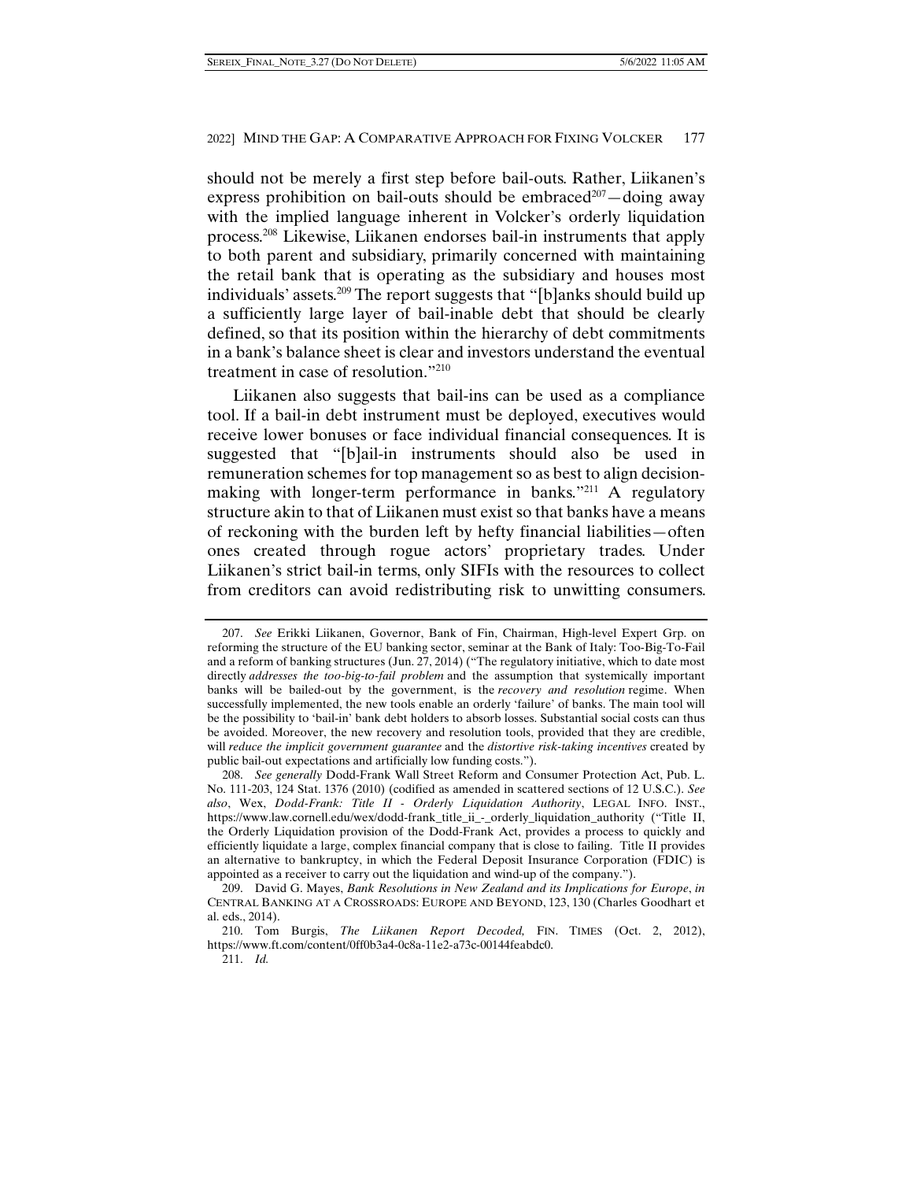should not be merely a first step before bail-outs. Rather, Liikanen's express prohibition on bail-outs should be embraced[207]—doing away with the implied language inherent in Volcker's orderly liquidation process.[208] Likewise, Liikanen endorses bail-in instruments that apply to both parent and subsidiary, primarily concerned with maintaining the retail bank that is operating as the subsidiary and houses most individuals' assets.[209] The report suggests that "[b]anks should build up a sufficiently large layer of bail-inable debt that should be clearly defined, so that its position within the hierarchy of debt commitments in a bank's balance sheet is clear and investors understand the eventual treatment in case of resolution."[210]

Liikanen also suggests that bail-ins can be used as a compliance tool. If a bail-in debt instrument must be deployed, executives would receive lower bonuses or face individual financial consequences. It is suggested that "[b]ail-in instruments should also be used in remuneration schemes for top management so as best to align decision-making with longer-term performance in banks."[211] A regulatory structure akin to that of Liikanen must exist so that banks have a means of reckoning with the burden left by hefty financial liabilities—often ones created through rogue actors' proprietary trades. Under Liikanen's strict bail-in terms, only SIFIs with the resources to collect from creditors can avoid redistributing risk to unwitting consumers.

---

207. *See* Erikki Liikanen, Governor, Bank of Fin, Chairman, High-level Expert Grp. on reforming the structure of the EU banking sector, seminar at the Bank of Italy: Too-Big-To-Fail and a reform of banking structures (Jun. 27, 2014) ("The regulatory initiative, which to date most directly *addresses the too-big-to-fail problem* and the assumption that systemically important banks will be bailed-out by the government, is the *recovery and resolution* regime. When successfully implemented, the new tools enable an orderly 'failure' of banks. The main tool will be the possibility to 'bail-in' bank debt holders to absorb losses. Substantial social costs can thus be avoided. Moreover, the new recovery and resolution tools, provided that they are credible, will *reduce the implicit government guarantee* and the *distortive risk-taking incentives* created by public bail-out expectations and artificially low funding costs.").

208. *See generally* Dodd-Frank Wall Street Reform and Consumer Protection Act, Pub. L. No. 111-203, 124 Stat. 1376 (2010) (codified as amended in scattered sections of 12 U.S.C.). *See also*, Wex, *Dodd-Frank: Title II - Orderly Liquidation Authority*, LEGAL INFO. INST., https://www.law.cornell.edu/wex/dodd-frank_title_ii_-_orderly_liquidation_authority ("Title II, the Orderly Liquidation provision of the Dodd-Frank Act, provides a process to quickly and efficiently liquidate a large, complex financial company that is close to failing. Title II provides an alternative to bankruptcy, in which the Federal Deposit Insurance Corporation (FDIC) is appointed as a receiver to carry out the liquidation and wind-up of the company.").

209. David G. Mayes, *Bank Resolutions in New Zealand and its Implications for Europe*, *in* CENTRAL BANKING AT A CROSSROADS: EUROPE AND BEYOND, 123, 130 (Charles Goodhart et al. eds., 2014).

210. Tom Burgis, *The Liikanen Report Decoded,* FIN. TIMES (Oct. 2, 2012), https://www.ft.com/content/0ff0b3a4-0c8a-11e2-a73c-00144feabdc0.

211. *Id.*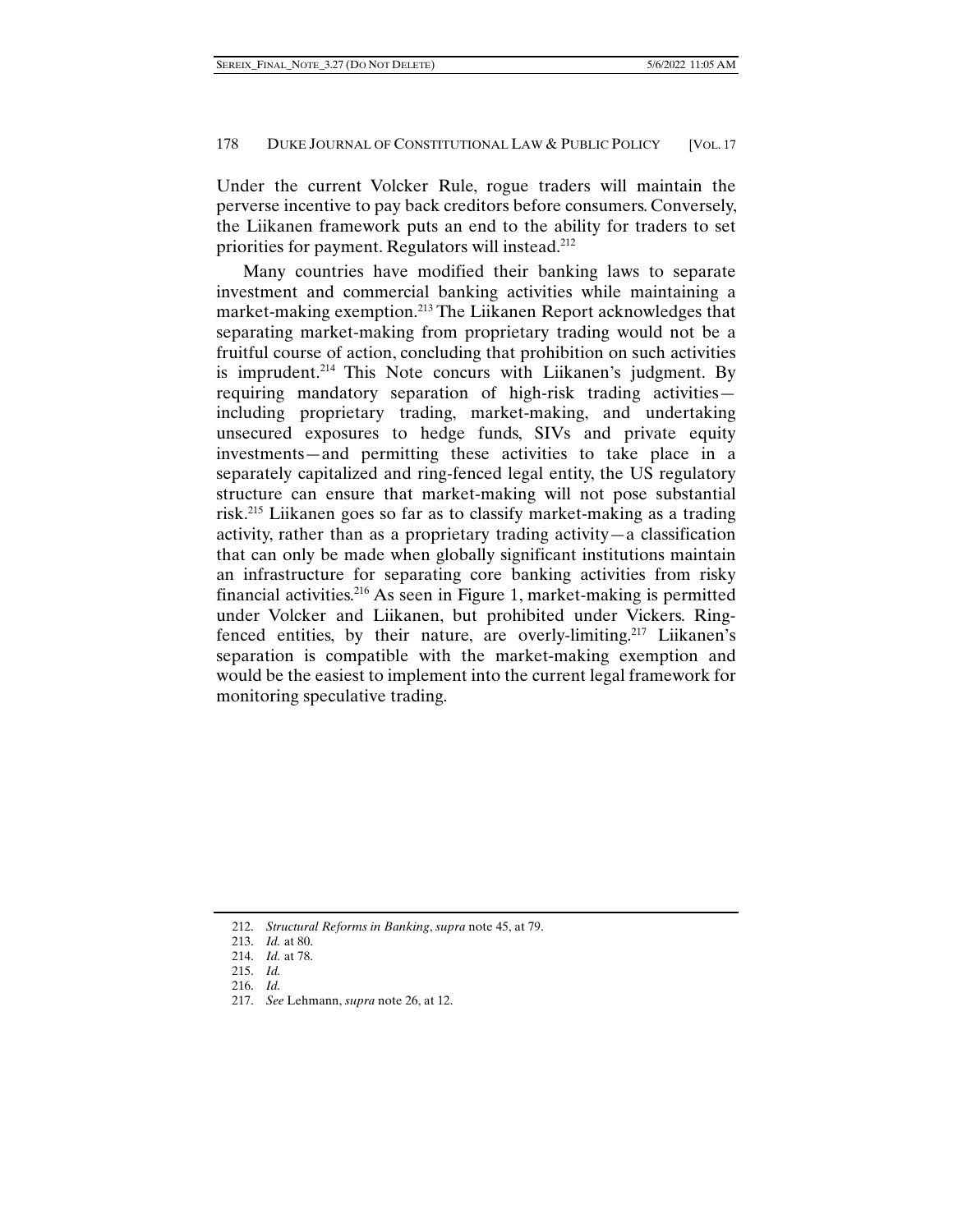Under the current Volcker Rule, rogue traders will maintain the perverse incentive to pay back creditors before consumers. Conversely, the Liikanen framework puts an end to the ability for traders to set priorities for payment. Regulators will instead.[212]

Many countries have modified their banking laws to separate investment and commercial banking activities while maintaining a market-making exemption.[213] The Liikanen Report acknowledges that separating market-making from proprietary trading would not be a fruitful course of action, concluding that prohibition on such activities is imprudent.[214] This Note concurs with Liikanen's judgment. By requiring mandatory separation of high-risk trading activities—including proprietary trading, market-making, and undertaking unsecured exposures to hedge funds, SIVs and private equity investments—and permitting these activities to take place in a separately capitalized and ring-fenced legal entity, the US regulatory structure can ensure that market-making will not pose substantial risk.[215] Liikanen goes so far as to classify market-making as a trading activity, rather than as a proprietary trading activity—a classification that can only be made when globally significant institutions maintain an infrastructure for separating core banking activities from risky financial activities.[216] As seen in Figure 1, market-making is permitted under Volcker and Liikanen, but prohibited under Vickers. Ring-fenced entities, by their nature, are overly-limiting.[217] Liikanen's separation is compatible with the market-making exemption and would be the easiest to implement into the current legal framework for monitoring speculative trading.

---

212. *Structural Reforms in Banking*, *supra* note 45, at 79.

213. *Id.* at 80.

214. *Id.* at 78.

215. *Id.*

216. *Id.*

217. *See* Lehmann, *supra* note 26, at 12.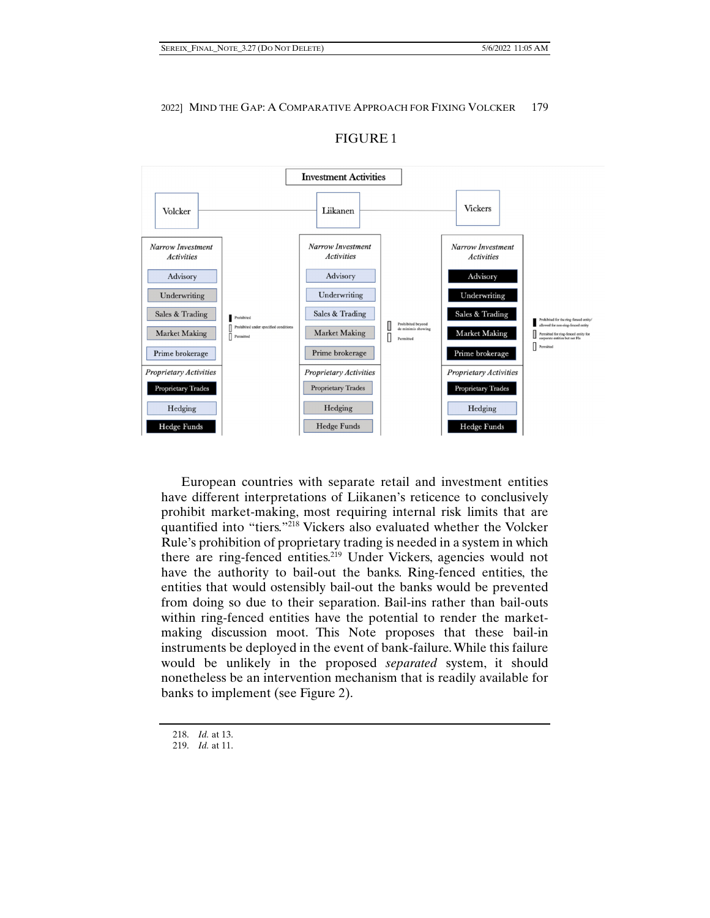FIGURE 1

Investment Activities

Volcker

Liikanen

Vickers

*Narrow Investment Activities*

Advisory

Underwriting

Sales & Trading

Market Making

Prime brokerage

*Proprietary Activities*

Proprietary Trades

Hedging

Hedge Funds

Prohibited

Prohibited under specified conditions

Permitted

Prohibited beyond de minimis showing

Permitted

Prohibited for the ring-fenced entity/ allowed for non-ring-fenced entity

Permitted for ring-fenced entity for corporate entities but not FIs

Permitted

European countries with separate retail and investment entities have different interpretations of Liikanen's reticence to conclusively prohibit market-making, most requiring internal risk limits that are quantified into "tiers."[218] Vickers also evaluated whether the Volcker Rule's prohibition of proprietary trading is needed in a system in which there are ring-fenced entities.[219] Under Vickers, agencies would not have the authority to bail-out the banks. Ring-fenced entities, the entities that would ostensibly bail-out the banks would be prevented from doing so due to their separation. Bail-ins rather than bail-outs within ring-fenced entities have the potential to render the market-making discussion moot. This Note proposes that these bail-in instruments be deployed in the event of bank-failure. While this failure would be unlikely in the proposed *separated* system, it should nonetheless be an intervention mechanism that is readily available for banks to implement (see Figure 2).

218. *Id.* at 13.

219. *Id.* at 11.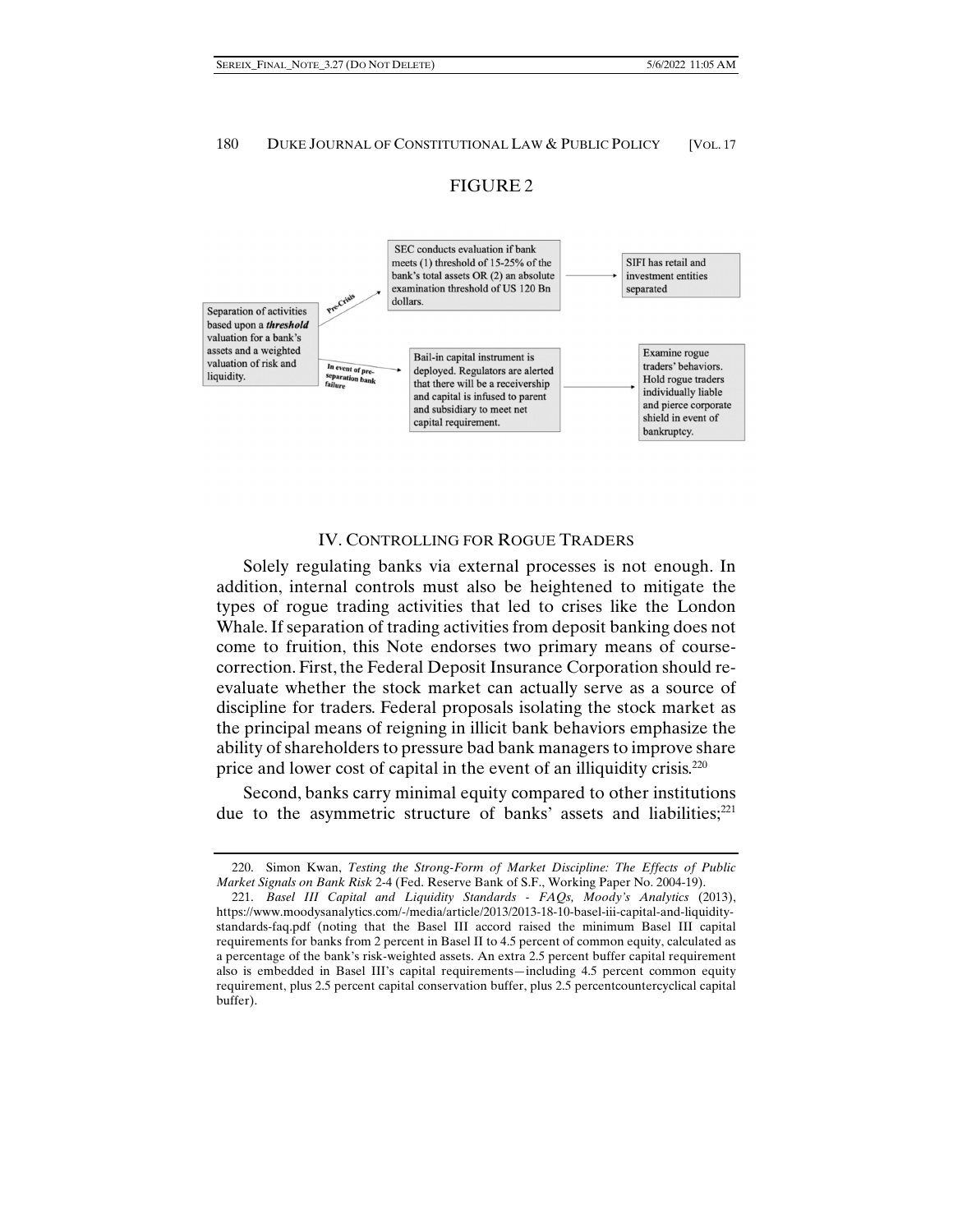FIGURE 2

Separation of activities based upon a ***threshold*** valuation for a bank's assets and a weighted valuation of risk and liquidity.

Pre-Crisis

SEC conducts evaluation if bank meets (1) threshold of 15-25% of the bank's total assets OR (2) an absolute examination threshold of US 120 Bn dollars.

SIFI has retail and investment entities separated

In event of pre-separation bank failure

Bail-in capital instrument is deployed. Regulators are alerted that there will be a receivership and capital is infused to parent and subsidiary to meet net capital requirement.

Examine rogue traders' behaviors. Hold rogue traders individually liable and pierce corporate shield in event of bankruptcy.

## IV. CONTROLLING FOR ROGUE TRADERS

Solely regulating banks via external processes is not enough. In addition, internal controls must also be heightened to mitigate the types of rogue trading activities that led to crises like the London Whale. If separation of trading activities from deposit banking does not come to fruition, this Note endorses two primary means of course-correction. First, the Federal Deposit Insurance Corporation should re-evaluate whether the stock market can actually serve as a source of discipline for traders. Federal proposals isolating the stock market as the principal means of reigning in illicit bank behaviors emphasize the ability of shareholders to pressure bad bank managers to improve share price and lower cost of capital in the event of an illiquidity crisis.[220]

Second, banks carry minimal equity compared to other institutions due to the asymmetric structure of banks' assets and liabilities;[221]

---

220. Simon Kwan, *Testing the Strong-Form of Market Discipline: The Effects of Public Market Signals on Bank Risk* 2-4 (Fed. Reserve Bank of S.F., Working Paper No. 2004-19).

221. *Basel III Capital and Liquidity Standards - FAQs, Moody's Analytics* (2013), https://www.moodysanalytics.com/-/media/article/2013/2013-18-10-basel-iii-capital-and-liquidity-standards-faq.pdf (noting that the Basel III accord raised the minimum Basel III capital requirements for banks from 2 percent in Basel II to 4.5 percent of common equity, calculated as a percentage of the bank's risk-weighted assets. An extra 2.5 percent buffer capital requirement also is embedded in Basel III's capital requirements—including 4.5 percent common equity requirement, plus 2.5 percent capital conservation buffer, plus 2.5 percentcountercyclical capital buffer).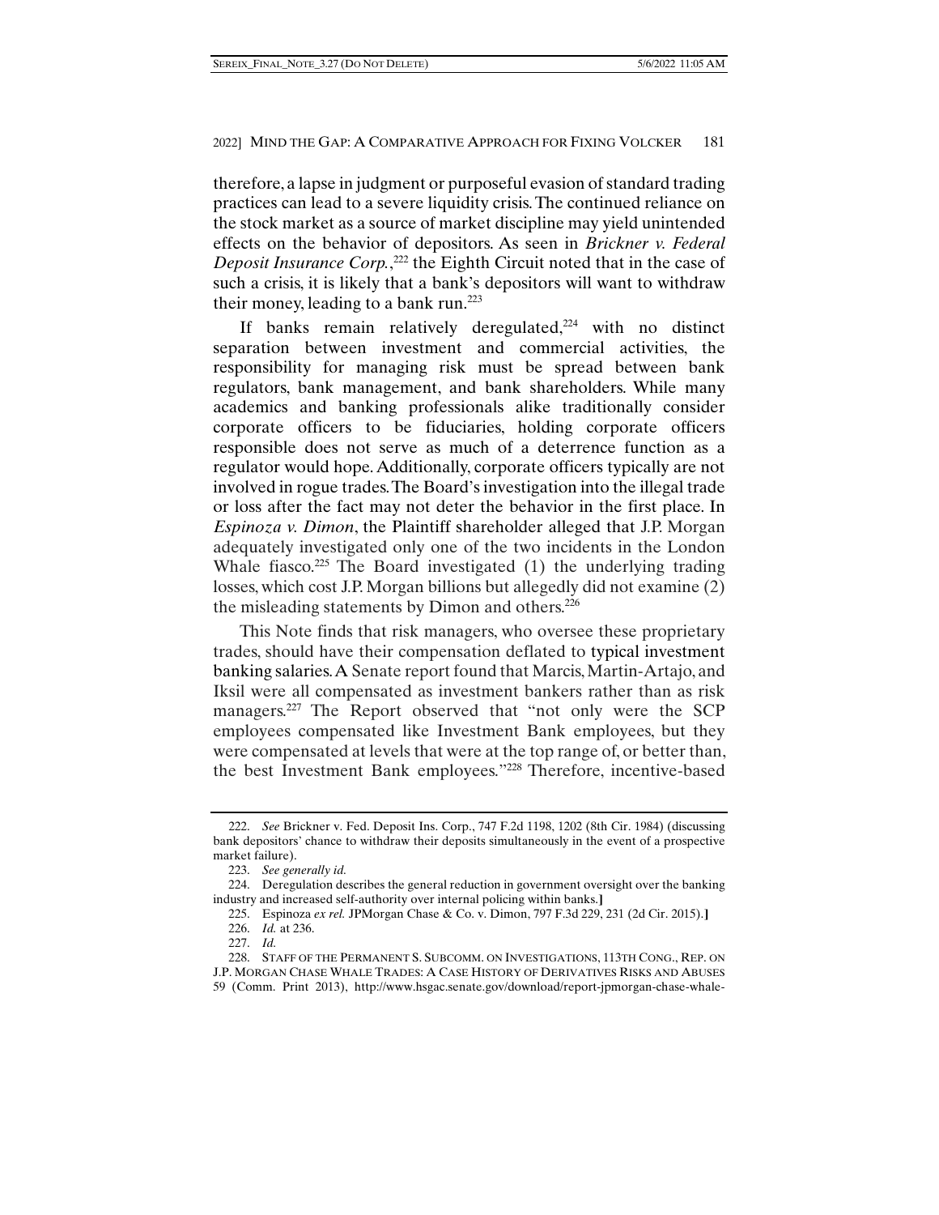therefore, a lapse in judgment or purposeful evasion of standard trading practices can lead to a severe liquidity crisis. The continued reliance on the stock market as a source of market discipline may yield unintended effects on the behavior of depositors. As seen in *Brickner v. Federal Deposit Insurance Corp.*,[222] the Eighth Circuit noted that in the case of such a crisis, it is likely that a bank's depositors will want to withdraw their money, leading to a bank run.[223]

If banks remain relatively deregulated,[224] with no distinct separation between investment and commercial activities, the responsibility for managing risk must be spread between bank regulators, bank management, and bank shareholders. While many academics and banking professionals alike traditionally consider corporate officers to be fiduciaries, holding corporate officers responsible does not serve as much of a deterrence function as a regulator would hope. Additionally, corporate officers typically are not involved in rogue trades. The Board's investigation into the illegal trade or loss after the fact may not deter the behavior in the first place. In *Espinoza v. Dimon*, the Plaintiff shareholder alleged that J.P. Morgan adequately investigated only one of the two incidents in the London Whale fiasco.[225] The Board investigated (1) the underlying trading losses, which cost J.P. Morgan billions but allegedly did not examine (2) the misleading statements by Dimon and others.[226]

This Note finds that risk managers, who oversee these proprietary trades, should have their compensation deflated to typical investment banking salaries. A Senate report found that Marcis, Martin-Artajo, and Iksil were all compensated as investment bankers rather than as risk managers.[227] The Report observed that "not only were the SCP employees compensated like Investment Bank employees, but they were compensated at levels that were at the top range of, or better than, the best Investment Bank employees."[228] Therefore, incentive-based

---

222. *See* Brickner v. Fed. Deposit Ins. Corp., 747 F.2d 1198, 1202 (8th Cir. 1984) (discussing bank depositors' chance to withdraw their deposits simultaneously in the event of a prospective market failure).

223. *See generally id.*

224. Deregulation describes the general reduction in government oversight over the banking industry and increased self-authority over internal policing within banks.]

225. Espinoza *ex rel.* JPMorgan Chase & Co. v. Dimon, 797 F.3d 229, 231 (2d Cir. 2015).]

226. *Id.* at 236.

227. *Id.*

228. STAFF OF THE PERMANENT S. SUBCOMM. ON INVESTIGATIONS, 113TH CONG., REP. ON J.P. MORGAN CHASE WHALE TRADES: A CASE HISTORY OF DERIVATIVES RISKS AND ABUSES 59 (Comm. Print 2013), http://www.hsgac.senate.gov/download/report-jpmorgan-chase-whale-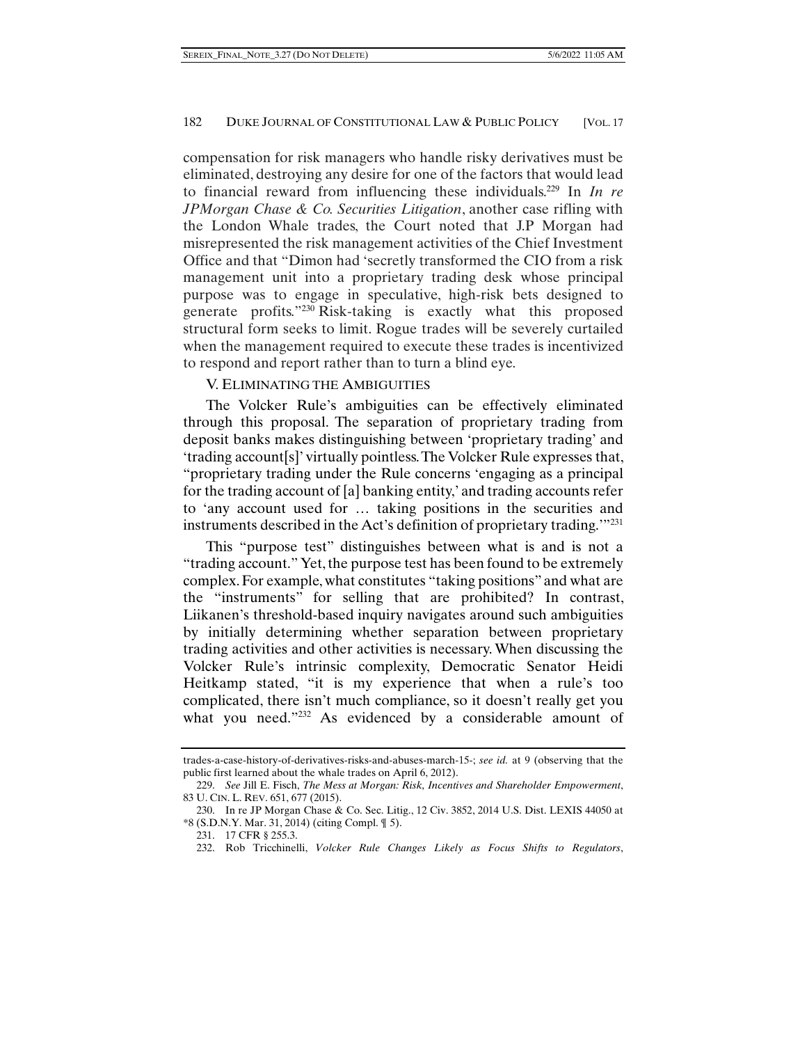compensation for risk managers who handle risky derivatives must be eliminated, destroying any desire for one of the factors that would lead to financial reward from influencing these individuals.[229] In *In re JPMorgan Chase & Co. Securities Litigation*, another case rifling with the London Whale trades, the Court noted that J.P Morgan had misrepresented the risk management activities of the Chief Investment Office and that "Dimon had 'secretly transformed the CIO from a risk management unit into a proprietary trading desk whose principal purpose was to engage in speculative, high-risk bets designed to generate profits.'"[230] Risk-taking is exactly what this proposed structural form seeks to limit. Rogue trades will be severely curtailed when the management required to execute these trades is incentivized to respond and report rather than to turn a blind eye.

## V. ELIMINATING THE AMBIGUITIES

The Volcker Rule's ambiguities can be effectively eliminated through this proposal. The separation of proprietary trading from deposit banks makes distinguishing between 'proprietary trading' and 'trading account[s]' virtually pointless. The Volcker Rule expresses that, "proprietary trading under the Rule concerns 'engaging as a principal for the trading account of [a] banking entity,' and trading accounts refer to 'any account used for … taking positions in the securities and instruments described in the Act's definition of proprietary trading.'"[231]

This "purpose test" distinguishes between what is and is not a "trading account." Yet, the purpose test has been found to be extremely complex. For example, what constitutes "taking positions" and what are the "instruments" for selling that are prohibited? In contrast, Liikanen's threshold-based inquiry navigates around such ambiguities by initially determining whether separation between proprietary trading activities and other activities is necessary. When discussing the Volcker Rule's intrinsic complexity, Democratic Senator Heidi Heitkamp stated, "it is my experience that when a rule's too complicated, there isn't much compliance, so it doesn't really get you what you need."[232] As evidenced by a considerable amount of

trades-a-case-history-of-derivatives-risks-and-abuses-march-15-; *see id.* at 9 (observing that the public first learned about the whale trades on April 6, 2012).

229. *See* Jill E. Fisch, *The Mess at Morgan: Risk, Incentives and Shareholder Empowerment*, 83 U. CIN. L. REV. 651, 677 (2015).

230. In re JP Morgan Chase & Co. Sec. Litig., 12 Civ. 3852, 2014 U.S. Dist. LEXIS 44050 at *8 (S.D.N.Y. Mar. 31, 2014) (citing Compl. ¶ 5).

231. 17 CFR § 255.3.

232. Rob Tricchinelli, *Volcker Rule Changes Likely as Focus Shifts to Regulators*,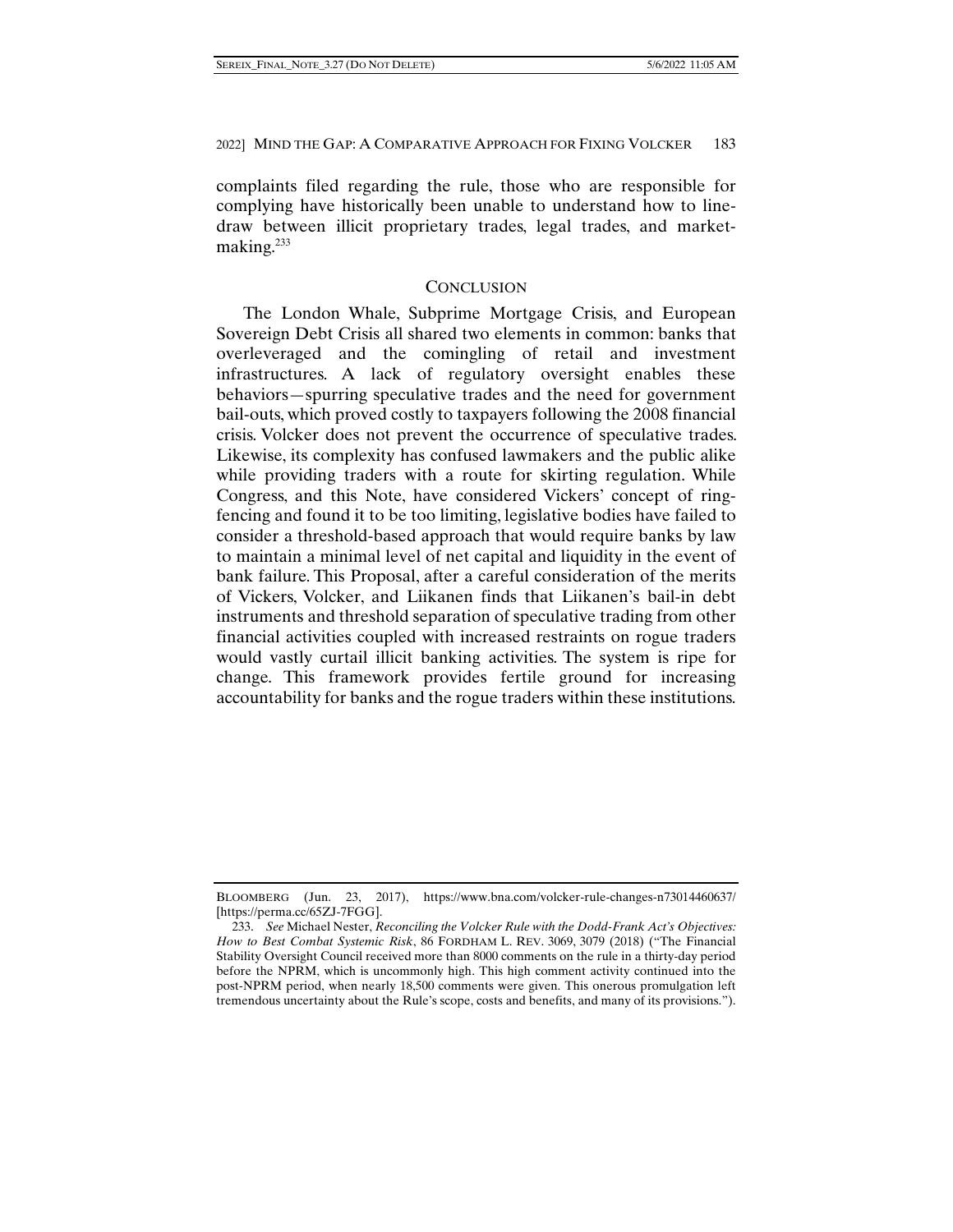complaints filed regarding the rule, those who are responsible for complying have historically been unable to understand how to line-draw between illicit proprietary trades, legal trades, and market-making.[233]

## CONCLUSION

The London Whale, Subprime Mortgage Crisis, and European Sovereign Debt Crisis all shared two elements in common: banks that overleveraged and the comingling of retail and investment infrastructures. A lack of regulatory oversight enables these behaviors—spurring speculative trades and the need for government bail-outs, which proved costly to taxpayers following the 2008 financial crisis. Volcker does not prevent the occurrence of speculative trades. Likewise, its complexity has confused lawmakers and the public alike while providing traders with a route for skirting regulation. While Congress, and this Note, have considered Vickers' concept of ring-fencing and found it to be too limiting, legislative bodies have failed to consider a threshold-based approach that would require banks by law to maintain a minimal level of net capital and liquidity in the event of bank failure. This Proposal, after a careful consideration of the merits of Vickers, Volcker, and Liikanen finds that Liikanen's bail-in debt instruments and threshold separation of speculative trading from other financial activities coupled with increased restraints on rogue traders would vastly curtail illicit banking activities. The system is ripe for change. This framework provides fertile ground for increasing accountability for banks and the rogue traders within these institutions.

---

BLOOMBERG (Jun. 23, 2017), https://www.bna.com/volcker-rule-changes-n73014460637/ [https://perma.cc/65ZJ-7FGG].

233. *See* Michael Nester, *Reconciling the Volcker Rule with the Dodd-Frank Act's Objectives: How to Best Combat Systemic Risk*, 86 FORDHAM L. REV. 3069, 3079 (2018) ("The Financial Stability Oversight Council received more than 8000 comments on the rule in a thirty-day period before the NPRM, which is uncommonly high. This high comment activity continued into the post-NPRM period, when nearly 18,500 comments were given. This onerous promulgation left tremendous uncertainty about the Rule's scope, costs and benefits, and many of its provisions.").